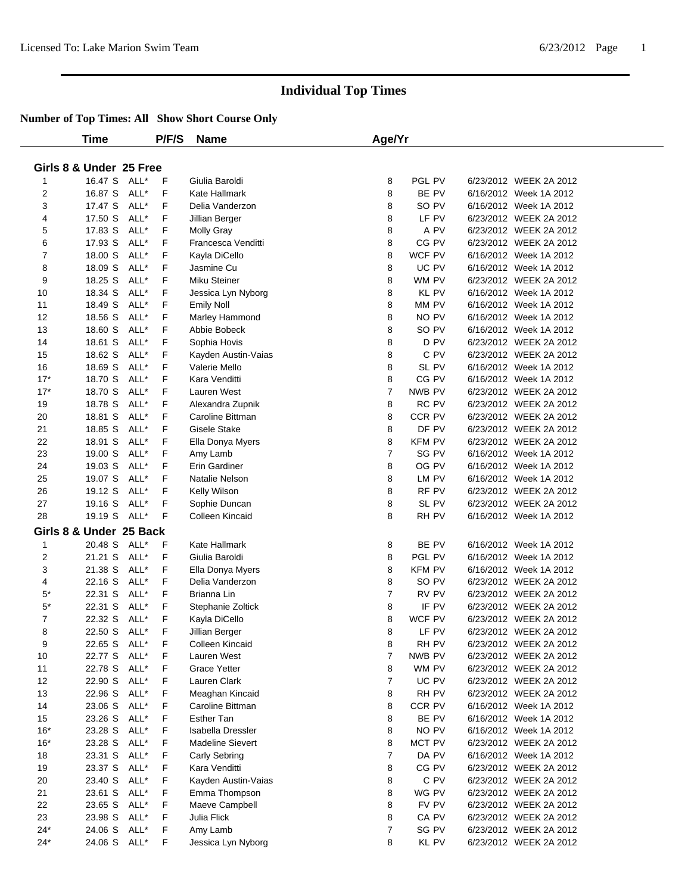# Individual Top Times

**Number of Top Times: All Show Short Course Only**

## Girls 8 & Under 25 Free

| | Time | | P/F/S | Name | Age/Yr | Team | Date | Meet |
|---|---|---|---|---|---|---|---|---|
| 1 | 16.47 S | ALL* | F | Giulia Baroldi | 8 | PGL PV | 6/23/2012 | WEEK 2A 2012 |
| 2 | 16.87 S | ALL* | F | Kate Hallmark | 8 | BE PV | 6/16/2012 | Week 1A 2012 |
| 3 | 17.47 S | ALL* | F | Delia Vanderzon | 8 | SO PV | 6/16/2012 | Week 1A 2012 |
| 4 | 17.50 S | ALL* | F | Jillian Berger | 8 | LF PV | 6/23/2012 | WEEK 2A 2012 |
| 5 | 17.83 S | ALL* | F | Molly Gray | 8 | A PV | 6/23/2012 | WEEK 2A 2012 |
| 6 | 17.93 S | ALL* | F | Francesca Venditti | 8 | CG PV | 6/23/2012 | WEEK 2A 2012 |
| 7 | 18.00 S | ALL* | F | Kayla DiCello | 8 | WCF PV | 6/16/2012 | Week 1A 2012 |
| 8 | 18.09 S | ALL* | F | Jasmine Cu | 8 | UC PV | 6/16/2012 | Week 1A 2012 |
| 9 | 18.25 S | ALL* | F | Miku Steiner | 8 | WM PV | 6/23/2012 | WEEK 2A 2012 |
| 10 | 18.34 S | ALL* | F | Jessica Lyn Nyborg | 8 | KL PV | 6/16/2012 | Week 1A 2012 |
| 11 | 18.49 S | ALL* | F | Emily Noll | 8 | MM PV | 6/16/2012 | Week 1A 2012 |
| 12 | 18.56 S | ALL* | F | Marley Hammond | 8 | NO PV | 6/16/2012 | Week 1A 2012 |
| 13 | 18.60 S | ALL* | F | Abbie Bobeck | 8 | SO PV | 6/16/2012 | Week 1A 2012 |
| 14 | 18.61 S | ALL* | F | Sophia Hovis | 8 | D PV | 6/23/2012 | WEEK 2A 2012 |
| 15 | 18.62 S | ALL* | F | Kayden Austin-Vaias | 8 | C PV | 6/23/2012 | WEEK 2A 2012 |
| 16 | 18.69 S | ALL* | F | Valerie Mello | 8 | SL PV | 6/16/2012 | Week 1A 2012 |
| 17* | 18.70 S | ALL* | F | Kara Venditti | 8 | CG PV | 6/16/2012 | Week 1A 2012 |
| 17* | 18.70 S | ALL* | F | Lauren West | 7 | NWB PV | 6/23/2012 | WEEK 2A 2012 |
| 19 | 18.78 S | ALL* | F | Alexandra Zupnik | 8 | RC PV | 6/23/2012 | WEEK 2A 2012 |
| 20 | 18.81 S | ALL* | F | Caroline Bittman | 8 | CCR PV | 6/23/2012 | WEEK 2A 2012 |
| 21 | 18.85 S | ALL* | F | Gisele Stake | 8 | DF PV | 6/23/2012 | WEEK 2A 2012 |
| 22 | 18.91 S | ALL* | F | Ella Donya Myers | 8 | KFM PV | 6/23/2012 | WEEK 2A 2012 |
| 23 | 19.00 S | ALL* | F | Amy Lamb | 7 | SG PV | 6/16/2012 | Week 1A 2012 |
| 24 | 19.03 S | ALL* | F | Erin Gardiner | 8 | OG PV | 6/16/2012 | Week 1A 2012 |
| 25 | 19.07 S | ALL* | F | Natalie Nelson | 8 | LM PV | 6/16/2012 | Week 1A 2012 |
| 26 | 19.12 S | ALL* | F | Kelly Wilson | 8 | RF PV | 6/23/2012 | WEEK 2A 2012 |
| 27 | 19.16 S | ALL* | F | Sophie Duncan | 8 | SL PV | 6/23/2012 | WEEK 2A 2012 |
| 28 | 19.19 S | ALL* | F | Colleen Kincaid | 8 | RH PV | 6/16/2012 | Week 1A 2012 |

## Girls 8 & Under 25 Back

| | Time | | P/F/S | Name | Age/Yr | Team | Date | Meet |
|---|---|---|---|---|---|---|---|---|
| 1 | 20.48 S | ALL* | F | Kate Hallmark | 8 | BE PV | 6/16/2012 | Week 1A 2012 |
| 2 | 21.21 S | ALL* | F | Giulia Baroldi | 8 | PGL PV | 6/16/2012 | Week 1A 2012 |
| 3 | 21.38 S | ALL* | F | Ella Donya Myers | 8 | KFM PV | 6/16/2012 | Week 1A 2012 |
| 4 | 22.16 S | ALL* | F | Delia Vanderzon | 8 | SO PV | 6/23/2012 | WEEK 2A 2012 |
| 5* | 22.31 S | ALL* | F | Brianna Lin | 7 | RV PV | 6/23/2012 | WEEK 2A 2012 |
| 5* | 22.31 S | ALL* | F | Stephanie Zoltick | 8 | IF PV | 6/23/2012 | WEEK 2A 2012 |
| 7 | 22.32 S | ALL* | F | Kayla DiCello | 8 | WCF PV | 6/23/2012 | WEEK 2A 2012 |
| 8 | 22.50 S | ALL* | F | Jillian Berger | 8 | LF PV | 6/23/2012 | WEEK 2A 2012 |
| 9 | 22.65 S | ALL* | F | Colleen Kincaid | 8 | RH PV | 6/23/2012 | WEEK 2A 2012 |
| 10 | 22.77 S | ALL* | F | Lauren West | 7 | NWB PV | 6/23/2012 | WEEK 2A 2012 |
| 11 | 22.78 S | ALL* | F | Grace Yetter | 8 | WM PV | 6/23/2012 | WEEK 2A 2012 |
| 12 | 22.90 S | ALL* | F | Lauren Clark | 7 | UC PV | 6/23/2012 | WEEK 2A 2012 |
| 13 | 22.96 S | ALL* | F | Meaghan Kincaid | 8 | RH PV | 6/23/2012 | WEEK 2A 2012 |
| 14 | 23.06 S | ALL* | F | Caroline Bittman | 8 | CCR PV | 6/16/2012 | Week 1A 2012 |
| 15 | 23.26 S | ALL* | F | Esther Tan | 8 | BE PV | 6/16/2012 | Week 1A 2012 |
| 16* | 23.28 S | ALL* | F | Isabella Dressler | 8 | NO PV | 6/16/2012 | Week 1A 2012 |
| 16* | 23.28 S | ALL* | F | Madeline Sievert | 8 | MCT PV | 6/23/2012 | WEEK 2A 2012 |
| 18 | 23.31 S | ALL* | F | Carly Sebring | 7 | DA PV | 6/16/2012 | Week 1A 2012 |
| 19 | 23.37 S | ALL* | F | Kara Venditti | 8 | CG PV | 6/23/2012 | WEEK 2A 2012 |
| 20 | 23.40 S | ALL* | F | Kayden Austin-Vaias | 8 | C PV | 6/23/2012 | WEEK 2A 2012 |
| 21 | 23.61 S | ALL* | F | Emma Thompson | 8 | WG PV | 6/23/2012 | WEEK 2A 2012 |
| 22 | 23.65 S | ALL* | F | Maeve Campbell | 8 | FV PV | 6/23/2012 | WEEK 2A 2012 |
| 23 | 23.98 S | ALL* | F | Julia Flick | 8 | CA PV | 6/23/2012 | WEEK 2A 2012 |
| 24* | 24.06 S | ALL* | F | Amy Lamb | 7 | SG PV | 6/23/2012 | WEEK 2A 2012 |
| 24* | 24.06 S | ALL* | F | Jessica Lyn Nyborg | 8 | KL PV | 6/23/2012 | WEEK 2A 2012 |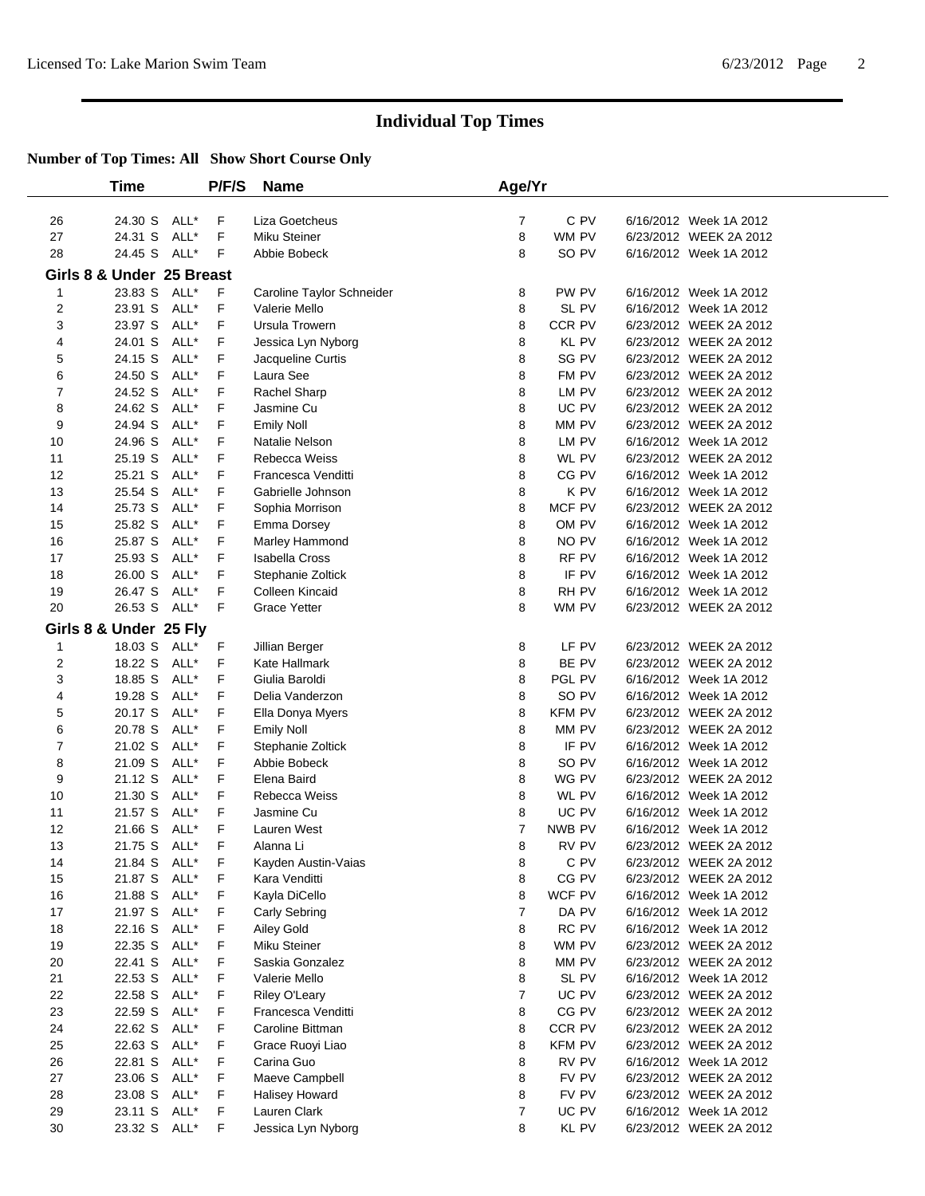# Individual Top Times

**Number of Top Times: All Show Short Course Only**

| | Time | | P/F/S | Name | Age/Yr | | | |
|---|---|---|---|---|---|---|---|---|
| 26 | 24.30 S | ALL* | F | Liza Goetcheus | 7 | C PV | 6/16/2012 | Week 1A 2012 |
| 27 | 24.31 S | ALL* | F | Miku Steiner | 8 | WM PV | 6/23/2012 | WEEK 2A 2012 |
| 28 | 24.45 S | ALL* | F | Abbie Bobeck | 8 | SO PV | 6/16/2012 | Week 1A 2012 |
| **Girls 8 & Under 25 Breast** | | | | | | | | |
| 1 | 23.83 S | ALL* | F | Caroline Taylor Schneider | 8 | PW PV | 6/16/2012 | Week 1A 2012 |
| 2 | 23.91 S | ALL* | F | Valerie Mello | 8 | SL PV | 6/16/2012 | Week 1A 2012 |
| 3 | 23.97 S | ALL* | F | Ursula Trowern | 8 | CCR PV | 6/23/2012 | WEEK 2A 2012 |
| 4 | 24.01 S | ALL* | F | Jessica Lyn Nyborg | 8 | KL PV | 6/23/2012 | WEEK 2A 2012 |
| 5 | 24.15 S | ALL* | F | Jacqueline Curtis | 8 | SG PV | 6/23/2012 | WEEK 2A 2012 |
| 6 | 24.50 S | ALL* | F | Laura See | 8 | FM PV | 6/23/2012 | WEEK 2A 2012 |
| 7 | 24.52 S | ALL* | F | Rachel Sharp | 8 | LM PV | 6/23/2012 | WEEK 2A 2012 |
| 8 | 24.62 S | ALL* | F | Jasmine Cu | 8 | UC PV | 6/23/2012 | WEEK 2A 2012 |
| 9 | 24.94 S | ALL* | F | Emily Noll | 8 | MM PV | 6/23/2012 | WEEK 2A 2012 |
| 10 | 24.96 S | ALL* | F | Natalie Nelson | 8 | LM PV | 6/16/2012 | Week 1A 2012 |
| 11 | 25.19 S | ALL* | F | Rebecca Weiss | 8 | WL PV | 6/23/2012 | WEEK 2A 2012 |
| 12 | 25.21 S | ALL* | F | Francesca Venditti | 8 | CG PV | 6/16/2012 | Week 1A 2012 |
| 13 | 25.54 S | ALL* | F | Gabrielle Johnson | 8 | K PV | 6/16/2012 | Week 1A 2012 |
| 14 | 25.73 S | ALL* | F | Sophia Morrison | 8 | MCF PV | 6/23/2012 | WEEK 2A 2012 |
| 15 | 25.82 S | ALL* | F | Emma Dorsey | 8 | OM PV | 6/16/2012 | Week 1A 2012 |
| 16 | 25.87 S | ALL* | F | Marley Hammond | 8 | NO PV | 6/16/2012 | Week 1A 2012 |
| 17 | 25.93 S | ALL* | F | Isabella Cross | 8 | RF PV | 6/16/2012 | Week 1A 2012 |
| 18 | 26.00 S | ALL* | F | Stephanie Zoltick | 8 | IF PV | 6/16/2012 | Week 1A 2012 |
| 19 | 26.47 S | ALL* | F | Colleen Kincaid | 8 | RH PV | 6/16/2012 | Week 1A 2012 |
| 20 | 26.53 S | ALL* | F | Grace Yetter | 8 | WM PV | 6/23/2012 | WEEK 2A 2012 |
| **Girls 8 & Under 25 Fly** | | | | | | | | |
| 1 | 18.03 S | ALL* | F | Jillian Berger | 8 | LF PV | 6/23/2012 | WEEK 2A 2012 |
| 2 | 18.22 S | ALL* | F | Kate Hallmark | 8 | BE PV | 6/23/2012 | WEEK 2A 2012 |
| 3 | 18.85 S | ALL* | F | Giulia Baroldi | 8 | PGL PV | 6/16/2012 | Week 1A 2012 |
| 4 | 19.28 S | ALL* | F | Delia Vanderzon | 8 | SO PV | 6/16/2012 | Week 1A 2012 |
| 5 | 20.17 S | ALL* | F | Ella Donya Myers | 8 | KFM PV | 6/23/2012 | WEEK 2A 2012 |
| 6 | 20.78 S | ALL* | F | Emily Noll | 8 | MM PV | 6/23/2012 | WEEK 2A 2012 |
| 7 | 21.02 S | ALL* | F | Stephanie Zoltick | 8 | IF PV | 6/16/2012 | Week 1A 2012 |
| 8 | 21.09 S | ALL* | F | Abbie Bobeck | 8 | SO PV | 6/16/2012 | Week 1A 2012 |
| 9 | 21.12 S | ALL* | F | Elena Baird | 8 | WG PV | 6/23/2012 | WEEK 2A 2012 |
| 10 | 21.30 S | ALL* | F | Rebecca Weiss | 8 | WL PV | 6/16/2012 | Week 1A 2012 |
| 11 | 21.57 S | ALL* | F | Jasmine Cu | 8 | UC PV | 6/16/2012 | Week 1A 2012 |
| 12 | 21.66 S | ALL* | F | Lauren West | 7 | NWB PV | 6/16/2012 | Week 1A 2012 |
| 13 | 21.75 S | ALL* | F | Alanna Li | 8 | RV PV | 6/23/2012 | WEEK 2A 2012 |
| 14 | 21.84 S | ALL* | F | Kayden Austin-Vaias | 8 | C PV | 6/23/2012 | WEEK 2A 2012 |
| 15 | 21.87 S | ALL* | F | Kara Venditti | 8 | CG PV | 6/23/2012 | WEEK 2A 2012 |
| 16 | 21.88 S | ALL* | F | Kayla DiCello | 8 | WCF PV | 6/16/2012 | Week 1A 2012 |
| 17 | 21.97 S | ALL* | F | Carly Sebring | 7 | DA PV | 6/16/2012 | Week 1A 2012 |
| 18 | 22.16 S | ALL* | F | Ailey Gold | 8 | RC PV | 6/16/2012 | Week 1A 2012 |
| 19 | 22.35 S | ALL* | F | Miku Steiner | 8 | WM PV | 6/23/2012 | WEEK 2A 2012 |
| 20 | 22.41 S | ALL* | F | Saskia Gonzalez | 8 | MM PV | 6/23/2012 | WEEK 2A 2012 |
| 21 | 22.53 S | ALL* | F | Valerie Mello | 8 | SL PV | 6/16/2012 | Week 1A 2012 |
| 22 | 22.58 S | ALL* | F | Riley O'Leary | 7 | UC PV | 6/23/2012 | WEEK 2A 2012 |
| 23 | 22.59 S | ALL* | F | Francesca Venditti | 8 | CG PV | 6/23/2012 | WEEK 2A 2012 |
| 24 | 22.62 S | ALL* | F | Caroline Bittman | 8 | CCR PV | 6/23/2012 | WEEK 2A 2012 |
| 25 | 22.63 S | ALL* | F | Grace Ruoyi Liao | 8 | KFM PV | 6/23/2012 | WEEK 2A 2012 |
| 26 | 22.81 S | ALL* | F | Carina Guo | 8 | RV PV | 6/16/2012 | Week 1A 2012 |
| 27 | 23.06 S | ALL* | F | Maeve Campbell | 8 | FV PV | 6/23/2012 | WEEK 2A 2012 |
| 28 | 23.08 S | ALL* | F | Halisey Howard | 8 | FV PV | 6/23/2012 | WEEK 2A 2012 |
| 29 | 23.11 S | ALL* | F | Lauren Clark | 7 | UC PV | 6/16/2012 | Week 1A 2012 |
| 30 | 23.32 S | ALL* | F | Jessica Lyn Nyborg | 8 | KL PV | 6/23/2012 | WEEK 2A 2012 |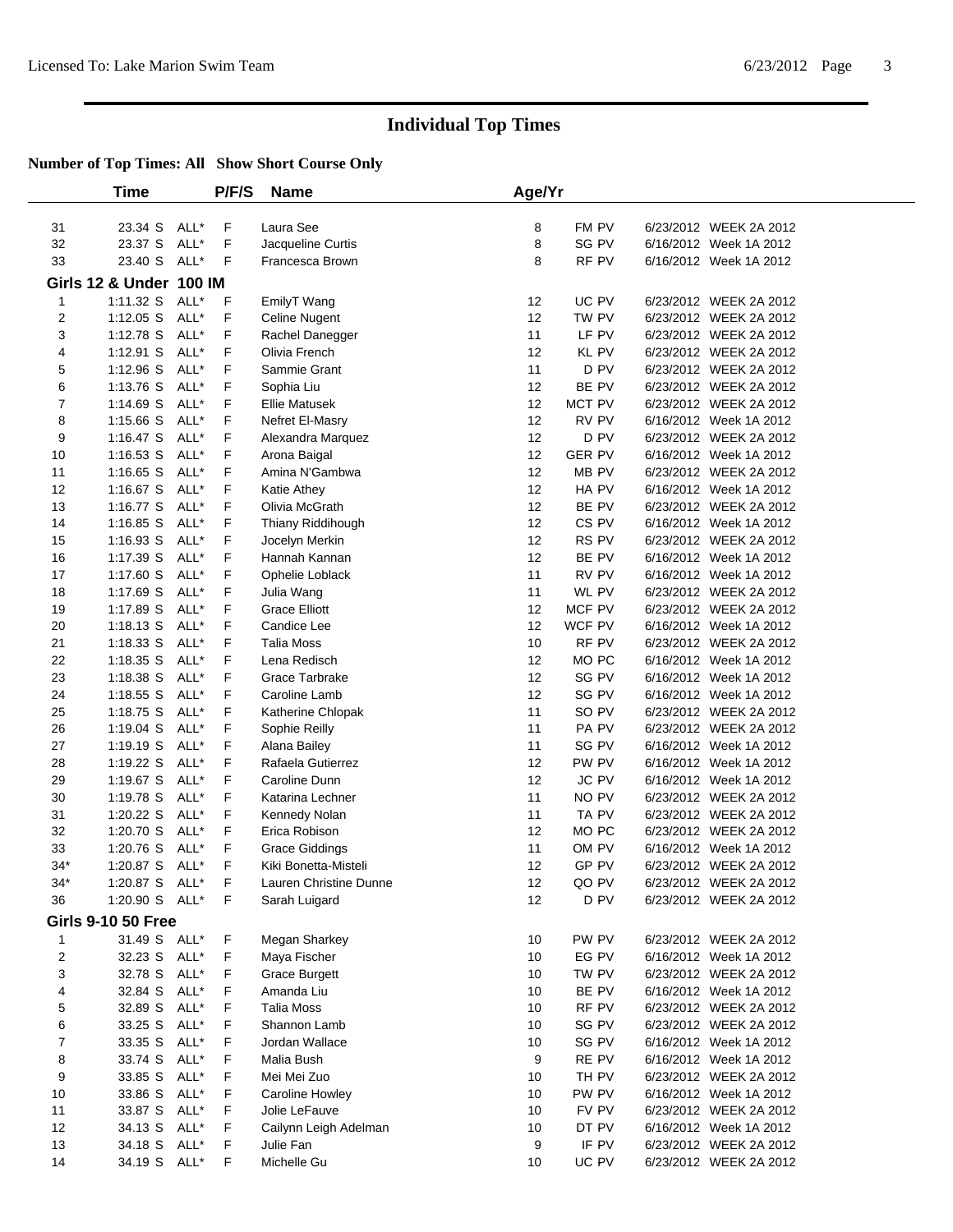# Individual Top Times

**Number of Top Times: All Show Short Course Only**

| | Time | | P/F/S | Name | Age/Yr | | | |
|---|---|---|---|---|---|---|---|---|
| 31 | 23.34 S | ALL* | F | Laura See | 8 | FM PV | 6/23/2012 | WEEK 2A 2012 |
| 32 | 23.37 S | ALL* | F | Jacqueline Curtis | 8 | SG PV | 6/16/2012 | Week 1A 2012 |
| 33 | 23.40 S | ALL* | F | Francesca Brown | 8 | RF PV | 6/16/2012 | Week 1A 2012 |

**Girls 12 & Under 100 IM**

| | Time | | P/F/S | Name | Age/Yr | | | |
|---|---|---|---|---|---|---|---|---|
| 1 | 1:11.32 S | ALL* | F | EmilyT Wang | 12 | UC PV | 6/23/2012 | WEEK 2A 2012 |
| 2 | 1:12.05 S | ALL* | F | Celine Nugent | 12 | TW PV | 6/23/2012 | WEEK 2A 2012 |
| 3 | 1:12.78 S | ALL* | F | Rachel Danegger | 11 | LF PV | 6/23/2012 | WEEK 2A 2012 |
| 4 | 1:12.91 S | ALL* | F | Olivia French | 12 | KL PV | 6/23/2012 | WEEK 2A 2012 |
| 5 | 1:12.96 S | ALL* | F | Sammie Grant | 11 | D PV | 6/23/2012 | WEEK 2A 2012 |
| 6 | 1:13.76 S | ALL* | F | Sophia Liu | 12 | BE PV | 6/23/2012 | WEEK 2A 2012 |
| 7 | 1:14.69 S | ALL* | F | Ellie Matusek | 12 | MCT PV | 6/23/2012 | WEEK 2A 2012 |
| 8 | 1:15.66 S | ALL* | F | Nefret El-Masry | 12 | RV PV | 6/16/2012 | Week 1A 2012 |
| 9 | 1:16.47 S | ALL* | F | Alexandra Marquez | 12 | D PV | 6/23/2012 | WEEK 2A 2012 |
| 10 | 1:16.53 S | ALL* | F | Arona Baigal | 12 | GER PV | 6/16/2012 | Week 1A 2012 |
| 11 | 1:16.65 S | ALL* | F | Amina N'Gambwa | 12 | MB PV | 6/23/2012 | WEEK 2A 2012 |
| 12 | 1:16.67 S | ALL* | F | Katie Athey | 12 | HA PV | 6/16/2012 | Week 1A 2012 |
| 13 | 1:16.77 S | ALL* | F | Olivia McGrath | 12 | BE PV | 6/23/2012 | WEEK 2A 2012 |
| 14 | 1:16.85 S | ALL* | F | Thiany Riddihough | 12 | CS PV | 6/16/2012 | Week 1A 2012 |
| 15 | 1:16.93 S | ALL* | F | Jocelyn Merkin | 12 | RS PV | 6/23/2012 | WEEK 2A 2012 |
| 16 | 1:17.39 S | ALL* | F | Hannah Kannan | 12 | BE PV | 6/16/2012 | Week 1A 2012 |
| 17 | 1:17.60 S | ALL* | F | Ophelie Loblack | 11 | RV PV | 6/16/2012 | Week 1A 2012 |
| 18 | 1:17.69 S | ALL* | F | Julia Wang | 11 | WL PV | 6/23/2012 | WEEK 2A 2012 |
| 19 | 1:17.89 S | ALL* | F | Grace Elliott | 12 | MCF PV | 6/23/2012 | WEEK 2A 2012 |
| 20 | 1:18.13 S | ALL* | F | Candice Lee | 12 | WCF PV | 6/16/2012 | Week 1A 2012 |
| 21 | 1:18.33 S | ALL* | F | Talia Moss | 10 | RF PV | 6/23/2012 | WEEK 2A 2012 |
| 22 | 1:18.35 S | ALL* | F | Lena Redisch | 12 | MO PC | 6/16/2012 | Week 1A 2012 |
| 23 | 1:18.38 S | ALL* | F | Grace Tarbrake | 12 | SG PV | 6/16/2012 | Week 1A 2012 |
| 24 | 1:18.55 S | ALL* | F | Caroline Lamb | 12 | SG PV | 6/16/2012 | Week 1A 2012 |
| 25 | 1:18.75 S | ALL* | F | Katherine Chlopak | 11 | SO PV | 6/23/2012 | WEEK 2A 2012 |
| 26 | 1:19.04 S | ALL* | F | Sophie Reilly | 11 | PA PV | 6/23/2012 | WEEK 2A 2012 |
| 27 | 1:19.19 S | ALL* | F | Alana Bailey | 11 | SG PV | 6/16/2012 | Week 1A 2012 |
| 28 | 1:19.22 S | ALL* | F | Rafaela Gutierrez | 12 | PW PV | 6/16/2012 | Week 1A 2012 |
| 29 | 1:19.67 S | ALL* | F | Caroline Dunn | 12 | JC PV | 6/16/2012 | Week 1A 2012 |
| 30 | 1:19.78 S | ALL* | F | Katarina Lechner | 11 | NO PV | 6/23/2012 | WEEK 2A 2012 |
| 31 | 1:20.22 S | ALL* | F | Kennedy Nolan | 11 | TA PV | 6/23/2012 | WEEK 2A 2012 |
| 32 | 1:20.70 S | ALL* | F | Erica Robison | 12 | MO PC | 6/23/2012 | WEEK 2A 2012 |
| 33 | 1:20.76 S | ALL* | F | Grace Giddings | 11 | OM PV | 6/16/2012 | Week 1A 2012 |
| 34* | 1:20.87 S | ALL* | F | Kiki Bonetta-Misteli | 12 | GP PV | 6/23/2012 | WEEK 2A 2012 |
| 34* | 1:20.87 S | ALL* | F | Lauren Christine Dunne | 12 | QO PV | 6/23/2012 | WEEK 2A 2012 |
| 36 | 1:20.90 S | ALL* | F | Sarah Luigard | 12 | D PV | 6/23/2012 | WEEK 2A 2012 |

**Girls 9-10 50 Free**

| | Time | | P/F/S | Name | Age/Yr | | | |
|---|---|---|---|---|---|---|---|---|
| 1 | 31.49 S | ALL* | F | Megan Sharkey | 10 | PW PV | 6/23/2012 | WEEK 2A 2012 |
| 2 | 32.23 S | ALL* | F | Maya Fischer | 10 | EG PV | 6/16/2012 | Week 1A 2012 |
| 3 | 32.78 S | ALL* | F | Grace Burgett | 10 | TW PV | 6/23/2012 | WEEK 2A 2012 |
| 4 | 32.84 S | ALL* | F | Amanda Liu | 10 | BE PV | 6/16/2012 | Week 1A 2012 |
| 5 | 32.89 S | ALL* | F | Talia Moss | 10 | RF PV | 6/23/2012 | WEEK 2A 2012 |
| 6 | 33.25 S | ALL* | F | Shannon Lamb | 10 | SG PV | 6/23/2012 | WEEK 2A 2012 |
| 7 | 33.35 S | ALL* | F | Jordan Wallace | 10 | SG PV | 6/16/2012 | Week 1A 2012 |
| 8 | 33.74 S | ALL* | F | Malia Bush | 9 | RE PV | 6/16/2012 | Week 1A 2012 |
| 9 | 33.85 S | ALL* | F | Mei Mei Zuo | 10 | TH PV | 6/23/2012 | WEEK 2A 2012 |
| 10 | 33.86 S | ALL* | F | Caroline Howley | 10 | PW PV | 6/16/2012 | Week 1A 2012 |
| 11 | 33.87 S | ALL* | F | Jolie LeFauve | 10 | FV PV | 6/23/2012 | WEEK 2A 2012 |
| 12 | 34.13 S | ALL* | F | Cailynn Leigh Adelman | 10 | DT PV | 6/16/2012 | Week 1A 2012 |
| 13 | 34.18 S | ALL* | F | Julie Fan | 9 | IF PV | 6/23/2012 | WEEK 2A 2012 |
| 14 | 34.19 S | ALL* | F | Michelle Gu | 10 | UC PV | 6/23/2012 | WEEK 2A 2012 |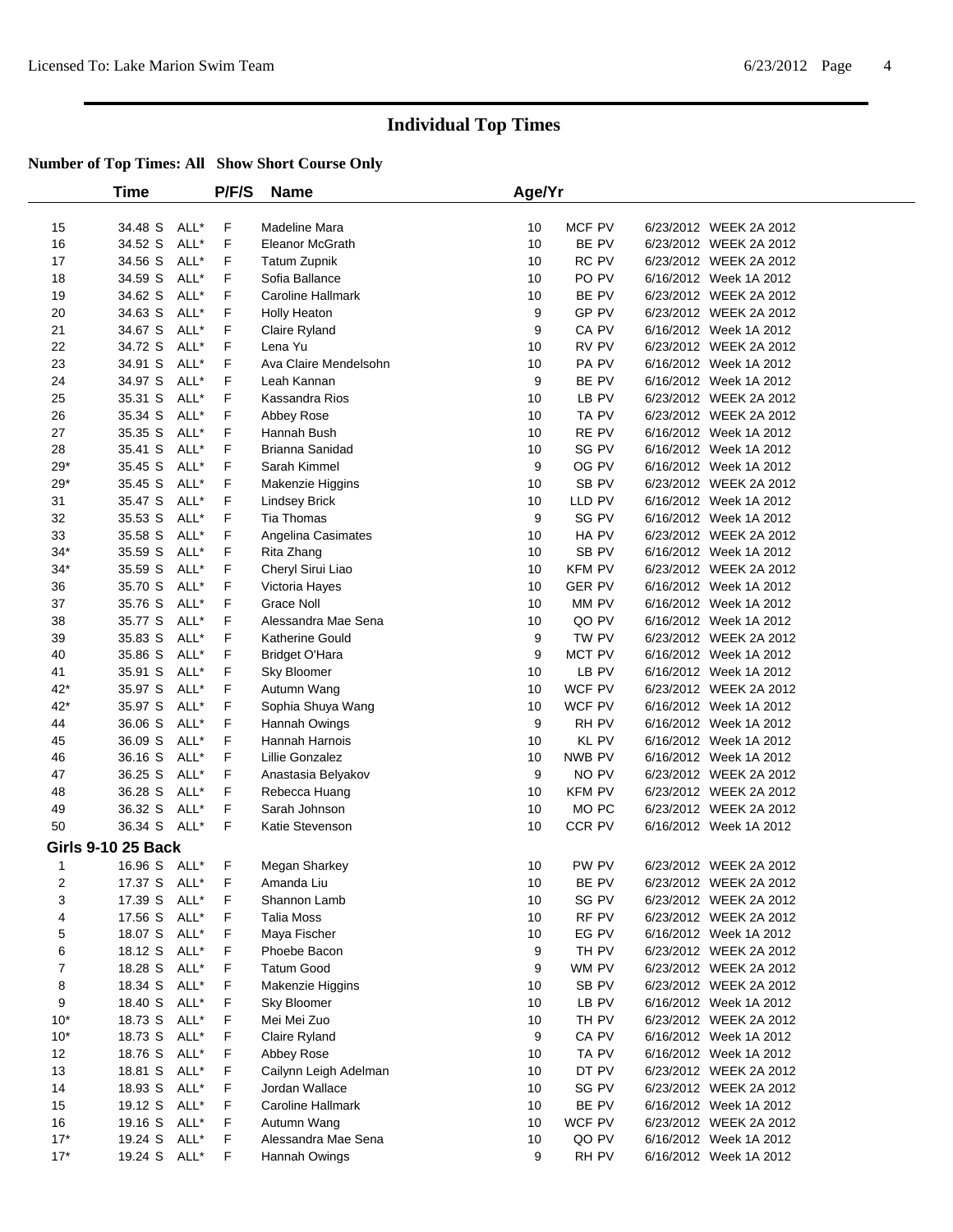# Individual Top Times

**Number of Top Times: All Show Short Course Only**

| | Time | | P/F/S | Name | Age/Yr | | | |
|---|---|---|---|---|---|---|---|---|
| 15 | 34.48 S | ALL* | F | Madeline Mara | 10 | MCF PV | 6/23/2012 | WEEK 2A 2012 |
| 16 | 34.52 S | ALL* | F | Eleanor McGrath | 10 | BE PV | 6/23/2012 | WEEK 2A 2012 |
| 17 | 34.56 S | ALL* | F | Tatum Zupnik | 10 | RC PV | 6/23/2012 | WEEK 2A 2012 |
| 18 | 34.59 S | ALL* | F | Sofia Ballance | 10 | PO PV | 6/16/2012 | Week 1A 2012 |
| 19 | 34.62 S | ALL* | F | Caroline Hallmark | 10 | BE PV | 6/23/2012 | WEEK 2A 2012 |
| 20 | 34.63 S | ALL* | F | Holly Heaton | 9 | GP PV | 6/23/2012 | WEEK 2A 2012 |
| 21 | 34.67 S | ALL* | F | Claire Ryland | 9 | CA PV | 6/16/2012 | Week 1A 2012 |
| 22 | 34.72 S | ALL* | F | Lena Yu | 10 | RV PV | 6/23/2012 | WEEK 2A 2012 |
| 23 | 34.91 S | ALL* | F | Ava Claire Mendelsohn | 10 | PA PV | 6/16/2012 | Week 1A 2012 |
| 24 | 34.97 S | ALL* | F | Leah Kannan | 9 | BE PV | 6/16/2012 | Week 1A 2012 |
| 25 | 35.31 S | ALL* | F | Kassandra Rios | 10 | LB PV | 6/23/2012 | WEEK 2A 2012 |
| 26 | 35.34 S | ALL* | F | Abbey Rose | 10 | TA PV | 6/23/2012 | WEEK 2A 2012 |
| 27 | 35.35 S | ALL* | F | Hannah Bush | 10 | RE PV | 6/16/2012 | Week 1A 2012 |
| 28 | 35.41 S | ALL* | F | Brianna Sanidad | 10 | SG PV | 6/16/2012 | Week 1A 2012 |
| 29* | 35.45 S | ALL* | F | Sarah Kimmel | 9 | OG PV | 6/16/2012 | Week 1A 2012 |
| 29* | 35.45 S | ALL* | F | Makenzie Higgins | 10 | SB PV | 6/23/2012 | WEEK 2A 2012 |
| 31 | 35.47 S | ALL* | F | Lindsey Brick | 10 | LLD PV | 6/16/2012 | Week 1A 2012 |
| 32 | 35.53 S | ALL* | F | Tia Thomas | 9 | SG PV | 6/16/2012 | Week 1A 2012 |
| 33 | 35.58 S | ALL* | F | Angelina Casimates | 10 | HA PV | 6/23/2012 | WEEK 2A 2012 |
| 34* | 35.59 S | ALL* | F | Rita Zhang | 10 | SB PV | 6/16/2012 | Week 1A 2012 |
| 34* | 35.59 S | ALL* | F | Cheryl Sirui Liao | 10 | KFM PV | 6/23/2012 | WEEK 2A 2012 |
| 36 | 35.70 S | ALL* | F | Victoria Hayes | 10 | GER PV | 6/16/2012 | Week 1A 2012 |
| 37 | 35.76 S | ALL* | F | Grace Noll | 10 | MM PV | 6/16/2012 | Week 1A 2012 |
| 38 | 35.77 S | ALL* | F | Alessandra Mae Sena | 10 | QO PV | 6/16/2012 | Week 1A 2012 |
| 39 | 35.83 S | ALL* | F | Katherine Gould | 9 | TW PV | 6/23/2012 | WEEK 2A 2012 |
| 40 | 35.86 S | ALL* | F | Bridget O'Hara | 9 | MCT PV | 6/16/2012 | Week 1A 2012 |
| 41 | 35.91 S | ALL* | F | Sky Bloomer | 10 | LB PV | 6/16/2012 | Week 1A 2012 |
| 42* | 35.97 S | ALL* | F | Autumn Wang | 10 | WCF PV | 6/23/2012 | WEEK 2A 2012 |
| 42* | 35.97 S | ALL* | F | Sophia Shuya Wang | 10 | WCF PV | 6/16/2012 | Week 1A 2012 |
| 44 | 36.06 S | ALL* | F | Hannah Owings | 9 | RH PV | 6/16/2012 | Week 1A 2012 |
| 45 | 36.09 S | ALL* | F | Hannah Harnois | 10 | KL PV | 6/16/2012 | Week 1A 2012 |
| 46 | 36.16 S | ALL* | F | Lillie Gonzalez | 10 | NWB PV | 6/16/2012 | Week 1A 2012 |
| 47 | 36.25 S | ALL* | F | Anastasia Belyakov | 9 | NO PV | 6/23/2012 | WEEK 2A 2012 |
| 48 | 36.28 S | ALL* | F | Rebecca Huang | 10 | KFM PV | 6/23/2012 | WEEK 2A 2012 |
| 49 | 36.32 S | ALL* | F | Sarah Johnson | 10 | MO PC | 6/23/2012 | WEEK 2A 2012 |
| 50 | 36.34 S | ALL* | F | Katie Stevenson | 10 | CCR PV | 6/16/2012 | Week 1A 2012 |
| **Girls 9-10 25 Back** | | | | | | | | |
| 1 | 16.96 S | ALL* | F | Megan Sharkey | 10 | PW PV | 6/23/2012 | WEEK 2A 2012 |
| 2 | 17.37 S | ALL* | F | Amanda Liu | 10 | BE PV | 6/23/2012 | WEEK 2A 2012 |
| 3 | 17.39 S | ALL* | F | Shannon Lamb | 10 | SG PV | 6/23/2012 | WEEK 2A 2012 |
| 4 | 17.56 S | ALL* | F | Talia Moss | 10 | RF PV | 6/23/2012 | WEEK 2A 2012 |
| 5 | 18.07 S | ALL* | F | Maya Fischer | 10 | EG PV | 6/16/2012 | Week 1A 2012 |
| 6 | 18.12 S | ALL* | F | Phoebe Bacon | 9 | TH PV | 6/23/2012 | WEEK 2A 2012 |
| 7 | 18.28 S | ALL* | F | Tatum Good | 9 | WM PV | 6/23/2012 | WEEK 2A 2012 |
| 8 | 18.34 S | ALL* | F | Makenzie Higgins | 10 | SB PV | 6/23/2012 | WEEK 2A 2012 |
| 9 | 18.40 S | ALL* | F | Sky Bloomer | 10 | LB PV | 6/16/2012 | Week 1A 2012 |
| 10* | 18.73 S | ALL* | F | Mei Mei Zuo | 10 | TH PV | 6/23/2012 | WEEK 2A 2012 |
| 10* | 18.73 S | ALL* | F | Claire Ryland | 9 | CA PV | 6/16/2012 | Week 1A 2012 |
| 12 | 18.76 S | ALL* | F | Abbey Rose | 10 | TA PV | 6/16/2012 | Week 1A 2012 |
| 13 | 18.81 S | ALL* | F | Cailynn Leigh Adelman | 10 | DT PV | 6/23/2012 | WEEK 2A 2012 |
| 14 | 18.93 S | ALL* | F | Jordan Wallace | 10 | SG PV | 6/23/2012 | WEEK 2A 2012 |
| 15 | 19.12 S | ALL* | F | Caroline Hallmark | 10 | BE PV | 6/16/2012 | Week 1A 2012 |
| 16 | 19.16 S | ALL* | F | Autumn Wang | 10 | WCF PV | 6/23/2012 | WEEK 2A 2012 |
| 17* | 19.24 S | ALL* | F | Alessandra Mae Sena | 10 | QO PV | 6/16/2012 | Week 1A 2012 |
| 17* | 19.24 S | ALL* | F | Hannah Owings | 9 | RH PV | 6/16/2012 | Week 1A 2012 |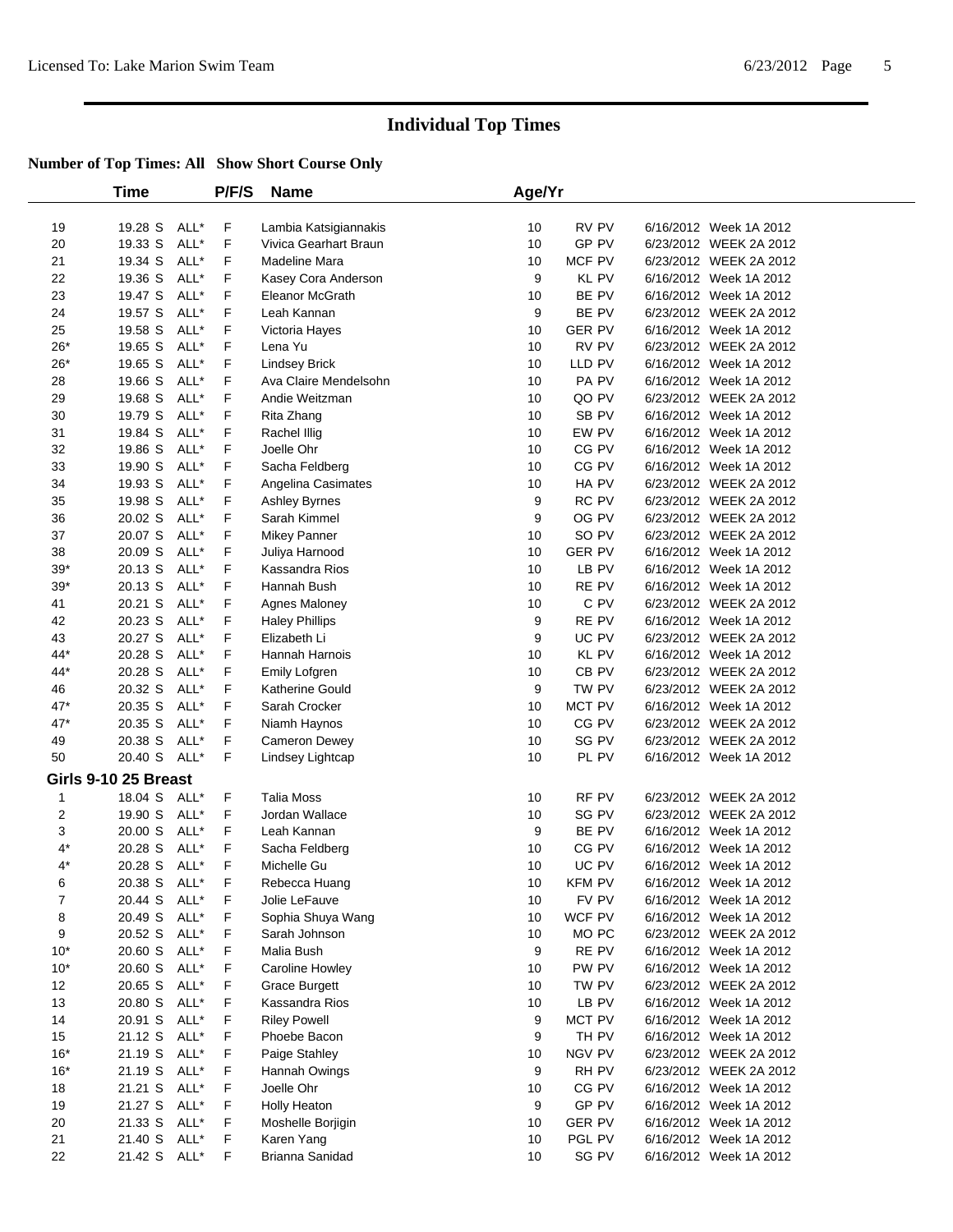## Individual Top Times

**Number of Top Times: All Show Short Course Only**

| | Time | | P/F/S | Name | Age/Yr | | |
|---|---|---|---|---|---|---|---|
| 19 | 19.28 S | ALL* | F | Lambia Katsigiannakis | 10 | RV PV | 6/16/2012 Week 1A 2012 |
| 20 | 19.33 S | ALL* | F | Vivica Gearhart Braun | 10 | GP PV | 6/23/2012 WEEK 2A 2012 |
| 21 | 19.34 S | ALL* | F | Madeline Mara | 10 | MCF PV | 6/23/2012 WEEK 2A 2012 |
| 22 | 19.36 S | ALL* | F | Kasey Cora Anderson | 9 | KL PV | 6/16/2012 Week 1A 2012 |
| 23 | 19.47 S | ALL* | F | Eleanor McGrath | 10 | BE PV | 6/16/2012 Week 1A 2012 |
| 24 | 19.57 S | ALL* | F | Leah Kannan | 9 | BE PV | 6/23/2012 WEEK 2A 2012 |
| 25 | 19.58 S | ALL* | F | Victoria Hayes | 10 | GER PV | 6/16/2012 Week 1A 2012 |
| 26* | 19.65 S | ALL* | F | Lena Yu | 10 | RV PV | 6/23/2012 WEEK 2A 2012 |
| 26* | 19.65 S | ALL* | F | Lindsey Brick | 10 | LLD PV | 6/16/2012 Week 1A 2012 |
| 28 | 19.66 S | ALL* | F | Ava Claire Mendelsohn | 10 | PA PV | 6/16/2012 Week 1A 2012 |
| 29 | 19.68 S | ALL* | F | Andie Weitzman | 10 | QO PV | 6/23/2012 WEEK 2A 2012 |
| 30 | 19.79 S | ALL* | F | Rita Zhang | 10 | SB PV | 6/16/2012 Week 1A 2012 |
| 31 | 19.84 S | ALL* | F | Rachel Illig | 10 | EW PV | 6/16/2012 Week 1A 2012 |
| 32 | 19.86 S | ALL* | F | Joelle Ohr | 10 | CG PV | 6/16/2012 Week 1A 2012 |
| 33 | 19.90 S | ALL* | F | Sacha Feldberg | 10 | CG PV | 6/16/2012 Week 1A 2012 |
| 34 | 19.93 S | ALL* | F | Angelina Casimates | 10 | HA PV | 6/23/2012 WEEK 2A 2012 |
| 35 | 19.98 S | ALL* | F | Ashley Byrnes | 9 | RC PV | 6/23/2012 WEEK 2A 2012 |
| 36 | 20.02 S | ALL* | F | Sarah Kimmel | 9 | OG PV | 6/23/2012 WEEK 2A 2012 |
| 37 | 20.07 S | ALL* | F | Mikey Panner | 10 | SO PV | 6/23/2012 WEEK 2A 2012 |
| 38 | 20.09 S | ALL* | F | Juliya Harnood | 10 | GER PV | 6/16/2012 Week 1A 2012 |
| 39* | 20.13 S | ALL* | F | Kassandra Rios | 10 | LB PV | 6/16/2012 Week 1A 2012 |
| 39* | 20.13 S | ALL* | F | Hannah Bush | 10 | RE PV | 6/16/2012 Week 1A 2012 |
| 41 | 20.21 S | ALL* | F | Agnes Maloney | 10 | C PV | 6/23/2012 WEEK 2A 2012 |
| 42 | 20.23 S | ALL* | F | Haley Phillips | 9 | RE PV | 6/16/2012 Week 1A 2012 |
| 43 | 20.27 S | ALL* | F | Elizabeth Li | 9 | UC PV | 6/23/2012 WEEK 2A 2012 |
| 44* | 20.28 S | ALL* | F | Hannah Harnois | 10 | KL PV | 6/16/2012 Week 1A 2012 |
| 44* | 20.28 S | ALL* | F | Emily Lofgren | 10 | CB PV | 6/23/2012 WEEK 2A 2012 |
| 46 | 20.32 S | ALL* | F | Katherine Gould | 9 | TW PV | 6/23/2012 WEEK 2A 2012 |
| 47* | 20.35 S | ALL* | F | Sarah Crocker | 10 | MCT PV | 6/16/2012 Week 1A 2012 |
| 47* | 20.35 S | ALL* | F | Niamh Haynos | 10 | CG PV | 6/23/2012 WEEK 2A 2012 |
| 49 | 20.38 S | ALL* | F | Cameron Dewey | 10 | SG PV | 6/23/2012 WEEK 2A 2012 |
| 50 | 20.40 S | ALL* | F | Lindsey Lightcap | 10 | PL PV | 6/16/2012 Week 1A 2012 |

### Girls 9-10 25 Breast

| | Time | | P/F/S | Name | Age/Yr | | |
|---|---|---|---|---|---|---|---|
| 1 | 18.04 S | ALL* | F | Talia Moss | 10 | RF PV | 6/23/2012 WEEK 2A 2012 |
| 2 | 19.90 S | ALL* | F | Jordan Wallace | 10 | SG PV | 6/23/2012 WEEK 2A 2012 |
| 3 | 20.00 S | ALL* | F | Leah Kannan | 9 | BE PV | 6/16/2012 Week 1A 2012 |
| 4* | 20.28 S | ALL* | F | Sacha Feldberg | 10 | CG PV | 6/16/2012 Week 1A 2012 |
| 4* | 20.28 S | ALL* | F | Michelle Gu | 10 | UC PV | 6/16/2012 Week 1A 2012 |
| 6 | 20.38 S | ALL* | F | Rebecca Huang | 10 | KFM PV | 6/16/2012 Week 1A 2012 |
| 7 | 20.44 S | ALL* | F | Jolie LeFauve | 10 | FV PV | 6/16/2012 Week 1A 2012 |
| 8 | 20.49 S | ALL* | F | Sophia Shuya Wang | 10 | WCF PV | 6/16/2012 Week 1A 2012 |
| 9 | 20.52 S | ALL* | F | Sarah Johnson | 10 | MO PC | 6/23/2012 WEEK 2A 2012 |
| 10* | 20.60 S | ALL* | F | Malia Bush | 9 | RE PV | 6/16/2012 Week 1A 2012 |
| 10* | 20.60 S | ALL* | F | Caroline Howley | 10 | PW PV | 6/16/2012 Week 1A 2012 |
| 12 | 20.65 S | ALL* | F | Grace Burgett | 10 | TW PV | 6/23/2012 WEEK 2A 2012 |
| 13 | 20.80 S | ALL* | F | Kassandra Rios | 10 | LB PV | 6/16/2012 Week 1A 2012 |
| 14 | 20.91 S | ALL* | F | Riley Powell | 9 | MCT PV | 6/16/2012 Week 1A 2012 |
| 15 | 21.12 S | ALL* | F | Phoebe Bacon | 9 | TH PV | 6/16/2012 Week 1A 2012 |
| 16* | 21.19 S | ALL* | F | Paige Stahley | 10 | NGV PV | 6/23/2012 WEEK 2A 2012 |
| 16* | 21.19 S | ALL* | F | Hannah Owings | 9 | RH PV | 6/23/2012 WEEK 2A 2012 |
| 18 | 21.21 S | ALL* | F | Joelle Ohr | 10 | CG PV | 6/16/2012 Week 1A 2012 |
| 19 | 21.27 S | ALL* | F | Holly Heaton | 9 | GP PV | 6/16/2012 Week 1A 2012 |
| 20 | 21.33 S | ALL* | F | Moshelle Borjigin | 10 | GER PV | 6/16/2012 Week 1A 2012 |
| 21 | 21.40 S | ALL* | F | Karen Yang | 10 | PGL PV | 6/16/2012 Week 1A 2012 |
| 22 | 21.42 S | ALL* | F | Brianna Sanidad | 10 | SG PV | 6/16/2012 Week 1A 2012 |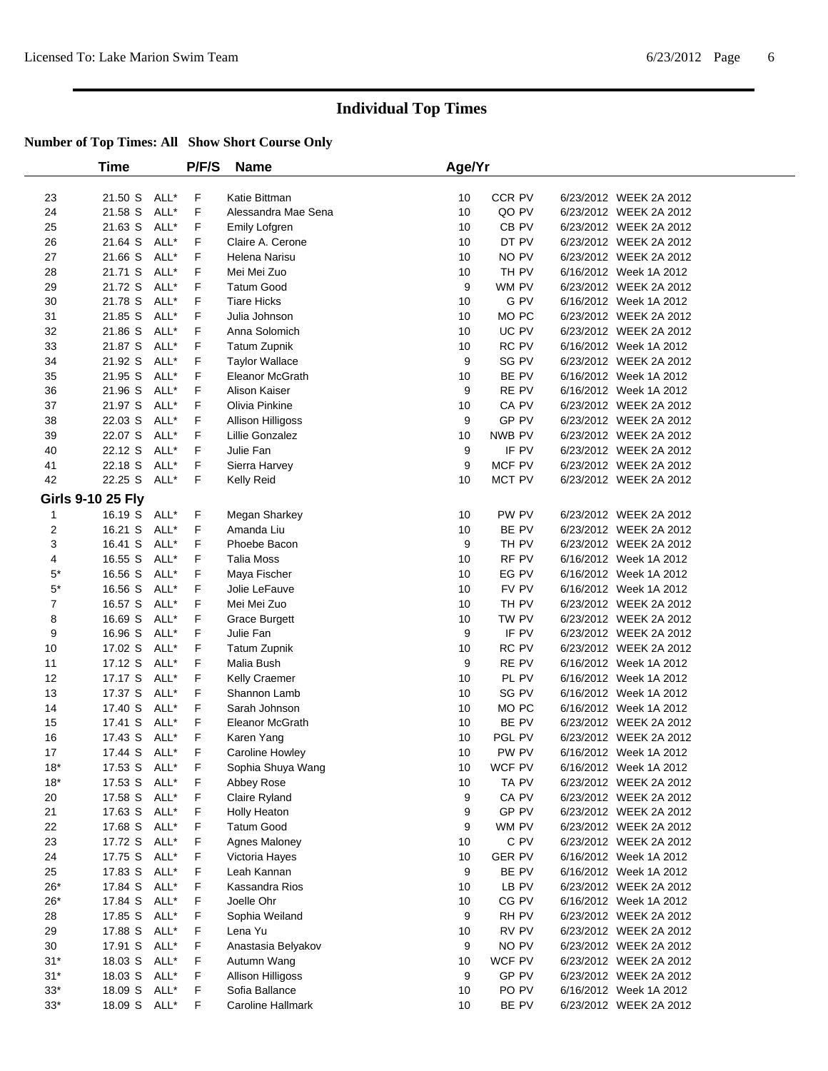# Individual Top Times

**Number of Top Times: All Show Short Course Only**

| | Time | | P/F/S | Name | Age/Yr | | | |
|---|---|---|---|---|---|---|---|---|
| 23 | 21.50 S | ALL* | F | Katie Bittman | 10 | CCR PV | 6/23/2012 | WEEK 2A 2012 |
| 24 | 21.58 S | ALL* | F | Alessandra Mae Sena | 10 | QO PV | 6/23/2012 | WEEK 2A 2012 |
| 25 | 21.63 S | ALL* | F | Emily Lofgren | 10 | CB PV | 6/23/2012 | WEEK 2A 2012 |
| 26 | 21.64 S | ALL* | F | Claire A. Cerone | 10 | DT PV | 6/23/2012 | WEEK 2A 2012 |
| 27 | 21.66 S | ALL* | F | Helena Narisu | 10 | NO PV | 6/23/2012 | WEEK 2A 2012 |
| 28 | 21.71 S | ALL* | F | Mei Mei Zuo | 10 | TH PV | 6/16/2012 | Week 1A 2012 |
| 29 | 21.72 S | ALL* | F | Tatum Good | 9 | WM PV | 6/23/2012 | WEEK 2A 2012 |
| 30 | 21.78 S | ALL* | F | Tiare Hicks | 10 | G PV | 6/16/2012 | Week 1A 2012 |
| 31 | 21.85 S | ALL* | F | Julia Johnson | 10 | MO PC | 6/23/2012 | WEEK 2A 2012 |
| 32 | 21.86 S | ALL* | F | Anna Solomich | 10 | UC PV | 6/23/2012 | WEEK 2A 2012 |
| 33 | 21.87 S | ALL* | F | Tatum Zupnik | 10 | RC PV | 6/16/2012 | Week 1A 2012 |
| 34 | 21.92 S | ALL* | F | Taylor Wallace | 9 | SG PV | 6/23/2012 | WEEK 2A 2012 |
| 35 | 21.95 S | ALL* | F | Eleanor McGrath | 10 | BE PV | 6/16/2012 | Week 1A 2012 |
| 36 | 21.96 S | ALL* | F | Alison Kaiser | 9 | RE PV | 6/16/2012 | Week 1A 2012 |
| 37 | 21.97 S | ALL* | F | Olivia Pinkine | 10 | CA PV | 6/23/2012 | WEEK 2A 2012 |
| 38 | 22.03 S | ALL* | F | Allison Hilligoss | 9 | GP PV | 6/23/2012 | WEEK 2A 2012 |
| 39 | 22.07 S | ALL* | F | Lillie Gonzalez | 10 | NWB PV | 6/23/2012 | WEEK 2A 2012 |
| 40 | 22.12 S | ALL* | F | Julie Fan | 9 | IF PV | 6/23/2012 | WEEK 2A 2012 |
| 41 | 22.18 S | ALL* | F | Sierra Harvey | 9 | MCF PV | 6/23/2012 | WEEK 2A 2012 |
| 42 | 22.25 S | ALL* | F | Kelly Reid | 10 | MCT PV | 6/23/2012 | WEEK 2A 2012 |
| **Girls 9-10 25 Fly** | | | | | | | | |
| 1 | 16.19 S | ALL* | F | Megan Sharkey | 10 | PW PV | 6/23/2012 | WEEK 2A 2012 |
| 2 | 16.21 S | ALL* | F | Amanda Liu | 10 | BE PV | 6/23/2012 | WEEK 2A 2012 |
| 3 | 16.41 S | ALL* | F | Phoebe Bacon | 9 | TH PV | 6/23/2012 | WEEK 2A 2012 |
| 4 | 16.55 S | ALL* | F | Talia Moss | 10 | RF PV | 6/16/2012 | Week 1A 2012 |
| 5* | 16.56 S | ALL* | F | Maya Fischer | 10 | EG PV | 6/16/2012 | Week 1A 2012 |
| 5* | 16.56 S | ALL* | F | Jolie LeFauve | 10 | FV PV | 6/16/2012 | Week 1A 2012 |
| 7 | 16.57 S | ALL* | F | Mei Mei Zuo | 10 | TH PV | 6/23/2012 | WEEK 2A 2012 |
| 8 | 16.69 S | ALL* | F | Grace Burgett | 10 | TW PV | 6/23/2012 | WEEK 2A 2012 |
| 9 | 16.96 S | ALL* | F | Julie Fan | 9 | IF PV | 6/23/2012 | WEEK 2A 2012 |
| 10 | 17.02 S | ALL* | F | Tatum Zupnik | 10 | RC PV | 6/23/2012 | WEEK 2A 2012 |
| 11 | 17.12 S | ALL* | F | Malia Bush | 9 | RE PV | 6/16/2012 | Week 1A 2012 |
| 12 | 17.17 S | ALL* | F | Kelly Craemer | 10 | PL PV | 6/16/2012 | Week 1A 2012 |
| 13 | 17.37 S | ALL* | F | Shannon Lamb | 10 | SG PV | 6/16/2012 | Week 1A 2012 |
| 14 | 17.40 S | ALL* | F | Sarah Johnson | 10 | MO PC | 6/16/2012 | Week 1A 2012 |
| 15 | 17.41 S | ALL* | F | Eleanor McGrath | 10 | BE PV | 6/23/2012 | WEEK 2A 2012 |
| 16 | 17.43 S | ALL* | F | Karen Yang | 10 | PGL PV | 6/23/2012 | WEEK 2A 2012 |
| 17 | 17.44 S | ALL* | F | Caroline Howley | 10 | PW PV | 6/16/2012 | Week 1A 2012 |
| 18* | 17.53 S | ALL* | F | Sophia Shuya Wang | 10 | WCF PV | 6/16/2012 | Week 1A 2012 |
| 18* | 17.53 S | ALL* | F | Abbey Rose | 10 | TA PV | 6/23/2012 | WEEK 2A 2012 |
| 20 | 17.58 S | ALL* | F | Claire Ryland | 9 | CA PV | 6/23/2012 | WEEK 2A 2012 |
| 21 | 17.63 S | ALL* | F | Holly Heaton | 9 | GP PV | 6/23/2012 | WEEK 2A 2012 |
| 22 | 17.68 S | ALL* | F | Tatum Good | 9 | WM PV | 6/23/2012 | WEEK 2A 2012 |
| 23 | 17.72 S | ALL* | F | Agnes Maloney | 10 | C PV | 6/23/2012 | WEEK 2A 2012 |
| 24 | 17.75 S | ALL* | F | Victoria Hayes | 10 | GER PV | 6/16/2012 | Week 1A 2012 |
| 25 | 17.83 S | ALL* | F | Leah Kannan | 9 | BE PV | 6/16/2012 | Week 1A 2012 |
| 26* | 17.84 S | ALL* | F | Kassandra Rios | 10 | LB PV | 6/23/2012 | WEEK 2A 2012 |
| 26* | 17.84 S | ALL* | F | Joelle Ohr | 10 | CG PV | 6/16/2012 | Week 1A 2012 |
| 28 | 17.85 S | ALL* | F | Sophia Weiland | 9 | RH PV | 6/23/2012 | WEEK 2A 2012 |
| 29 | 17.88 S | ALL* | F | Lena Yu | 10 | RV PV | 6/23/2012 | WEEK 2A 2012 |
| 30 | 17.91 S | ALL* | F | Anastasia Belyakov | 9 | NO PV | 6/23/2012 | WEEK 2A 2012 |
| 31* | 18.03 S | ALL* | F | Autumn Wang | 10 | WCF PV | 6/23/2012 | WEEK 2A 2012 |
| 31* | 18.03 S | ALL* | F | Allison Hilligoss | 9 | GP PV | 6/23/2012 | WEEK 2A 2012 |
| 33* | 18.09 S | ALL* | F | Sofia Ballance | 10 | PO PV | 6/16/2012 | Week 1A 2012 |
| 33* | 18.09 S | ALL* | F | Caroline Hallmark | 10 | BE PV | 6/23/2012 | WEEK 2A 2012 |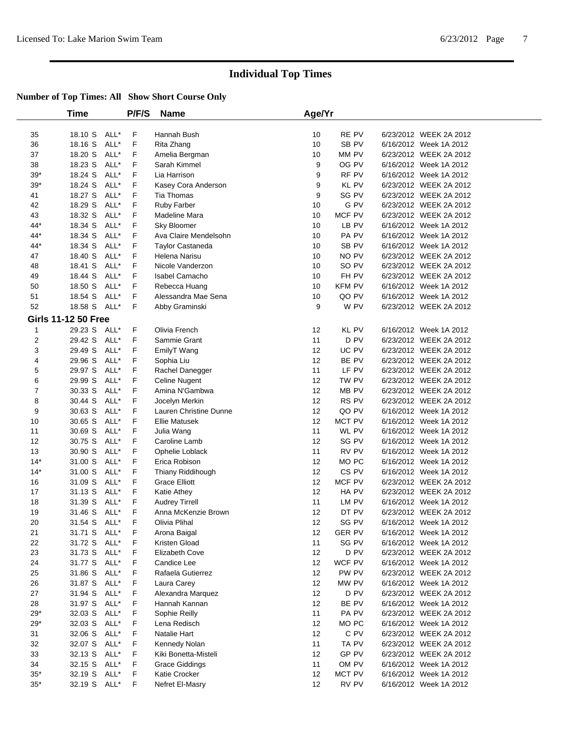# Individual Top Times

**Number of Top Times: All Show Short Course Only**

| | Time | | P/F/S | Name | Age/Yr | | | |
|---|---|---|---|---|---|---|---|---|
| 35 | 18.10 S | ALL* | F | Hannah Bush | 10 | RE PV | 6/23/2012 | WEEK 2A 2012 |
| 36 | 18.16 S | ALL* | F | Rita Zhang | 10 | SB PV | 6/16/2012 | Week 1A 2012 |
| 37 | 18.20 S | ALL* | F | Amelia Bergman | 10 | MM PV | 6/23/2012 | WEEK 2A 2012 |
| 38 | 18.23 S | ALL* | F | Sarah Kimmel | 9 | OG PV | 6/16/2012 | Week 1A 2012 |
| 39* | 18.24 S | ALL* | F | Lia Harrison | 9 | RF PV | 6/16/2012 | Week 1A 2012 |
| 39* | 18.24 S | ALL* | F | Kasey Cora Anderson | 9 | KL PV | 6/23/2012 | WEEK 2A 2012 |
| 41 | 18.27 S | ALL* | F | Tia Thomas | 9 | SG PV | 6/23/2012 | WEEK 2A 2012 |
| 42 | 18.29 S | ALL* | F | Ruby Farber | 10 | G PV | 6/23/2012 | WEEK 2A 2012 |
| 43 | 18.32 S | ALL* | F | Madeline Mara | 10 | MCF PV | 6/23/2012 | WEEK 2A 2012 |
| 44* | 18.34 S | ALL* | F | Sky Bloomer | 10 | LB PV | 6/16/2012 | Week 1A 2012 |
| 44* | 18.34 S | ALL* | F | Ava Claire Mendelsohn | 10 | PA PV | 6/16/2012 | Week 1A 2012 |
| 44* | 18.34 S | ALL* | F | Taylor Castaneda | 10 | SB PV | 6/16/2012 | Week 1A 2012 |
| 47 | 18.40 S | ALL* | F | Helena Narisu | 10 | NO PV | 6/23/2012 | WEEK 2A 2012 |
| 48 | 18.41 S | ALL* | F | Nicole Vanderzon | 10 | SO PV | 6/23/2012 | WEEK 2A 2012 |
| 49 | 18.44 S | ALL* | F | Isabel Camacho | 10 | FH PV | 6/23/2012 | WEEK 2A 2012 |
| 50 | 18.50 S | ALL* | F | Rebecca Huang | 10 | KFM PV | 6/16/2012 | Week 1A 2012 |
| 51 | 18.54 S | ALL* | F | Alessandra Mae Sena | 10 | QO PV | 6/16/2012 | Week 1A 2012 |
| 52 | 18.58 S | ALL* | F | Abby Graminski | 9 | W PV | 6/23/2012 | WEEK 2A 2012 |
| **Girls 11-12 50 Free** | | | | | | | | |
| 1 | 29.23 S | ALL* | F | Olivia French | 12 | KL PV | 6/16/2012 | Week 1A 2012 |
| 2 | 29.42 S | ALL* | F | Sammie Grant | 11 | D PV | 6/23/2012 | WEEK 2A 2012 |
| 3 | 29.49 S | ALL* | F | EmilyT Wang | 12 | UC PV | 6/23/2012 | WEEK 2A 2012 |
| 4 | 29.96 S | ALL* | F | Sophia Liu | 12 | BE PV | 6/23/2012 | WEEK 2A 2012 |
| 5 | 29.97 S | ALL* | F | Rachel Danegger | 11 | LF PV | 6/23/2012 | WEEK 2A 2012 |
| 6 | 29.99 S | ALL* | F | Celine Nugent | 12 | TW PV | 6/23/2012 | WEEK 2A 2012 |
| 7 | 30.33 S | ALL* | F | Amina N'Gambwa | 12 | MB PV | 6/23/2012 | WEEK 2A 2012 |
| 8 | 30.44 S | ALL* | F | Jocelyn Merkin | 12 | RS PV | 6/23/2012 | WEEK 2A 2012 |
| 9 | 30.63 S | ALL* | F | Lauren Christine Dunne | 12 | QO PV | 6/16/2012 | Week 1A 2012 |
| 10 | 30.65 S | ALL* | F | Ellie Matusek | 12 | MCT PV | 6/16/2012 | Week 1A 2012 |
| 11 | 30.69 S | ALL* | F | Julia Wang | 11 | WL PV | 6/16/2012 | Week 1A 2012 |
| 12 | 30.75 S | ALL* | F | Caroline Lamb | 12 | SG PV | 6/16/2012 | Week 1A 2012 |
| 13 | 30.90 S | ALL* | F | Ophelie Loblack | 11 | RV PV | 6/16/2012 | Week 1A 2012 |
| 14* | 31.00 S | ALL* | F | Erica Robison | 12 | MO PC | 6/16/2012 | Week 1A 2012 |
| 14* | 31.00 S | ALL* | F | Thiany Riddihough | 12 | CS PV | 6/16/2012 | Week 1A 2012 |
| 16 | 31.09 S | ALL* | F | Grace Elliott | 12 | MCF PV | 6/23/2012 | WEEK 2A 2012 |
| 17 | 31.13 S | ALL* | F | Katie Athey | 12 | HA PV | 6/23/2012 | WEEK 2A 2012 |
| 18 | 31.39 S | ALL* | F | Audrey Tirrell | 11 | LM PV | 6/16/2012 | Week 1A 2012 |
| 19 | 31.46 S | ALL* | F | Anna McKenzie Brown | 12 | DT PV | 6/23/2012 | WEEK 2A 2012 |
| 20 | 31.54 S | ALL* | F | Olivia Plihal | 12 | SG PV | 6/16/2012 | Week 1A 2012 |
| 21 | 31.71 S | ALL* | F | Arona Baigal | 12 | GER PV | 6/16/2012 | Week 1A 2012 |
| 22 | 31.72 S | ALL* | F | Kristen Gload | 11 | SG PV | 6/16/2012 | Week 1A 2012 |
| 23 | 31.73 S | ALL* | F | Elizabeth Cove | 12 | D PV | 6/23/2012 | WEEK 2A 2012 |
| 24 | 31.77 S | ALL* | F | Candice Lee | 12 | WCF PV | 6/16/2012 | Week 1A 2012 |
| 25 | 31.86 S | ALL* | F | Rafaela Gutierrez | 12 | PW PV | 6/23/2012 | WEEK 2A 2012 |
| 26 | 31.87 S | ALL* | F | Laura Carey | 12 | MW PV | 6/16/2012 | Week 1A 2012 |
| 27 | 31.94 S | ALL* | F | Alexandra Marquez | 12 | D PV | 6/23/2012 | WEEK 2A 2012 |
| 28 | 31.97 S | ALL* | F | Hannah Kannan | 12 | BE PV | 6/16/2012 | Week 1A 2012 |
| 29* | 32.03 S | ALL* | F | Sophie Reilly | 11 | PA PV | 6/23/2012 | WEEK 2A 2012 |
| 29* | 32.03 S | ALL* | F | Lena Redisch | 12 | MO PC | 6/16/2012 | Week 1A 2012 |
| 31 | 32.06 S | ALL* | F | Natalie Hart | 12 | C PV | 6/23/2012 | WEEK 2A 2012 |
| 32 | 32.07 S | ALL* | F | Kennedy Nolan | 11 | TA PV | 6/23/2012 | WEEK 2A 2012 |
| 33 | 32.13 S | ALL* | F | Kiki Bonetta-Misteli | 12 | GP PV | 6/23/2012 | WEEK 2A 2012 |
| 34 | 32.15 S | ALL* | F | Grace Giddings | 11 | OM PV | 6/16/2012 | Week 1A 2012 |
| 35* | 32.19 S | ALL* | F | Katie Crocker | 12 | MCT PV | 6/16/2012 | Week 1A 2012 |
| 35* | 32.19 S | ALL* | F | Nefret El-Masry | 12 | RV PV | 6/16/2012 | Week 1A 2012 |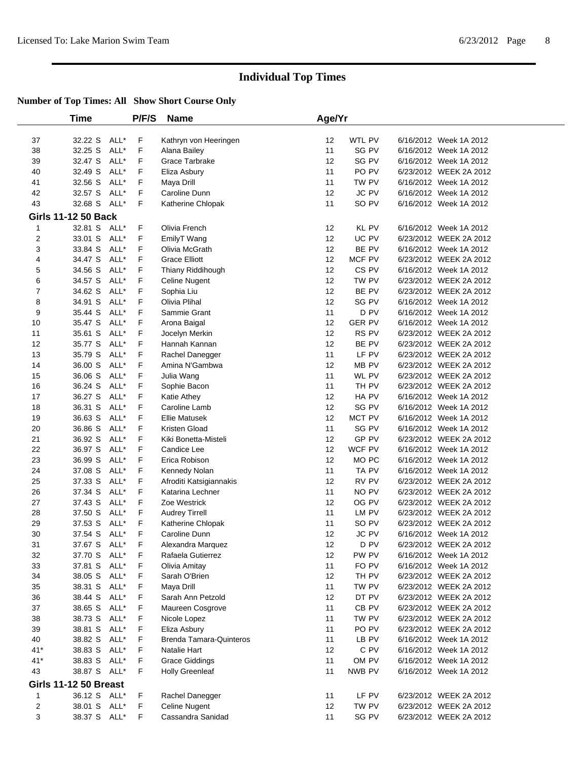## Individual Top Times

**Number of Top Times: All Show Short Course Only**

| | Time | | P/F/S | Name | Age/Yr | | | |
|---|---|---|---|---|---|---|---|---|
| 37 | 32.22 S | ALL* | F | Kathryn von Heeringen | 12 | WTL PV | 6/16/2012 | Week 1A 2012 |
| 38 | 32.25 S | ALL* | F | Alana Bailey | 11 | SG PV | 6/16/2012 | Week 1A 2012 |
| 39 | 32.47 S | ALL* | F | Grace Tarbrake | 12 | SG PV | 6/16/2012 | Week 1A 2012 |
| 40 | 32.49 S | ALL* | F | Eliza Asbury | 11 | PO PV | 6/23/2012 | WEEK 2A 2012 |
| 41 | 32.56 S | ALL* | F | Maya Drill | 11 | TW PV | 6/16/2012 | Week 1A 2012 |
| 42 | 32.57 S | ALL* | F | Caroline Dunn | 12 | JC PV | 6/16/2012 | Week 1A 2012 |
| 43 | 32.68 S | ALL* | F | Katherine Chlopak | 11 | SO PV | 6/16/2012 | Week 1A 2012 |
| **Girls 11-12 50 Back** | | | | | | | | |
| 1 | 32.81 S | ALL* | F | Olivia French | 12 | KL PV | 6/16/2012 | Week 1A 2012 |
| 2 | 33.01 S | ALL* | F | EmilyT Wang | 12 | UC PV | 6/23/2012 | WEEK 2A 2012 |
| 3 | 33.84 S | ALL* | F | Olivia McGrath | 12 | BE PV | 6/16/2012 | Week 1A 2012 |
| 4 | 34.47 S | ALL* | F | Grace Elliott | 12 | MCF PV | 6/23/2012 | WEEK 2A 2012 |
| 5 | 34.56 S | ALL* | F | Thiany Riddihough | 12 | CS PV | 6/16/2012 | Week 1A 2012 |
| 6 | 34.57 S | ALL* | F | Celine Nugent | 12 | TW PV | 6/23/2012 | WEEK 2A 2012 |
| 7 | 34.62 S | ALL* | F | Sophia Liu | 12 | BE PV | 6/23/2012 | WEEK 2A 2012 |
| 8 | 34.91 S | ALL* | F | Olivia Plihal | 12 | SG PV | 6/16/2012 | Week 1A 2012 |
| 9 | 35.44 S | ALL* | F | Sammie Grant | 11 | D PV | 6/16/2012 | Week 1A 2012 |
| 10 | 35.47 S | ALL* | F | Arona Baigal | 12 | GER PV | 6/16/2012 | Week 1A 2012 |
| 11 | 35.61 S | ALL* | F | Jocelyn Merkin | 12 | RS PV | 6/23/2012 | WEEK 2A 2012 |
| 12 | 35.77 S | ALL* | F | Hannah Kannan | 12 | BE PV | 6/23/2012 | WEEK 2A 2012 |
| 13 | 35.79 S | ALL* | F | Rachel Danegger | 11 | LF PV | 6/23/2012 | WEEK 2A 2012 |
| 14 | 36.00 S | ALL* | F | Amina N'Gambwa | 12 | MB PV | 6/23/2012 | WEEK 2A 2012 |
| 15 | 36.06 S | ALL* | F | Julia Wang | 11 | WL PV | 6/23/2012 | WEEK 2A 2012 |
| 16 | 36.24 S | ALL* | F | Sophie Bacon | 11 | TH PV | 6/23/2012 | WEEK 2A 2012 |
| 17 | 36.27 S | ALL* | F | Katie Athey | 12 | HA PV | 6/16/2012 | Week 1A 2012 |
| 18 | 36.31 S | ALL* | F | Caroline Lamb | 12 | SG PV | 6/16/2012 | Week 1A 2012 |
| 19 | 36.63 S | ALL* | F | Ellie Matusek | 12 | MCT PV | 6/16/2012 | Week 1A 2012 |
| 20 | 36.86 S | ALL* | F | Kristen Gload | 11 | SG PV | 6/16/2012 | Week 1A 2012 |
| 21 | 36.92 S | ALL* | F | Kiki Bonetta-Misteli | 12 | GP PV | 6/23/2012 | WEEK 2A 2012 |
| 22 | 36.97 S | ALL* | F | Candice Lee | 12 | WCF PV | 6/16/2012 | Week 1A 2012 |
| 23 | 36.99 S | ALL* | F | Erica Robison | 12 | MO PC | 6/16/2012 | Week 1A 2012 |
| 24 | 37.08 S | ALL* | F | Kennedy Nolan | 11 | TA PV | 6/16/2012 | Week 1A 2012 |
| 25 | 37.33 S | ALL* | F | Afroditi Katsigiannakis | 12 | RV PV | 6/23/2012 | WEEK 2A 2012 |
| 26 | 37.34 S | ALL* | F | Katarina Lechner | 11 | NO PV | 6/23/2012 | WEEK 2A 2012 |
| 27 | 37.43 S | ALL* | F | Zoe Westrick | 12 | OG PV | 6/23/2012 | WEEK 2A 2012 |
| 28 | 37.50 S | ALL* | F | Audrey Tirrell | 11 | LM PV | 6/23/2012 | WEEK 2A 2012 |
| 29 | 37.53 S | ALL* | F | Katherine Chlopak | 11 | SO PV | 6/23/2012 | WEEK 2A 2012 |
| 30 | 37.54 S | ALL* | F | Caroline Dunn | 12 | JC PV | 6/16/2012 | Week 1A 2012 |
| 31 | 37.67 S | ALL* | F | Alexandra Marquez | 12 | D PV | 6/23/2012 | WEEK 2A 2012 |
| 32 | 37.70 S | ALL* | F | Rafaela Gutierrez | 12 | PW PV | 6/16/2012 | Week 1A 2012 |
| 33 | 37.81 S | ALL* | F | Olivia Amitay | 11 | FO PV | 6/16/2012 | Week 1A 2012 |
| 34 | 38.05 S | ALL* | F | Sarah O'Brien | 12 | TH PV | 6/23/2012 | WEEK 2A 2012 |
| 35 | 38.31 S | ALL* | F | Maya Drill | 11 | TW PV | 6/23/2012 | WEEK 2A 2012 |
| 36 | 38.44 S | ALL* | F | Sarah Ann Petzold | 12 | DT PV | 6/23/2012 | WEEK 2A 2012 |
| 37 | 38.65 S | ALL* | F | Maureen Cosgrove | 11 | CB PV | 6/23/2012 | WEEK 2A 2012 |
| 38 | 38.73 S | ALL* | F | Nicole Lopez | 11 | TW PV | 6/23/2012 | WEEK 2A 2012 |
| 39 | 38.81 S | ALL* | F | Eliza Asbury | 11 | PO PV | 6/23/2012 | WEEK 2A 2012 |
| 40 | 38.82 S | ALL* | F | Brenda Tamara-Quinteros | 11 | LB PV | 6/16/2012 | Week 1A 2012 |
| 41* | 38.83 S | ALL* | F | Natalie Hart | 12 | C PV | 6/16/2012 | Week 1A 2012 |
| 41* | 38.83 S | ALL* | F | Grace Giddings | 11 | OM PV | 6/16/2012 | Week 1A 2012 |
| 43 | 38.87 S | ALL* | F | Holly Greenleaf | 11 | NWB PV | 6/16/2012 | Week 1A 2012 |
| **Girls 11-12 50 Breast** | | | | | | | | |
| 1 | 36.12 S | ALL* | F | Rachel Danegger | 11 | LF PV | 6/23/2012 | WEEK 2A 2012 |
| 2 | 38.01 S | ALL* | F | Celine Nugent | 12 | TW PV | 6/23/2012 | WEEK 2A 2012 |
| 3 | 38.37 S | ALL* | F | Cassandra Sanidad | 11 | SG PV | 6/23/2012 | WEEK 2A 2012 |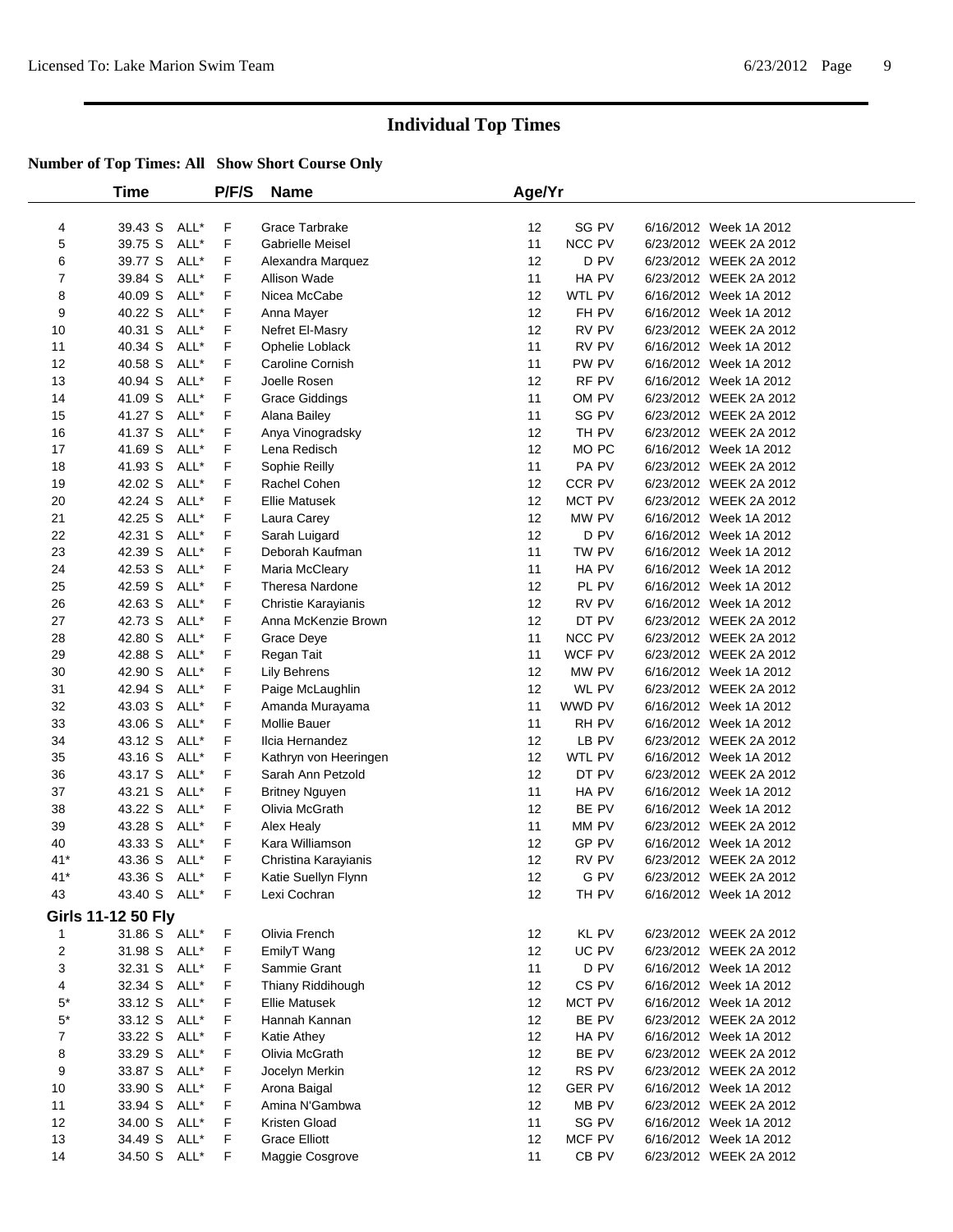# Individual Top Times

## Number of Top Times: All   Show Short Course Only

| | Time | | P/F/S | Name | Age/Yr | | |
|---|---|---|---|---|---|---|---|
| 4 | 39.43 S | ALL* | F | Grace Tarbrake | 12 | SG PV | 6/16/2012 Week 1A 2012 |
| 5 | 39.75 S | ALL* | F | Gabrielle Meisel | 11 | NCC PV | 6/23/2012 WEEK 2A 2012 |
| 6 | 39.77 S | ALL* | F | Alexandra Marquez | 12 | D PV | 6/23/2012 WEEK 2A 2012 |
| 7 | 39.84 S | ALL* | F | Allison Wade | 11 | HA PV | 6/23/2012 WEEK 2A 2012 |
| 8 | 40.09 S | ALL* | F | Nicea McCabe | 12 | WTL PV | 6/16/2012 Week 1A 2012 |
| 9 | 40.22 S | ALL* | F | Anna Mayer | 12 | FH PV | 6/16/2012 Week 1A 2012 |
| 10 | 40.31 S | ALL* | F | Nefret El-Masry | 12 | RV PV | 6/23/2012 WEEK 2A 2012 |
| 11 | 40.34 S | ALL* | F | Ophelie Loblack | 11 | RV PV | 6/16/2012 Week 1A 2012 |
| 12 | 40.58 S | ALL* | F | Caroline Cornish | 11 | PW PV | 6/16/2012 Week 1A 2012 |
| 13 | 40.94 S | ALL* | F | Joelle Rosen | 12 | RF PV | 6/16/2012 Week 1A 2012 |
| 14 | 41.09 S | ALL* | F | Grace Giddings | 11 | OM PV | 6/23/2012 WEEK 2A 2012 |
| 15 | 41.27 S | ALL* | F | Alana Bailey | 11 | SG PV | 6/23/2012 WEEK 2A 2012 |
| 16 | 41.37 S | ALL* | F | Anya Vinogradsky | 12 | TH PV | 6/23/2012 WEEK 2A 2012 |
| 17 | 41.69 S | ALL* | F | Lena Redisch | 12 | MO PC | 6/16/2012 Week 1A 2012 |
| 18 | 41.93 S | ALL* | F | Sophie Reilly | 11 | PA PV | 6/23/2012 WEEK 2A 2012 |
| 19 | 42.02 S | ALL* | F | Rachel Cohen | 12 | CCR PV | 6/23/2012 WEEK 2A 2012 |
| 20 | 42.24 S | ALL* | F | Ellie Matusek | 12 | MCT PV | 6/23/2012 WEEK 2A 2012 |
| 21 | 42.25 S | ALL* | F | Laura Carey | 12 | MW PV | 6/16/2012 Week 1A 2012 |
| 22 | 42.31 S | ALL* | F | Sarah Luigard | 12 | D PV | 6/16/2012 Week 1A 2012 |
| 23 | 42.39 S | ALL* | F | Deborah Kaufman | 11 | TW PV | 6/16/2012 Week 1A 2012 |
| 24 | 42.53 S | ALL* | F | Maria McCleary | 11 | HA PV | 6/16/2012 Week 1A 2012 |
| 25 | 42.59 S | ALL* | F | Theresa Nardone | 12 | PL PV | 6/16/2012 Week 1A 2012 |
| 26 | 42.63 S | ALL* | F | Christie Karayianis | 12 | RV PV | 6/16/2012 Week 1A 2012 |
| 27 | 42.73 S | ALL* | F | Anna McKenzie Brown | 12 | DT PV | 6/23/2012 WEEK 2A 2012 |
| 28 | 42.80 S | ALL* | F | Grace Deye | 11 | NCC PV | 6/23/2012 WEEK 2A 2012 |
| 29 | 42.88 S | ALL* | F | Regan Tait | 11 | WCF PV | 6/23/2012 WEEK 2A 2012 |
| 30 | 42.90 S | ALL* | F | Lily Behrens | 12 | MW PV | 6/16/2012 Week 1A 2012 |
| 31 | 42.94 S | ALL* | F | Paige McLaughlin | 12 | WL PV | 6/23/2012 WEEK 2A 2012 |
| 32 | 43.03 S | ALL* | F | Amanda Murayama | 11 | WWD PV | 6/16/2012 Week 1A 2012 |
| 33 | 43.06 S | ALL* | F | Mollie Bauer | 11 | RH PV | 6/16/2012 Week 1A 2012 |
| 34 | 43.12 S | ALL* | F | Ilcia Hernandez | 12 | LB PV | 6/23/2012 WEEK 2A 2012 |
| 35 | 43.16 S | ALL* | F | Kathryn von Heeringen | 12 | WTL PV | 6/16/2012 Week 1A 2012 |
| 36 | 43.17 S | ALL* | F | Sarah Ann Petzold | 12 | DT PV | 6/23/2012 WEEK 2A 2012 |
| 37 | 43.21 S | ALL* | F | Britney Nguyen | 11 | HA PV | 6/16/2012 Week 1A 2012 |
| 38 | 43.22 S | ALL* | F | Olivia McGrath | 12 | BE PV | 6/16/2012 Week 1A 2012 |
| 39 | 43.28 S | ALL* | F | Alex Healy | 11 | MM PV | 6/23/2012 WEEK 2A 2012 |
| 40 | 43.33 S | ALL* | F | Kara Williamson | 12 | GP PV | 6/16/2012 Week 1A 2012 |
| 41* | 43.36 S | ALL* | F | Christina Karayianis | 12 | RV PV | 6/23/2012 WEEK 2A 2012 |
| 41* | 43.36 S | ALL* | F | Katie Suellyn Flynn | 12 | G PV | 6/23/2012 WEEK 2A 2012 |
| 43 | 43.40 S | ALL* | F | Lexi Cochran | 12 | TH PV | 6/16/2012 Week 1A 2012 |

### Girls 11-12 50 Fly

| | Time | | P/F/S | Name | Age/Yr | | |
|---|---|---|---|---|---|---|---|
| 1 | 31.86 S | ALL* | F | Olivia French | 12 | KL PV | 6/23/2012 WEEK 2A 2012 |
| 2 | 31.98 S | ALL* | F | EmilyT Wang | 12 | UC PV | 6/23/2012 WEEK 2A 2012 |
| 3 | 32.31 S | ALL* | F | Sammie Grant | 11 | D PV | 6/16/2012 Week 1A 2012 |
| 4 | 32.34 S | ALL* | F | Thiany Riddihough | 12 | CS PV | 6/16/2012 Week 1A 2012 |
| 5* | 33.12 S | ALL* | F | Ellie Matusek | 12 | MCT PV | 6/16/2012 Week 1A 2012 |
| 5* | 33.12 S | ALL* | F | Hannah Kannan | 12 | BE PV | 6/23/2012 WEEK 2A 2012 |
| 7 | 33.22 S | ALL* | F | Katie Athey | 12 | HA PV | 6/16/2012 Week 1A 2012 |
| 8 | 33.29 S | ALL* | F | Olivia McGrath | 12 | BE PV | 6/23/2012 WEEK 2A 2012 |
| 9 | 33.87 S | ALL* | F | Jocelyn Merkin | 12 | RS PV | 6/23/2012 WEEK 2A 2012 |
| 10 | 33.90 S | ALL* | F | Arona Baigal | 12 | GER PV | 6/16/2012 Week 1A 2012 |
| 11 | 33.94 S | ALL* | F | Amina N'Gambwa | 12 | MB PV | 6/23/2012 WEEK 2A 2012 |
| 12 | 34.00 S | ALL* | F | Kristen Gload | 11 | SG PV | 6/16/2012 Week 1A 2012 |
| 13 | 34.49 S | ALL* | F | Grace Elliott | 12 | MCF PV | 6/16/2012 Week 1A 2012 |
| 14 | 34.50 S | ALL* | F | Maggie Cosgrove | 11 | CB PV | 6/23/2012 WEEK 2A 2012 |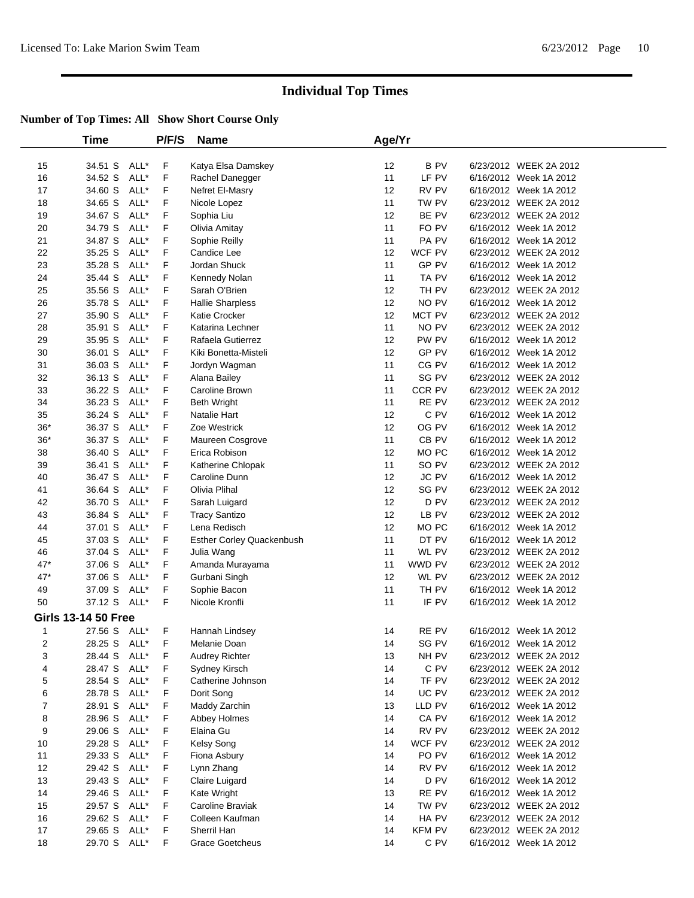# Individual Top Times

## Number of Top Times: All Show Short Course Only

| | Time | | P/F/S | Name | Age/Yr | | |
|---|---|---|---|---|---|---|---|
| 15 | 34.51 S | ALL* | F | Katya Elsa Damskey | 12 | B PV | 6/23/2012 WEEK 2A 2012 |
| 16 | 34.52 S | ALL* | F | Rachel Danegger | 11 | LF PV | 6/16/2012 Week 1A 2012 |
| 17 | 34.60 S | ALL* | F | Nefret El-Masry | 12 | RV PV | 6/16/2012 Week 1A 2012 |
| 18 | 34.65 S | ALL* | F | Nicole Lopez | 11 | TW PV | 6/23/2012 WEEK 2A 2012 |
| 19 | 34.67 S | ALL* | F | Sophia Liu | 12 | BE PV | 6/23/2012 WEEK 2A 2012 |
| 20 | 34.79 S | ALL* | F | Olivia Amitay | 11 | FO PV | 6/16/2012 Week 1A 2012 |
| 21 | 34.87 S | ALL* | F | Sophie Reilly | 11 | PA PV | 6/16/2012 Week 1A 2012 |
| 22 | 35.25 S | ALL* | F | Candice Lee | 12 | WCF PV | 6/23/2012 WEEK 2A 2012 |
| 23 | 35.28 S | ALL* | F | Jordan Shuck | 11 | GP PV | 6/16/2012 Week 1A 2012 |
| 24 | 35.44 S | ALL* | F | Kennedy Nolan | 11 | TA PV | 6/16/2012 Week 1A 2012 |
| 25 | 35.56 S | ALL* | F | Sarah O'Brien | 12 | TH PV | 6/23/2012 WEEK 2A 2012 |
| 26 | 35.78 S | ALL* | F | Hallie Sharpless | 12 | NO PV | 6/16/2012 Week 1A 2012 |
| 27 | 35.90 S | ALL* | F | Katie Crocker | 12 | MCT PV | 6/23/2012 WEEK 2A 2012 |
| 28 | 35.91 S | ALL* | F | Katarina Lechner | 11 | NO PV | 6/23/2012 WEEK 2A 2012 |
| 29 | 35.95 S | ALL* | F | Rafaela Gutierrez | 12 | PW PV | 6/16/2012 Week 1A 2012 |
| 30 | 36.01 S | ALL* | F | Kiki Bonetta-Misteli | 12 | GP PV | 6/16/2012 Week 1A 2012 |
| 31 | 36.03 S | ALL* | F | Jordyn Wagman | 11 | CG PV | 6/16/2012 Week 1A 2012 |
| 32 | 36.13 S | ALL* | F | Alana Bailey | 11 | SG PV | 6/23/2012 WEEK 2A 2012 |
| 33 | 36.22 S | ALL* | F | Caroline Brown | 11 | CCR PV | 6/23/2012 WEEK 2A 2012 |
| 34 | 36.23 S | ALL* | F | Beth Wright | 11 | RE PV | 6/23/2012 WEEK 2A 2012 |
| 35 | 36.24 S | ALL* | F | Natalie Hart | 12 | C PV | 6/16/2012 Week 1A 2012 |
| 36* | 36.37 S | ALL* | F | Zoe Westrick | 12 | OG PV | 6/16/2012 Week 1A 2012 |
| 36* | 36.37 S | ALL* | F | Maureen Cosgrove | 11 | CB PV | 6/16/2012 Week 1A 2012 |
| 38 | 36.40 S | ALL* | F | Erica Robison | 12 | MO PC | 6/16/2012 Week 1A 2012 |
| 39 | 36.41 S | ALL* | F | Katherine Chlopak | 11 | SO PV | 6/23/2012 WEEK 2A 2012 |
| 40 | 36.47 S | ALL* | F | Caroline Dunn | 12 | JC PV | 6/16/2012 Week 1A 2012 |
| 41 | 36.64 S | ALL* | F | Olivia Plihal | 12 | SG PV | 6/23/2012 WEEK 2A 2012 |
| 42 | 36.70 S | ALL* | F | Sarah Luigard | 12 | D PV | 6/23/2012 WEEK 2A 2012 |
| 43 | 36.84 S | ALL* | F | Tracy Santizo | 12 | LB PV | 6/23/2012 WEEK 2A 2012 |
| 44 | 37.01 S | ALL* | F | Lena Redisch | 12 | MO PC | 6/16/2012 Week 1A 2012 |
| 45 | 37.03 S | ALL* | F | Esther Corley Quackenbush | 11 | DT PV | 6/16/2012 Week 1A 2012 |
| 46 | 37.04 S | ALL* | F | Julia Wang | 11 | WL PV | 6/23/2012 WEEK 2A 2012 |
| 47* | 37.06 S | ALL* | F | Amanda Murayama | 11 | WWD PV | 6/23/2012 WEEK 2A 2012 |
| 47* | 37.06 S | ALL* | F | Gurbani Singh | 12 | WL PV | 6/23/2012 WEEK 2A 2012 |
| 49 | 37.09 S | ALL* | F | Sophie Bacon | 11 | TH PV | 6/16/2012 Week 1A 2012 |
| 50 | 37.12 S | ALL* | F | Nicole Kronfli | 11 | IF PV | 6/16/2012 Week 1A 2012 |

**Girls 13-14 50 Free**

| | Time | | P/F/S | Name | Age/Yr | | |
|---|---|---|---|---|---|---|---|
| 1 | 27.56 S | ALL* | F | Hannah Lindsey | 14 | RE PV | 6/16/2012 Week 1A 2012 |
| 2 | 28.25 S | ALL* | F | Melanie Doan | 14 | SG PV | 6/16/2012 Week 1A 2012 |
| 3 | 28.44 S | ALL* | F | Audrey Richter | 13 | NH PV | 6/23/2012 WEEK 2A 2012 |
| 4 | 28.47 S | ALL* | F | Sydney Kirsch | 14 | C PV | 6/23/2012 WEEK 2A 2012 |
| 5 | 28.54 S | ALL* | F | Catherine Johnson | 14 | TF PV | 6/23/2012 WEEK 2A 2012 |
| 6 | 28.78 S | ALL* | F | Dorit Song | 14 | UC PV | 6/23/2012 WEEK 2A 2012 |
| 7 | 28.91 S | ALL* | F | Maddy Zarchin | 13 | LLD PV | 6/16/2012 Week 1A 2012 |
| 8 | 28.96 S | ALL* | F | Abbey Holmes | 14 | CA PV | 6/16/2012 Week 1A 2012 |
| 9 | 29.06 S | ALL* | F | Elaina Gu | 14 | RV PV | 6/23/2012 WEEK 2A 2012 |
| 10 | 29.28 S | ALL* | F | Kelsy Song | 14 | WCF PV | 6/23/2012 WEEK 2A 2012 |
| 11 | 29.33 S | ALL* | F | Fiona Asbury | 14 | PO PV | 6/16/2012 Week 1A 2012 |
| 12 | 29.42 S | ALL* | F | Lynn Zhang | 14 | RV PV | 6/16/2012 Week 1A 2012 |
| 13 | 29.43 S | ALL* | F | Claire Luigard | 14 | D PV | 6/16/2012 Week 1A 2012 |
| 14 | 29.46 S | ALL* | F | Kate Wright | 13 | RE PV | 6/16/2012 Week 1A 2012 |
| 15 | 29.57 S | ALL* | F | Caroline Braviak | 14 | TW PV | 6/23/2012 WEEK 2A 2012 |
| 16 | 29.62 S | ALL* | F | Colleen Kaufman | 14 | HA PV | 6/23/2012 WEEK 2A 2012 |
| 17 | 29.65 S | ALL* | F | Sherril Han | 14 | KFM PV | 6/23/2012 WEEK 2A 2012 |
| 18 | 29.70 S | ALL* | F | Grace Goetcheus | 14 | C PV | 6/16/2012 Week 1A 2012 |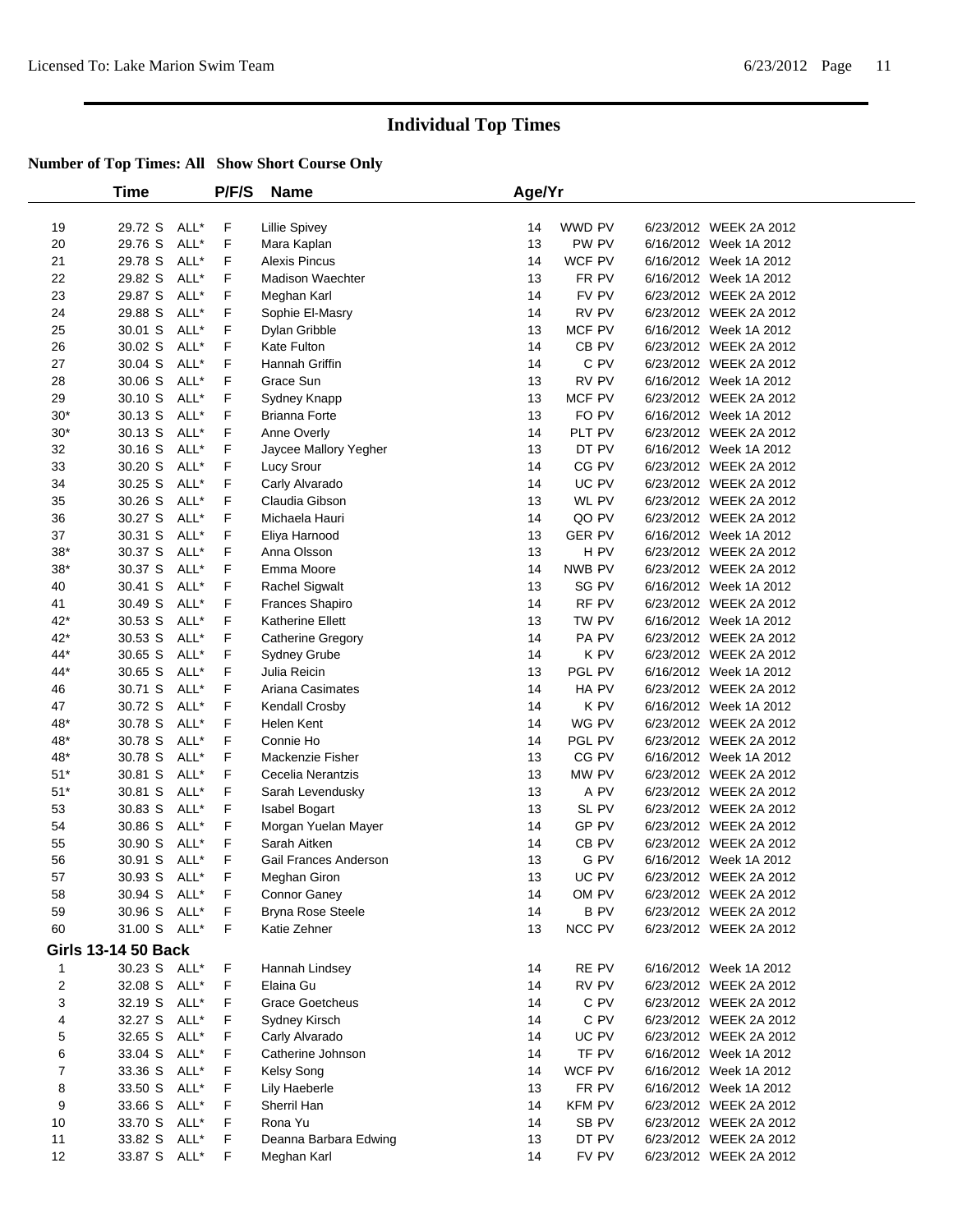# Individual Top Times

**Number of Top Times: All Show Short Course Only**

| | Time | | P/F/S | Name | Age/Yr | | |
|---|---|---|---|---|---|---|---|
| 19 | 29.72 S | ALL* | F | Lillie Spivey | 14 | WWD PV | 6/23/2012 WEEK 2A 2012 |
| 20 | 29.76 S | ALL* | F | Mara Kaplan | 13 | PW PV | 6/16/2012 Week 1A 2012 |
| 21 | 29.78 S | ALL* | F | Alexis Pincus | 14 | WCF PV | 6/16/2012 Week 1A 2012 |
| 22 | 29.82 S | ALL* | F | Madison Waechter | 13 | FR PV | 6/16/2012 Week 1A 2012 |
| 23 | 29.87 S | ALL* | F | Meghan Karl | 14 | FV PV | 6/23/2012 WEEK 2A 2012 |
| 24 | 29.88 S | ALL* | F | Sophie El-Masry | 14 | RV PV | 6/23/2012 WEEK 2A 2012 |
| 25 | 30.01 S | ALL* | F | Dylan Gribble | 13 | MCF PV | 6/16/2012 Week 1A 2012 |
| 26 | 30.02 S | ALL* | F | Kate Fulton | 14 | CB PV | 6/23/2012 WEEK 2A 2012 |
| 27 | 30.04 S | ALL* | F | Hannah Griffin | 14 | C PV | 6/23/2012 WEEK 2A 2012 |
| 28 | 30.06 S | ALL* | F | Grace Sun | 13 | RV PV | 6/16/2012 Week 1A 2012 |
| 29 | 30.10 S | ALL* | F | Sydney Knapp | 13 | MCF PV | 6/23/2012 WEEK 2A 2012 |
| 30* | 30.13 S | ALL* | F | Brianna Forte | 13 | FO PV | 6/16/2012 Week 1A 2012 |
| 30* | 30.13 S | ALL* | F | Anne Overly | 14 | PLT PV | 6/23/2012 WEEK 2A 2012 |
| 32 | 30.16 S | ALL* | F | Jaycee Mallory Yegher | 13 | DT PV | 6/16/2012 Week 1A 2012 |
| 33 | 30.20 S | ALL* | F | Lucy Srour | 14 | CG PV | 6/23/2012 WEEK 2A 2012 |
| 34 | 30.25 S | ALL* | F | Carly Alvarado | 14 | UC PV | 6/23/2012 WEEK 2A 2012 |
| 35 | 30.26 S | ALL* | F | Claudia Gibson | 13 | WL PV | 6/23/2012 WEEK 2A 2012 |
| 36 | 30.27 S | ALL* | F | Michaela Hauri | 14 | QO PV | 6/23/2012 WEEK 2A 2012 |
| 37 | 30.31 S | ALL* | F | Eliya Harnood | 13 | GER PV | 6/16/2012 Week 1A 2012 |
| 38* | 30.37 S | ALL* | F | Anna Olsson | 13 | H PV | 6/23/2012 WEEK 2A 2012 |
| 38* | 30.37 S | ALL* | F | Emma Moore | 14 | NWB PV | 6/23/2012 WEEK 2A 2012 |
| 40 | 30.41 S | ALL* | F | Rachel Sigwalt | 13 | SG PV | 6/16/2012 Week 1A 2012 |
| 41 | 30.49 S | ALL* | F | Frances Shapiro | 14 | RF PV | 6/23/2012 WEEK 2A 2012 |
| 42* | 30.53 S | ALL* | F | Katherine Ellett | 13 | TW PV | 6/16/2012 Week 1A 2012 |
| 42* | 30.53 S | ALL* | F | Catherine Gregory | 14 | PA PV | 6/23/2012 WEEK 2A 2012 |
| 44* | 30.65 S | ALL* | F | Sydney Grube | 14 | K PV | 6/23/2012 WEEK 2A 2012 |
| 44* | 30.65 S | ALL* | F | Julia Reicin | 13 | PGL PV | 6/16/2012 Week 1A 2012 |
| 46 | 30.71 S | ALL* | F | Ariana Casimates | 14 | HA PV | 6/23/2012 WEEK 2A 2012 |
| 47 | 30.72 S | ALL* | F | Kendall Crosby | 14 | K PV | 6/16/2012 Week 1A 2012 |
| 48* | 30.78 S | ALL* | F | Helen Kent | 14 | WG PV | 6/23/2012 WEEK 2A 2012 |
| 48* | 30.78 S | ALL* | F | Connie Ho | 14 | PGL PV | 6/23/2012 WEEK 2A 2012 |
| 48* | 30.78 S | ALL* | F | Mackenzie Fisher | 13 | CG PV | 6/16/2012 Week 1A 2012 |
| 51* | 30.81 S | ALL* | F | Cecelia Nerantzis | 13 | MW PV | 6/23/2012 WEEK 2A 2012 |
| 51* | 30.81 S | ALL* | F | Sarah Levendusky | 13 | A PV | 6/23/2012 WEEK 2A 2012 |
| 53 | 30.83 S | ALL* | F | Isabel Bogart | 13 | SL PV | 6/23/2012 WEEK 2A 2012 |
| 54 | 30.86 S | ALL* | F | Morgan Yuelan Mayer | 14 | GP PV | 6/23/2012 WEEK 2A 2012 |
| 55 | 30.90 S | ALL* | F | Sarah Aitken | 14 | CB PV | 6/23/2012 WEEK 2A 2012 |
| 56 | 30.91 S | ALL* | F | Gail Frances Anderson | 13 | G PV | 6/16/2012 Week 1A 2012 |
| 57 | 30.93 S | ALL* | F | Meghan Giron | 13 | UC PV | 6/23/2012 WEEK 2A 2012 |
| 58 | 30.94 S | ALL* | F | Connor Ganey | 14 | OM PV | 6/23/2012 WEEK 2A 2012 |
| 59 | 30.96 S | ALL* | F | Bryna Rose Steele | 14 | B PV | 6/23/2012 WEEK 2A 2012 |
| 60 | 31.00 S | ALL* | F | Katie Zehner | 13 | NCC PV | 6/23/2012 WEEK 2A 2012 |

**Girls 13-14 50 Back**

| | Time | | P/F/S | Name | Age/Yr | | |
|---|---|---|---|---|---|---|---|
| 1 | 30.23 S | ALL* | F | Hannah Lindsey | 14 | RE PV | 6/16/2012 Week 1A 2012 |
| 2 | 32.08 S | ALL* | F | Elaina Gu | 14 | RV PV | 6/23/2012 WEEK 2A 2012 |
| 3 | 32.19 S | ALL* | F | Grace Goetcheus | 14 | C PV | 6/23/2012 WEEK 2A 2012 |
| 4 | 32.27 S | ALL* | F | Sydney Kirsch | 14 | C PV | 6/23/2012 WEEK 2A 2012 |
| 5 | 32.65 S | ALL* | F | Carly Alvarado | 14 | UC PV | 6/23/2012 WEEK 2A 2012 |
| 6 | 33.04 S | ALL* | F | Catherine Johnson | 14 | TF PV | 6/16/2012 Week 1A 2012 |
| 7 | 33.36 S | ALL* | F | Kelsy Song | 14 | WCF PV | 6/16/2012 Week 1A 2012 |
| 8 | 33.50 S | ALL* | F | Lily Haeberle | 13 | FR PV | 6/16/2012 Week 1A 2012 |
| 9 | 33.66 S | ALL* | F | Sherril Han | 14 | KFM PV | 6/23/2012 WEEK 2A 2012 |
| 10 | 33.70 S | ALL* | F | Rona Yu | 14 | SB PV | 6/23/2012 WEEK 2A 2012 |
| 11 | 33.82 S | ALL* | F | Deanna Barbara Edwing | 13 | DT PV | 6/23/2012 WEEK 2A 2012 |
| 12 | 33.87 S | ALL* | F | Meghan Karl | 14 | FV PV | 6/23/2012 WEEK 2A 2012 |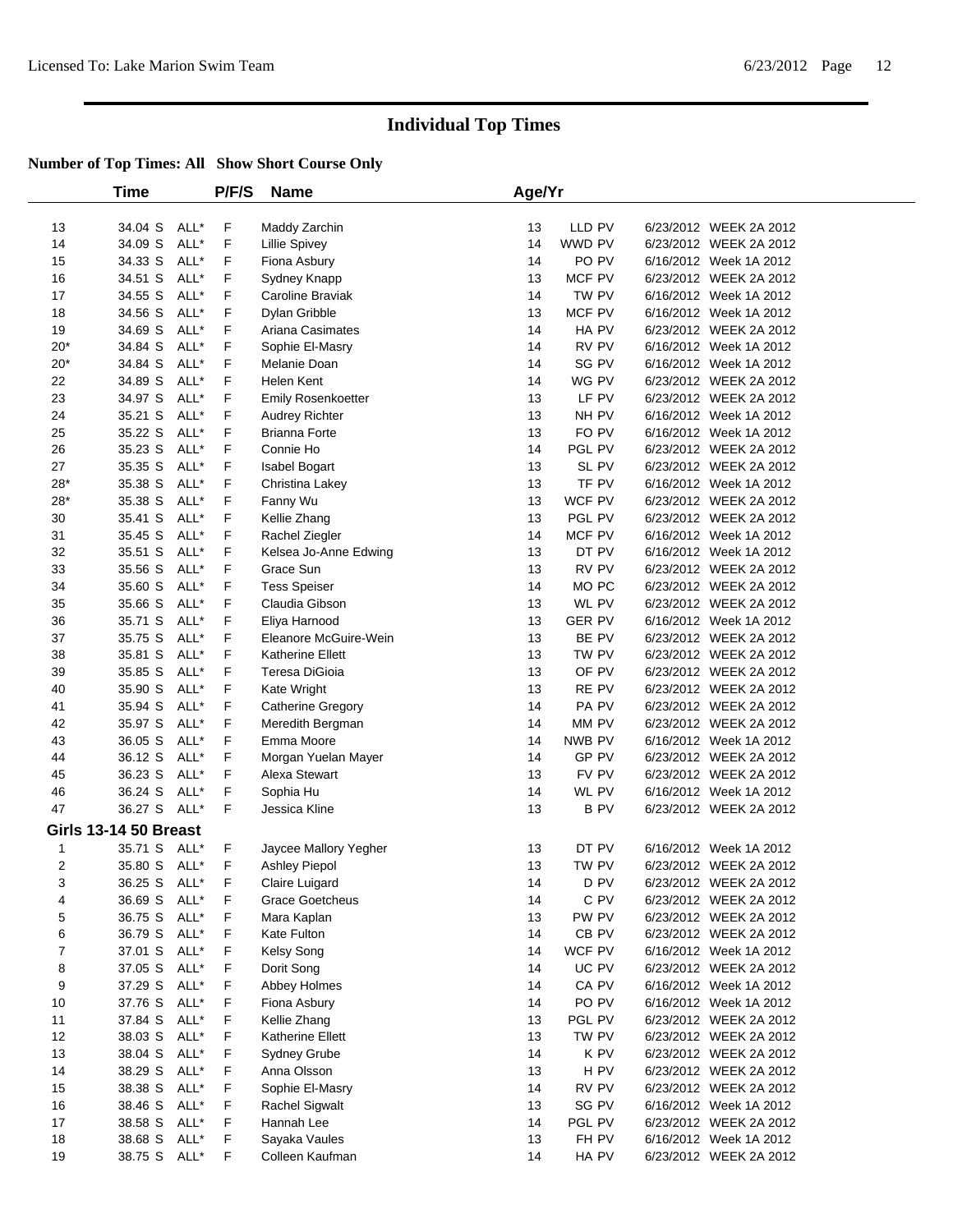# Individual Top Times

**Number of Top Times: All Show Short Course Only**

| | Time | | P/F/S | Name | Age/Yr | | |
|---|---|---|---|---|---|---|---|
| 13 | 34.04 S | ALL* | F | Maddy Zarchin | 13 | LLD PV | 6/23/2012 WEEK 2A 2012 |
| 14 | 34.09 S | ALL* | F | Lillie Spivey | 14 | WWD PV | 6/23/2012 WEEK 2A 2012 |
| 15 | 34.33 S | ALL* | F | Fiona Asbury | 14 | PO PV | 6/16/2012 Week 1A 2012 |
| 16 | 34.51 S | ALL* | F | Sydney Knapp | 13 | MCF PV | 6/23/2012 WEEK 2A 2012 |
| 17 | 34.55 S | ALL* | F | Caroline Braviak | 14 | TW PV | 6/16/2012 Week 1A 2012 |
| 18 | 34.56 S | ALL* | F | Dylan Gribble | 13 | MCF PV | 6/16/2012 Week 1A 2012 |
| 19 | 34.69 S | ALL* | F | Ariana Casimates | 14 | HA PV | 6/23/2012 WEEK 2A 2012 |
| 20* | 34.84 S | ALL* | F | Sophie El-Masry | 14 | RV PV | 6/16/2012 Week 1A 2012 |
| 20* | 34.84 S | ALL* | F | Melanie Doan | 14 | SG PV | 6/16/2012 Week 1A 2012 |
| 22 | 34.89 S | ALL* | F | Helen Kent | 14 | WG PV | 6/23/2012 WEEK 2A 2012 |
| 23 | 34.97 S | ALL* | F | Emily Rosenkoetter | 13 | LF PV | 6/23/2012 WEEK 2A 2012 |
| 24 | 35.21 S | ALL* | F | Audrey Richter | 13 | NH PV | 6/16/2012 Week 1A 2012 |
| 25 | 35.22 S | ALL* | F | Brianna Forte | 13 | FO PV | 6/16/2012 Week 1A 2012 |
| 26 | 35.23 S | ALL* | F | Connie Ho | 14 | PGL PV | 6/23/2012 WEEK 2A 2012 |
| 27 | 35.35 S | ALL* | F | Isabel Bogart | 13 | SL PV | 6/23/2012 WEEK 2A 2012 |
| 28* | 35.38 S | ALL* | F | Christina Lakey | 13 | TF PV | 6/16/2012 Week 1A 2012 |
| 28* | 35.38 S | ALL* | F | Fanny Wu | 13 | WCF PV | 6/23/2012 WEEK 2A 2012 |
| 30 | 35.41 S | ALL* | F | Kellie Zhang | 13 | PGL PV | 6/23/2012 WEEK 2A 2012 |
| 31 | 35.45 S | ALL* | F | Rachel Ziegler | 14 | MCF PV | 6/16/2012 Week 1A 2012 |
| 32 | 35.51 S | ALL* | F | Kelsea Jo-Anne Edwing | 13 | DT PV | 6/16/2012 Week 1A 2012 |
| 33 | 35.56 S | ALL* | F | Grace Sun | 13 | RV PV | 6/23/2012 WEEK 2A 2012 |
| 34 | 35.60 S | ALL* | F | Tess Speiser | 14 | MO PC | 6/23/2012 WEEK 2A 2012 |
| 35 | 35.66 S | ALL* | F | Claudia Gibson | 13 | WL PV | 6/23/2012 WEEK 2A 2012 |
| 36 | 35.71 S | ALL* | F | Eliya Harnood | 13 | GER PV | 6/16/2012 Week 1A 2012 |
| 37 | 35.75 S | ALL* | F | Eleanore McGuire-Wein | 13 | BE PV | 6/23/2012 WEEK 2A 2012 |
| 38 | 35.81 S | ALL* | F | Katherine Ellett | 13 | TW PV | 6/23/2012 WEEK 2A 2012 |
| 39 | 35.85 S | ALL* | F | Teresa DiGioia | 13 | OF PV | 6/23/2012 WEEK 2A 2012 |
| 40 | 35.90 S | ALL* | F | Kate Wright | 13 | RE PV | 6/23/2012 WEEK 2A 2012 |
| 41 | 35.94 S | ALL* | F | Catherine Gregory | 14 | PA PV | 6/23/2012 WEEK 2A 2012 |
| 42 | 35.97 S | ALL* | F | Meredith Bergman | 14 | MM PV | 6/23/2012 WEEK 2A 2012 |
| 43 | 36.05 S | ALL* | F | Emma Moore | 14 | NWB PV | 6/16/2012 Week 1A 2012 |
| 44 | 36.12 S | ALL* | F | Morgan Yuelan Mayer | 14 | GP PV | 6/23/2012 WEEK 2A 2012 |
| 45 | 36.23 S | ALL* | F | Alexa Stewart | 13 | FV PV | 6/23/2012 WEEK 2A 2012 |
| 46 | 36.24 S | ALL* | F | Sophia Hu | 14 | WL PV | 6/16/2012 Week 1A 2012 |
| 47 | 36.27 S | ALL* | F | Jessica Kline | 13 | B PV | 6/23/2012 WEEK 2A 2012 |
| **Girls 13-14 50 Breast** | | | | | | | |
| 1 | 35.71 S | ALL* | F | Jaycee Mallory Yegher | 13 | DT PV | 6/16/2012 Week 1A 2012 |
| 2 | 35.80 S | ALL* | F | Ashley Piepol | 13 | TW PV | 6/23/2012 WEEK 2A 2012 |
| 3 | 36.25 S | ALL* | F | Claire Luigard | 14 | D PV | 6/23/2012 WEEK 2A 2012 |
| 4 | 36.69 S | ALL* | F | Grace Goetcheus | 14 | C PV | 6/23/2012 WEEK 2A 2012 |
| 5 | 36.75 S | ALL* | F | Mara Kaplan | 13 | PW PV | 6/23/2012 WEEK 2A 2012 |
| 6 | 36.79 S | ALL* | F | Kate Fulton | 14 | CB PV | 6/23/2012 WEEK 2A 2012 |
| 7 | 37.01 S | ALL* | F | Kelsy Song | 14 | WCF PV | 6/16/2012 Week 1A 2012 |
| 8 | 37.05 S | ALL* | F | Dorit Song | 14 | UC PV | 6/23/2012 WEEK 2A 2012 |
| 9 | 37.29 S | ALL* | F | Abbey Holmes | 14 | CA PV | 6/16/2012 Week 1A 2012 |
| 10 | 37.76 S | ALL* | F | Fiona Asbury | 14 | PO PV | 6/16/2012 Week 1A 2012 |
| 11 | 37.84 S | ALL* | F | Kellie Zhang | 13 | PGL PV | 6/23/2012 WEEK 2A 2012 |
| 12 | 38.03 S | ALL* | F | Katherine Ellett | 13 | TW PV | 6/23/2012 WEEK 2A 2012 |
| 13 | 38.04 S | ALL* | F | Sydney Grube | 14 | K PV | 6/23/2012 WEEK 2A 2012 |
| 14 | 38.29 S | ALL* | F | Anna Olsson | 13 | H PV | 6/23/2012 WEEK 2A 2012 |
| 15 | 38.38 S | ALL* | F | Sophie El-Masry | 14 | RV PV | 6/23/2012 WEEK 2A 2012 |
| 16 | 38.46 S | ALL* | F | Rachel Sigwalt | 13 | SG PV | 6/16/2012 Week 1A 2012 |
| 17 | 38.58 S | ALL* | F | Hannah Lee | 14 | PGL PV | 6/23/2012 WEEK 2A 2012 |
| 18 | 38.68 S | ALL* | F | Sayaka Vaules | 13 | FH PV | 6/16/2012 Week 1A 2012 |
| 19 | 38.75 S | ALL* | F | Colleen Kaufman | 14 | HA PV | 6/23/2012 WEEK 2A 2012 |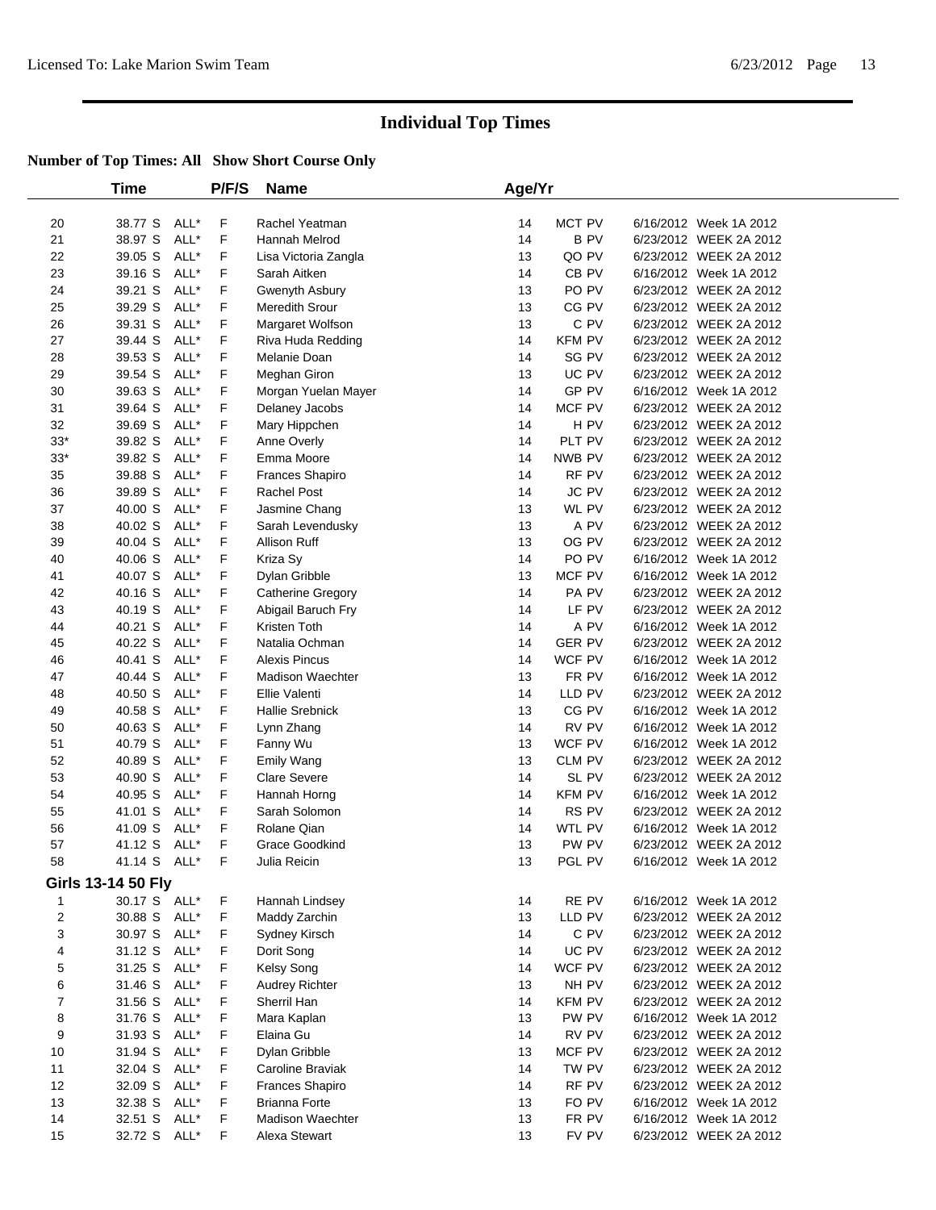# Individual Top Times

**Number of Top Times: All Show Short Course Only**

| | Time | | P/F/S | Name | Age/Yr | | |
|---|---|---|---|---|---|---|---|
| 20 | 38.77 S | ALL* | F | Rachel Yeatman | 14 | MCT PV | 6/16/2012 Week 1A 2012 |
| 21 | 38.97 S | ALL* | F | Hannah Melrod | 14 | B PV | 6/23/2012 WEEK 2A 2012 |
| 22 | 39.05 S | ALL* | F | Lisa Victoria Zangla | 13 | QO PV | 6/23/2012 WEEK 2A 2012 |
| 23 | 39.16 S | ALL* | F | Sarah Aitken | 14 | CB PV | 6/16/2012 Week 1A 2012 |
| 24 | 39.21 S | ALL* | F | Gwenyth Asbury | 13 | PO PV | 6/23/2012 WEEK 2A 2012 |
| 25 | 39.29 S | ALL* | F | Meredith Srour | 13 | CG PV | 6/23/2012 WEEK 2A 2012 |
| 26 | 39.31 S | ALL* | F | Margaret Wolfson | 13 | C PV | 6/23/2012 WEEK 2A 2012 |
| 27 | 39.44 S | ALL* | F | Riva Huda Redding | 14 | KFM PV | 6/23/2012 WEEK 2A 2012 |
| 28 | 39.53 S | ALL* | F | Melanie Doan | 14 | SG PV | 6/23/2012 WEEK 2A 2012 |
| 29 | 39.54 S | ALL* | F | Meghan Giron | 13 | UC PV | 6/23/2012 WEEK 2A 2012 |
| 30 | 39.63 S | ALL* | F | Morgan Yuelan Mayer | 14 | GP PV | 6/16/2012 Week 1A 2012 |
| 31 | 39.64 S | ALL* | F | Delaney Jacobs | 14 | MCF PV | 6/23/2012 WEEK 2A 2012 |
| 32 | 39.69 S | ALL* | F | Mary Hippchen | 14 | H PV | 6/23/2012 WEEK 2A 2012 |
| 33* | 39.82 S | ALL* | F | Anne Overly | 14 | PLT PV | 6/23/2012 WEEK 2A 2012 |
| 33* | 39.82 S | ALL* | F | Emma Moore | 14 | NWB PV | 6/23/2012 WEEK 2A 2012 |
| 35 | 39.88 S | ALL* | F | Frances Shapiro | 14 | RF PV | 6/23/2012 WEEK 2A 2012 |
| 36 | 39.89 S | ALL* | F | Rachel Post | 14 | JC PV | 6/23/2012 WEEK 2A 2012 |
| 37 | 40.00 S | ALL* | F | Jasmine Chang | 13 | WL PV | 6/23/2012 WEEK 2A 2012 |
| 38 | 40.02 S | ALL* | F | Sarah Levendusky | 13 | A PV | 6/23/2012 WEEK 2A 2012 |
| 39 | 40.04 S | ALL* | F | Allison Ruff | 13 | OG PV | 6/23/2012 WEEK 2A 2012 |
| 40 | 40.06 S | ALL* | F | Kriza Sy | 14 | PO PV | 6/16/2012 Week 1A 2012 |
| 41 | 40.07 S | ALL* | F | Dylan Gribble | 13 | MCF PV | 6/16/2012 Week 1A 2012 |
| 42 | 40.16 S | ALL* | F | Catherine Gregory | 14 | PA PV | 6/23/2012 WEEK 2A 2012 |
| 43 | 40.19 S | ALL* | F | Abigail Baruch Fry | 14 | LF PV | 6/23/2012 WEEK 2A 2012 |
| 44 | 40.21 S | ALL* | F | Kristen Toth | 14 | A PV | 6/16/2012 Week 1A 2012 |
| 45 | 40.22 S | ALL* | F | Natalia Ochman | 14 | GER PV | 6/23/2012 WEEK 2A 2012 |
| 46 | 40.41 S | ALL* | F | Alexis Pincus | 14 | WCF PV | 6/16/2012 Week 1A 2012 |
| 47 | 40.44 S | ALL* | F | Madison Waechter | 13 | FR PV | 6/16/2012 Week 1A 2012 |
| 48 | 40.50 S | ALL* | F | Ellie Valenti | 14 | LLD PV | 6/23/2012 WEEK 2A 2012 |
| 49 | 40.58 S | ALL* | F | Hallie Srebnick | 13 | CG PV | 6/16/2012 Week 1A 2012 |
| 50 | 40.63 S | ALL* | F | Lynn Zhang | 14 | RV PV | 6/16/2012 Week 1A 2012 |
| 51 | 40.79 S | ALL* | F | Fanny Wu | 13 | WCF PV | 6/16/2012 Week 1A 2012 |
| 52 | 40.89 S | ALL* | F | Emily Wang | 13 | CLM PV | 6/23/2012 WEEK 2A 2012 |
| 53 | 40.90 S | ALL* | F | Clare Severe | 14 | SL PV | 6/23/2012 WEEK 2A 2012 |
| 54 | 40.95 S | ALL* | F | Hannah Horng | 14 | KFM PV | 6/16/2012 Week 1A 2012 |
| 55 | 41.01 S | ALL* | F | Sarah Solomon | 14 | RS PV | 6/23/2012 WEEK 2A 2012 |
| 56 | 41.09 S | ALL* | F | Rolane Qian | 14 | WTL PV | 6/16/2012 Week 1A 2012 |
| 57 | 41.12 S | ALL* | F | Grace Goodkind | 13 | PW PV | 6/23/2012 WEEK 2A 2012 |
| 58 | 41.14 S | ALL* | F | Julia Reicin | 13 | PGL PV | 6/16/2012 Week 1A 2012 |

## Girls 13-14 50 Fly

| | Time | | P/F/S | Name | Age/Yr | | |
|---|---|---|---|---|---|---|---|
| 1 | 30.17 S | ALL* | F | Hannah Lindsey | 14 | RE PV | 6/16/2012 Week 1A 2012 |
| 2 | 30.88 S | ALL* | F | Maddy Zarchin | 13 | LLD PV | 6/23/2012 WEEK 2A 2012 |
| 3 | 30.97 S | ALL* | F | Sydney Kirsch | 14 | C PV | 6/23/2012 WEEK 2A 2012 |
| 4 | 31.12 S | ALL* | F | Dorit Song | 14 | UC PV | 6/23/2012 WEEK 2A 2012 |
| 5 | 31.25 S | ALL* | F | Kelsy Song | 14 | WCF PV | 6/23/2012 WEEK 2A 2012 |
| 6 | 31.46 S | ALL* | F | Audrey Richter | 13 | NH PV | 6/23/2012 WEEK 2A 2012 |
| 7 | 31.56 S | ALL* | F | Sherril Han | 14 | KFM PV | 6/23/2012 WEEK 2A 2012 |
| 8 | 31.76 S | ALL* | F | Mara Kaplan | 13 | PW PV | 6/16/2012 Week 1A 2012 |
| 9 | 31.93 S | ALL* | F | Elaina Gu | 14 | RV PV | 6/23/2012 WEEK 2A 2012 |
| 10 | 31.94 S | ALL* | F | Dylan Gribble | 13 | MCF PV | 6/23/2012 WEEK 2A 2012 |
| 11 | 32.04 S | ALL* | F | Caroline Braviak | 14 | TW PV | 6/23/2012 WEEK 2A 2012 |
| 12 | 32.09 S | ALL* | F | Frances Shapiro | 14 | RF PV | 6/23/2012 WEEK 2A 2012 |
| 13 | 32.38 S | ALL* | F | Brianna Forte | 13 | FO PV | 6/16/2012 Week 1A 2012 |
| 14 | 32.51 S | ALL* | F | Madison Waechter | 13 | FR PV | 6/16/2012 Week 1A 2012 |
| 15 | 32.72 S | ALL* | F | Alexa Stewart | 13 | FV PV | 6/23/2012 WEEK 2A 2012 |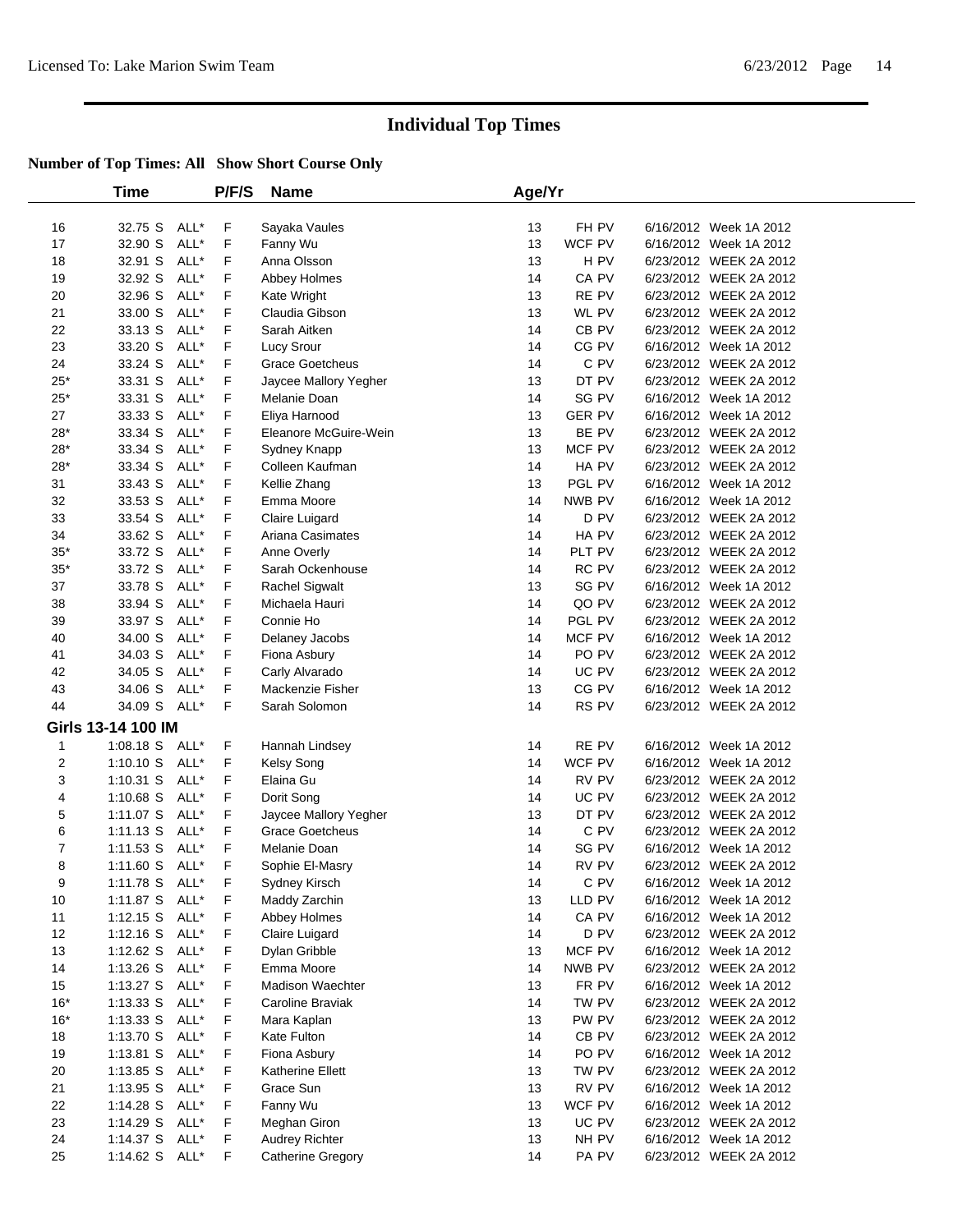# Individual Top Times

**Number of Top Times: All Show Short Course Only**

| | Time | | P/F/S | Name | Age/Yr | | |
|---|---|---|---|---|---|---|---|
| 16 | 32.75 S | ALL* | F | Sayaka Vaules | 13 | FH PV | 6/16/2012 Week 1A 2012 |
| 17 | 32.90 S | ALL* | F | Fanny Wu | 13 | WCF PV | 6/16/2012 Week 1A 2012 |
| 18 | 32.91 S | ALL* | F | Anna Olsson | 13 | H PV | 6/23/2012 WEEK 2A 2012 |
| 19 | 32.92 S | ALL* | F | Abbey Holmes | 14 | CA PV | 6/23/2012 WEEK 2A 2012 |
| 20 | 32.96 S | ALL* | F | Kate Wright | 13 | RE PV | 6/23/2012 WEEK 2A 2012 |
| 21 | 33.00 S | ALL* | F | Claudia Gibson | 13 | WL PV | 6/23/2012 WEEK 2A 2012 |
| 22 | 33.13 S | ALL* | F | Sarah Aitken | 14 | CB PV | 6/23/2012 WEEK 2A 2012 |
| 23 | 33.20 S | ALL* | F | Lucy Srour | 14 | CG PV | 6/16/2012 Week 1A 2012 |
| 24 | 33.24 S | ALL* | F | Grace Goetcheus | 14 | C PV | 6/23/2012 WEEK 2A 2012 |
| 25* | 33.31 S | ALL* | F | Jaycee Mallory Yegher | 13 | DT PV | 6/23/2012 WEEK 2A 2012 |
| 25* | 33.31 S | ALL* | F | Melanie Doan | 14 | SG PV | 6/16/2012 Week 1A 2012 |
| 27 | 33.33 S | ALL* | F | Eliya Harnood | 13 | GER PV | 6/16/2012 Week 1A 2012 |
| 28* | 33.34 S | ALL* | F | Eleanore McGuire-Wein | 13 | BE PV | 6/23/2012 WEEK 2A 2012 |
| 28* | 33.34 S | ALL* | F | Sydney Knapp | 13 | MCF PV | 6/23/2012 WEEK 2A 2012 |
| 28* | 33.34 S | ALL* | F | Colleen Kaufman | 14 | HA PV | 6/23/2012 WEEK 2A 2012 |
| 31 | 33.43 S | ALL* | F | Kellie Zhang | 13 | PGL PV | 6/16/2012 Week 1A 2012 |
| 32 | 33.53 S | ALL* | F | Emma Moore | 14 | NWB PV | 6/16/2012 Week 1A 2012 |
| 33 | 33.54 S | ALL* | F | Claire Luigard | 14 | D PV | 6/23/2012 WEEK 2A 2012 |
| 34 | 33.62 S | ALL* | F | Ariana Casimates | 14 | HA PV | 6/23/2012 WEEK 2A 2012 |
| 35* | 33.72 S | ALL* | F | Anne Overly | 14 | PLT PV | 6/23/2012 WEEK 2A 2012 |
| 35* | 33.72 S | ALL* | F | Sarah Ockenhouse | 14 | RC PV | 6/23/2012 WEEK 2A 2012 |
| 37 | 33.78 S | ALL* | F | Rachel Sigwalt | 13 | SG PV | 6/16/2012 Week 1A 2012 |
| 38 | 33.94 S | ALL* | F | Michaela Hauri | 14 | QO PV | 6/23/2012 WEEK 2A 2012 |
| 39 | 33.97 S | ALL* | F | Connie Ho | 14 | PGL PV | 6/23/2012 WEEK 2A 2012 |
| 40 | 34.00 S | ALL* | F | Delaney Jacobs | 14 | MCF PV | 6/16/2012 Week 1A 2012 |
| 41 | 34.03 S | ALL* | F | Fiona Asbury | 14 | PO PV | 6/23/2012 WEEK 2A 2012 |
| 42 | 34.05 S | ALL* | F | Carly Alvarado | 14 | UC PV | 6/23/2012 WEEK 2A 2012 |
| 43 | 34.06 S | ALL* | F | Mackenzie Fisher | 13 | CG PV | 6/16/2012 Week 1A 2012 |
| 44 | 34.09 S | ALL* | F | Sarah Solomon | 14 | RS PV | 6/23/2012 WEEK 2A 2012 |
| **Girls 13-14 100 IM** | | | | | | | |
| 1 | 1:08.18 S | ALL* | F | Hannah Lindsey | 14 | RE PV | 6/16/2012 Week 1A 2012 |
| 2 | 1:10.10 S | ALL* | F | Kelsy Song | 14 | WCF PV | 6/16/2012 Week 1A 2012 |
| 3 | 1:10.31 S | ALL* | F | Elaina Gu | 14 | RV PV | 6/23/2012 WEEK 2A 2012 |
| 4 | 1:10.68 S | ALL* | F | Dorit Song | 14 | UC PV | 6/23/2012 WEEK 2A 2012 |
| 5 | 1:11.07 S | ALL* | F | Jaycee Mallory Yegher | 13 | DT PV | 6/23/2012 WEEK 2A 2012 |
| 6 | 1:11.13 S | ALL* | F | Grace Goetcheus | 14 | C PV | 6/23/2012 WEEK 2A 2012 |
| 7 | 1:11.53 S | ALL* | F | Melanie Doan | 14 | SG PV | 6/16/2012 Week 1A 2012 |
| 8 | 1:11.60 S | ALL* | F | Sophie El-Masry | 14 | RV PV | 6/23/2012 WEEK 2A 2012 |
| 9 | 1:11.78 S | ALL* | F | Sydney Kirsch | 14 | C PV | 6/16/2012 Week 1A 2012 |
| 10 | 1:11.87 S | ALL* | F | Maddy Zarchin | 13 | LLD PV | 6/16/2012 Week 1A 2012 |
| 11 | 1:12.15 S | ALL* | F | Abbey Holmes | 14 | CA PV | 6/16/2012 Week 1A 2012 |
| 12 | 1:12.16 S | ALL* | F | Claire Luigard | 14 | D PV | 6/23/2012 WEEK 2A 2012 |
| 13 | 1:12.62 S | ALL* | F | Dylan Gribble | 13 | MCF PV | 6/16/2012 Week 1A 2012 |
| 14 | 1:13.26 S | ALL* | F | Emma Moore | 14 | NWB PV | 6/23/2012 WEEK 2A 2012 |
| 15 | 1:13.27 S | ALL* | F | Madison Waechter | 13 | FR PV | 6/16/2012 Week 1A 2012 |
| 16* | 1:13.33 S | ALL* | F | Caroline Braviak | 14 | TW PV | 6/23/2012 WEEK 2A 2012 |
| 16* | 1:13.33 S | ALL* | F | Mara Kaplan | 13 | PW PV | 6/23/2012 WEEK 2A 2012 |
| 18 | 1:13.70 S | ALL* | F | Kate Fulton | 14 | CB PV | 6/23/2012 WEEK 2A 2012 |
| 19 | 1:13.81 S | ALL* | F | Fiona Asbury | 14 | PO PV | 6/16/2012 Week 1A 2012 |
| 20 | 1:13.85 S | ALL* | F | Katherine Ellett | 13 | TW PV | 6/23/2012 WEEK 2A 2012 |
| 21 | 1:13.95 S | ALL* | F | Grace Sun | 13 | RV PV | 6/16/2012 Week 1A 2012 |
| 22 | 1:14.28 S | ALL* | F | Fanny Wu | 13 | WCF PV | 6/16/2012 Week 1A 2012 |
| 23 | 1:14.29 S | ALL* | F | Meghan Giron | 13 | UC PV | 6/23/2012 WEEK 2A 2012 |
| 24 | 1:14.37 S | ALL* | F | Audrey Richter | 13 | NH PV | 6/16/2012 Week 1A 2012 |
| 25 | 1:14.62 S | ALL* | F | Catherine Gregory | 14 | PA PV | 6/23/2012 WEEK 2A 2012 |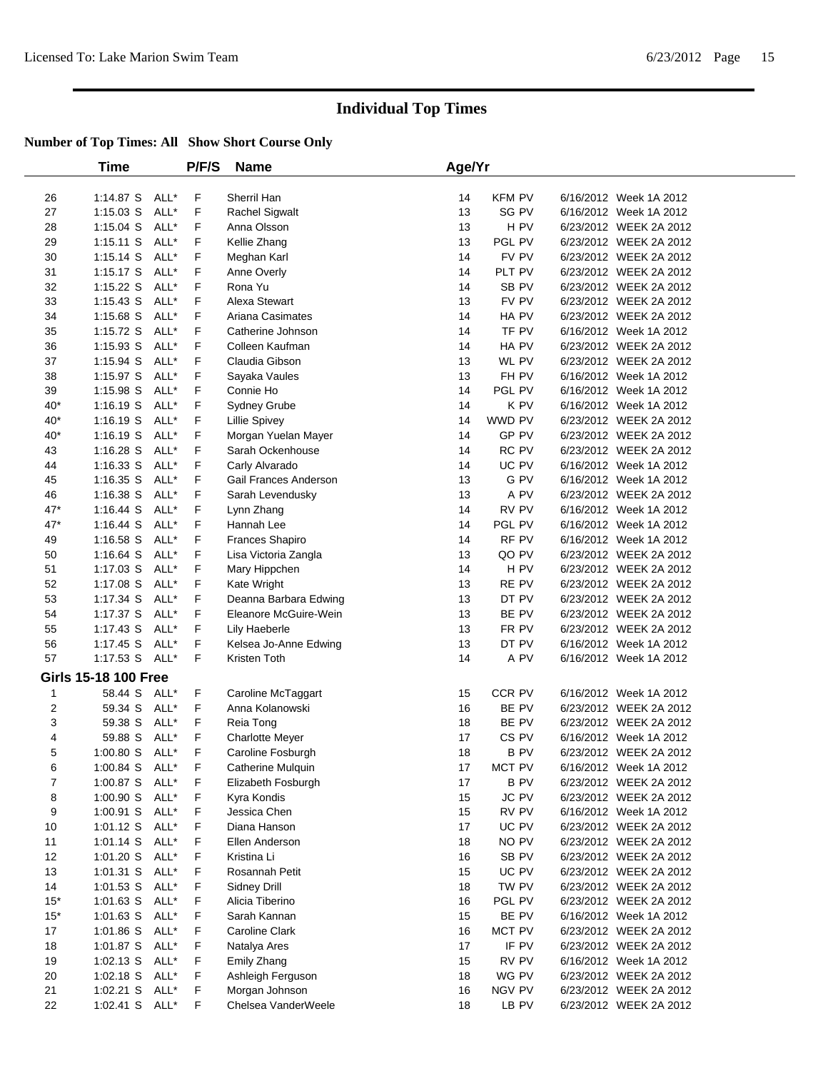# Individual Top Times

**Number of Top Times: All Show Short Course Only**

| | Time | | P/F/S | Name | Age/Yr | | |
|---|---|---|---|---|---|---|---|
| 26 | 1:14.87 S | ALL* | F | Sherril Han | 14 | KFM PV | 6/16/2012 Week 1A 2012 |
| 27 | 1:15.03 S | ALL* | F | Rachel Sigwalt | 13 | SG PV | 6/16/2012 Week 1A 2012 |
| 28 | 1:15.04 S | ALL* | F | Anna Olsson | 13 | H PV | 6/23/2012 WEEK 2A 2012 |
| 29 | 1:15.11 S | ALL* | F | Kellie Zhang | 13 | PGL PV | 6/23/2012 WEEK 2A 2012 |
| 30 | 1:15.14 S | ALL* | F | Meghan Karl | 14 | FV PV | 6/23/2012 WEEK 2A 2012 |
| 31 | 1:15.17 S | ALL* | F | Anne Overly | 14 | PLT PV | 6/23/2012 WEEK 2A 2012 |
| 32 | 1:15.22 S | ALL* | F | Rona Yu | 14 | SB PV | 6/23/2012 WEEK 2A 2012 |
| 33 | 1:15.43 S | ALL* | F | Alexa Stewart | 13 | FV PV | 6/23/2012 WEEK 2A 2012 |
| 34 | 1:15.68 S | ALL* | F | Ariana Casimates | 14 | HA PV | 6/23/2012 WEEK 2A 2012 |
| 35 | 1:15.72 S | ALL* | F | Catherine Johnson | 14 | TF PV | 6/16/2012 Week 1A 2012 |
| 36 | 1:15.93 S | ALL* | F | Colleen Kaufman | 14 | HA PV | 6/23/2012 WEEK 2A 2012 |
| 37 | 1:15.94 S | ALL* | F | Claudia Gibson | 13 | WL PV | 6/23/2012 WEEK 2A 2012 |
| 38 | 1:15.97 S | ALL* | F | Sayaka Vaules | 13 | FH PV | 6/16/2012 Week 1A 2012 |
| 39 | 1:15.98 S | ALL* | F | Connie Ho | 14 | PGL PV | 6/16/2012 Week 1A 2012 |
| 40* | 1:16.19 S | ALL* | F | Sydney Grube | 14 | K PV | 6/16/2012 Week 1A 2012 |
| 40* | 1:16.19 S | ALL* | F | Lillie Spivey | 14 | WWD PV | 6/23/2012 WEEK 2A 2012 |
| 40* | 1:16.19 S | ALL* | F | Morgan Yuelan Mayer | 14 | GP PV | 6/23/2012 WEEK 2A 2012 |
| 43 | 1:16.28 S | ALL* | F | Sarah Ockenhouse | 14 | RC PV | 6/23/2012 WEEK 2A 2012 |
| 44 | 1:16.33 S | ALL* | F | Carly Alvarado | 14 | UC PV | 6/16/2012 Week 1A 2012 |
| 45 | 1:16.35 S | ALL* | F | Gail Frances Anderson | 13 | G PV | 6/16/2012 Week 1A 2012 |
| 46 | 1:16.38 S | ALL* | F | Sarah Levendusky | 13 | A PV | 6/23/2012 WEEK 2A 2012 |
| 47* | 1:16.44 S | ALL* | F | Lynn Zhang | 14 | RV PV | 6/16/2012 Week 1A 2012 |
| 47* | 1:16.44 S | ALL* | F | Hannah Lee | 14 | PGL PV | 6/16/2012 Week 1A 2012 |
| 49 | 1:16.58 S | ALL* | F | Frances Shapiro | 14 | RF PV | 6/16/2012 Week 1A 2012 |
| 50 | 1:16.64 S | ALL* | F | Lisa Victoria Zangla | 13 | QO PV | 6/23/2012 WEEK 2A 2012 |
| 51 | 1:17.03 S | ALL* | F | Mary Hippchen | 14 | H PV | 6/23/2012 WEEK 2A 2012 |
| 52 | 1:17.08 S | ALL* | F | Kate Wright | 13 | RE PV | 6/23/2012 WEEK 2A 2012 |
| 53 | 1:17.34 S | ALL* | F | Deanna Barbara Edwing | 13 | DT PV | 6/23/2012 WEEK 2A 2012 |
| 54 | 1:17.37 S | ALL* | F | Eleanore McGuire-Wein | 13 | BE PV | 6/23/2012 WEEK 2A 2012 |
| 55 | 1:17.43 S | ALL* | F | Lily Haeberle | 13 | FR PV | 6/23/2012 WEEK 2A 2012 |
| 56 | 1:17.45 S | ALL* | F | Kelsea Jo-Anne Edwing | 13 | DT PV | 6/16/2012 Week 1A 2012 |
| 57 | 1:17.53 S | ALL* | F | Kristen Toth | 14 | A PV | 6/16/2012 Week 1A 2012 |

**Girls 15-18 100 Free**

| | Time | | P/F/S | Name | Age/Yr | | |
|---|---|---|---|---|---|---|---|
| 1 | 58.44 S | ALL* | F | Caroline McTaggart | 15 | CCR PV | 6/16/2012 Week 1A 2012 |
| 2 | 59.34 S | ALL* | F | Anna Kolanowski | 16 | BE PV | 6/23/2012 WEEK 2A 2012 |
| 3 | 59.38 S | ALL* | F | Reia Tong | 18 | BE PV | 6/23/2012 WEEK 2A 2012 |
| 4 | 59.88 S | ALL* | F | Charlotte Meyer | 17 | CS PV | 6/16/2012 Week 1A 2012 |
| 5 | 1:00.80 S | ALL* | F | Caroline Fosburgh | 18 | B PV | 6/23/2012 WEEK 2A 2012 |
| 6 | 1:00.84 S | ALL* | F | Catherine Mulquin | 17 | MCT PV | 6/16/2012 Week 1A 2012 |
| 7 | 1:00.87 S | ALL* | F | Elizabeth Fosburgh | 17 | B PV | 6/23/2012 WEEK 2A 2012 |
| 8 | 1:00.90 S | ALL* | F | Kyra Kondis | 15 | JC PV | 6/23/2012 WEEK 2A 2012 |
| 9 | 1:00.91 S | ALL* | F | Jessica Chen | 15 | RV PV | 6/16/2012 Week 1A 2012 |
| 10 | 1:01.12 S | ALL* | F | Diana Hanson | 17 | UC PV | 6/23/2012 WEEK 2A 2012 |
| 11 | 1:01.14 S | ALL* | F | Ellen Anderson | 18 | NO PV | 6/23/2012 WEEK 2A 2012 |
| 12 | 1:01.20 S | ALL* | F | Kristina Li | 16 | SB PV | 6/23/2012 WEEK 2A 2012 |
| 13 | 1:01.31 S | ALL* | F | Rosannah Petit | 15 | UC PV | 6/23/2012 WEEK 2A 2012 |
| 14 | 1:01.53 S | ALL* | F | Sidney Drill | 18 | TW PV | 6/23/2012 WEEK 2A 2012 |
| 15* | 1:01.63 S | ALL* | F | Alicia Tiberino | 16 | PGL PV | 6/23/2012 WEEK 2A 2012 |
| 15* | 1:01.63 S | ALL* | F | Sarah Kannan | 15 | BE PV | 6/16/2012 Week 1A 2012 |
| 17 | 1:01.86 S | ALL* | F | Caroline Clark | 16 | MCT PV | 6/23/2012 WEEK 2A 2012 |
| 18 | 1:01.87 S | ALL* | F | Natalya Ares | 17 | IF PV | 6/23/2012 WEEK 2A 2012 |
| 19 | 1:02.13 S | ALL* | F | Emily Zhang | 15 | RV PV | 6/16/2012 Week 1A 2012 |
| 20 | 1:02.18 S | ALL* | F | Ashleigh Ferguson | 18 | WG PV | 6/23/2012 WEEK 2A 2012 |
| 21 | 1:02.21 S | ALL* | F | Morgan Johnson | 16 | NGV PV | 6/23/2012 WEEK 2A 2012 |
| 22 | 1:02.41 S | ALL* | F | Chelsea VanderWeele | 18 | LB PV | 6/23/2012 WEEK 2A 2012 |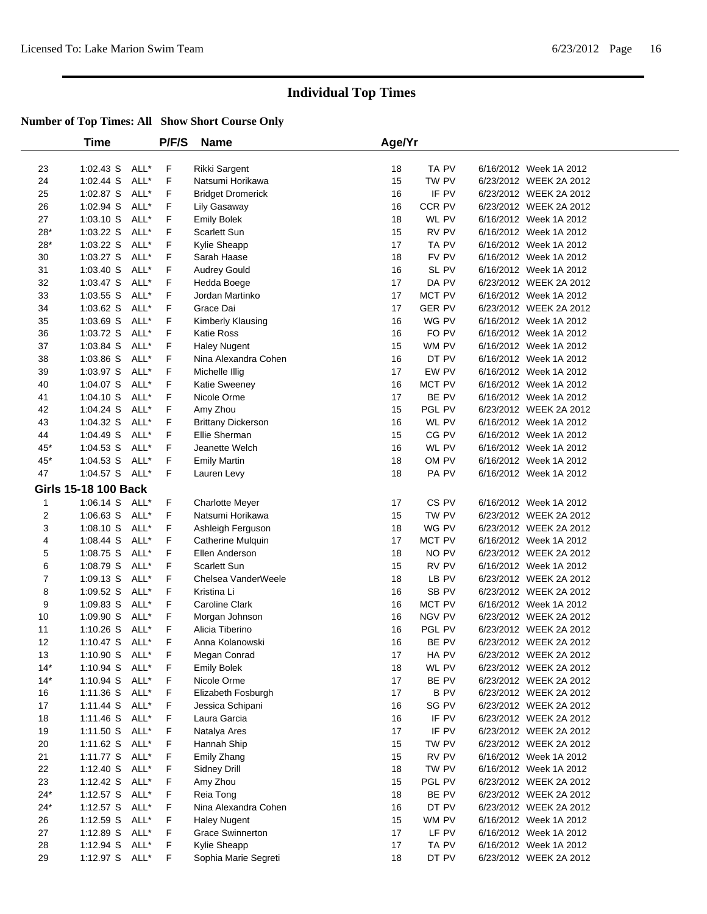# Individual Top Times

### Number of Top Times: All Show Short Course Only

| | Time | | P/F/S | Name | Age/Yr | | |
|---|---|---|---|---|---|---|---|
| 23 | 1:02.43 S | ALL* | F | Rikki Sargent | 18 | TA PV | 6/16/2012 Week 1A 2012 |
| 24 | 1:02.44 S | ALL* | F | Natsumi Horikawa | 15 | TW PV | 6/23/2012 WEEK 2A 2012 |
| 25 | 1:02.87 S | ALL* | F | Bridget Dromerick | 16 | IF PV | 6/23/2012 WEEK 2A 2012 |
| 26 | 1:02.94 S | ALL* | F | Lily Gasaway | 16 | CCR PV | 6/23/2012 WEEK 2A 2012 |
| 27 | 1:03.10 S | ALL* | F | Emily Bolek | 18 | WL PV | 6/16/2012 Week 1A 2012 |
| 28* | 1:03.22 S | ALL* | F | Scarlett Sun | 15 | RV PV | 6/16/2012 Week 1A 2012 |
| 28* | 1:03.22 S | ALL* | F | Kylie Sheapp | 17 | TA PV | 6/16/2012 Week 1A 2012 |
| 30 | 1:03.27 S | ALL* | F | Sarah Haase | 18 | FV PV | 6/16/2012 Week 1A 2012 |
| 31 | 1:03.40 S | ALL* | F | Audrey Gould | 16 | SL PV | 6/16/2012 Week 1A 2012 |
| 32 | 1:03.47 S | ALL* | F | Hedda Boege | 17 | DA PV | 6/23/2012 WEEK 2A 2012 |
| 33 | 1:03.55 S | ALL* | F | Jordan Martinko | 17 | MCT PV | 6/16/2012 Week 1A 2012 |
| 34 | 1:03.62 S | ALL* | F | Grace Dai | 17 | GER PV | 6/23/2012 WEEK 2A 2012 |
| 35 | 1:03.69 S | ALL* | F | Kimberly Klausing | 16 | WG PV | 6/16/2012 Week 1A 2012 |
| 36 | 1:03.72 S | ALL* | F | Katie Ross | 16 | FO PV | 6/16/2012 Week 1A 2012 |
| 37 | 1:03.84 S | ALL* | F | Haley Nugent | 15 | WM PV | 6/16/2012 Week 1A 2012 |
| 38 | 1:03.86 S | ALL* | F | Nina Alexandra Cohen | 16 | DT PV | 6/16/2012 Week 1A 2012 |
| 39 | 1:03.97 S | ALL* | F | Michelle Illig | 17 | EW PV | 6/16/2012 Week 1A 2012 |
| 40 | 1:04.07 S | ALL* | F | Katie Sweeney | 16 | MCT PV | 6/16/2012 Week 1A 2012 |
| 41 | 1:04.10 S | ALL* | F | Nicole Orme | 17 | BE PV | 6/16/2012 Week 1A 2012 |
| 42 | 1:04.24 S | ALL* | F | Amy Zhou | 15 | PGL PV | 6/23/2012 WEEK 2A 2012 |
| 43 | 1:04.32 S | ALL* | F | Brittany Dickerson | 16 | WL PV | 6/16/2012 Week 1A 2012 |
| 44 | 1:04.49 S | ALL* | F | Ellie Sherman | 15 | CG PV | 6/16/2012 Week 1A 2012 |
| 45* | 1:04.53 S | ALL* | F | Jeanette Welch | 16 | WL PV | 6/16/2012 Week 1A 2012 |
| 45* | 1:04.53 S | ALL* | F | Emily Martin | 18 | OM PV | 6/16/2012 Week 1A 2012 |
| 47 | 1:04.57 S | ALL* | F | Lauren Levy | 18 | PA PV | 6/16/2012 Week 1A 2012 |

**Girls 15-18 100 Back**

| | Time | | P/F/S | Name | Age/Yr | | |
|---|---|---|---|---|---|---|---|
| 1 | 1:06.14 S | ALL* | F | Charlotte Meyer | 17 | CS PV | 6/16/2012 Week 1A 2012 |
| 2 | 1:06.63 S | ALL* | F | Natsumi Horikawa | 15 | TW PV | 6/23/2012 WEEK 2A 2012 |
| 3 | 1:08.10 S | ALL* | F | Ashleigh Ferguson | 18 | WG PV | 6/23/2012 WEEK 2A 2012 |
| 4 | 1:08.44 S | ALL* | F | Catherine Mulquin | 17 | MCT PV | 6/16/2012 Week 1A 2012 |
| 5 | 1:08.75 S | ALL* | F | Ellen Anderson | 18 | NO PV | 6/23/2012 WEEK 2A 2012 |
| 6 | 1:08.79 S | ALL* | F | Scarlett Sun | 15 | RV PV | 6/16/2012 Week 1A 2012 |
| 7 | 1:09.13 S | ALL* | F | Chelsea VanderWeele | 18 | LB PV | 6/23/2012 WEEK 2A 2012 |
| 8 | 1:09.52 S | ALL* | F | Kristina Li | 16 | SB PV | 6/23/2012 WEEK 2A 2012 |
| 9 | 1:09.83 S | ALL* | F | Caroline Clark | 16 | MCT PV | 6/16/2012 Week 1A 2012 |
| 10 | 1:09.90 S | ALL* | F | Morgan Johnson | 16 | NGV PV | 6/23/2012 WEEK 2A 2012 |
| 11 | 1:10.26 S | ALL* | F | Alicia Tiberino | 16 | PGL PV | 6/23/2012 WEEK 2A 2012 |
| 12 | 1:10.47 S | ALL* | F | Anna Kolanowski | 16 | BE PV | 6/23/2012 WEEK 2A 2012 |
| 13 | 1:10.90 S | ALL* | F | Megan Conrad | 17 | HA PV | 6/23/2012 WEEK 2A 2012 |
| 14* | 1:10.94 S | ALL* | F | Emily Bolek | 18 | WL PV | 6/23/2012 WEEK 2A 2012 |
| 14* | 1:10.94 S | ALL* | F | Nicole Orme | 17 | BE PV | 6/23/2012 WEEK 2A 2012 |
| 16 | 1:11.36 S | ALL* | F | Elizabeth Fosburgh | 17 | B PV | 6/23/2012 WEEK 2A 2012 |
| 17 | 1:11.44 S | ALL* | F | Jessica Schipani | 16 | SG PV | 6/23/2012 WEEK 2A 2012 |
| 18 | 1:11.46 S | ALL* | F | Laura Garcia | 16 | IF PV | 6/23/2012 WEEK 2A 2012 |
| 19 | 1:11.50 S | ALL* | F | Natalya Ares | 17 | IF PV | 6/23/2012 WEEK 2A 2012 |
| 20 | 1:11.62 S | ALL* | F | Hannah Ship | 15 | TW PV | 6/23/2012 WEEK 2A 2012 |
| 21 | 1:11.77 S | ALL* | F | Emily Zhang | 15 | RV PV | 6/16/2012 Week 1A 2012 |
| 22 | 1:12.40 S | ALL* | F | Sidney Drill | 18 | TW PV | 6/16/2012 Week 1A 2012 |
| 23 | 1:12.42 S | ALL* | F | Amy Zhou | 15 | PGL PV | 6/23/2012 WEEK 2A 2012 |
| 24* | 1:12.57 S | ALL* | F | Reia Tong | 18 | BE PV | 6/23/2012 WEEK 2A 2012 |
| 24* | 1:12.57 S | ALL* | F | Nina Alexandra Cohen | 16 | DT PV | 6/23/2012 WEEK 2A 2012 |
| 26 | 1:12.59 S | ALL* | F | Haley Nugent | 15 | WM PV | 6/16/2012 Week 1A 2012 |
| 27 | 1:12.89 S | ALL* | F | Grace Swinnerton | 17 | LF PV | 6/16/2012 Week 1A 2012 |
| 28 | 1:12.94 S | ALL* | F | Kylie Sheapp | 17 | TA PV | 6/16/2012 Week 1A 2012 |
| 29 | 1:12.97 S | ALL* | F | Sophia Marie Segreti | 18 | DT PV | 6/23/2012 WEEK 2A 2012 |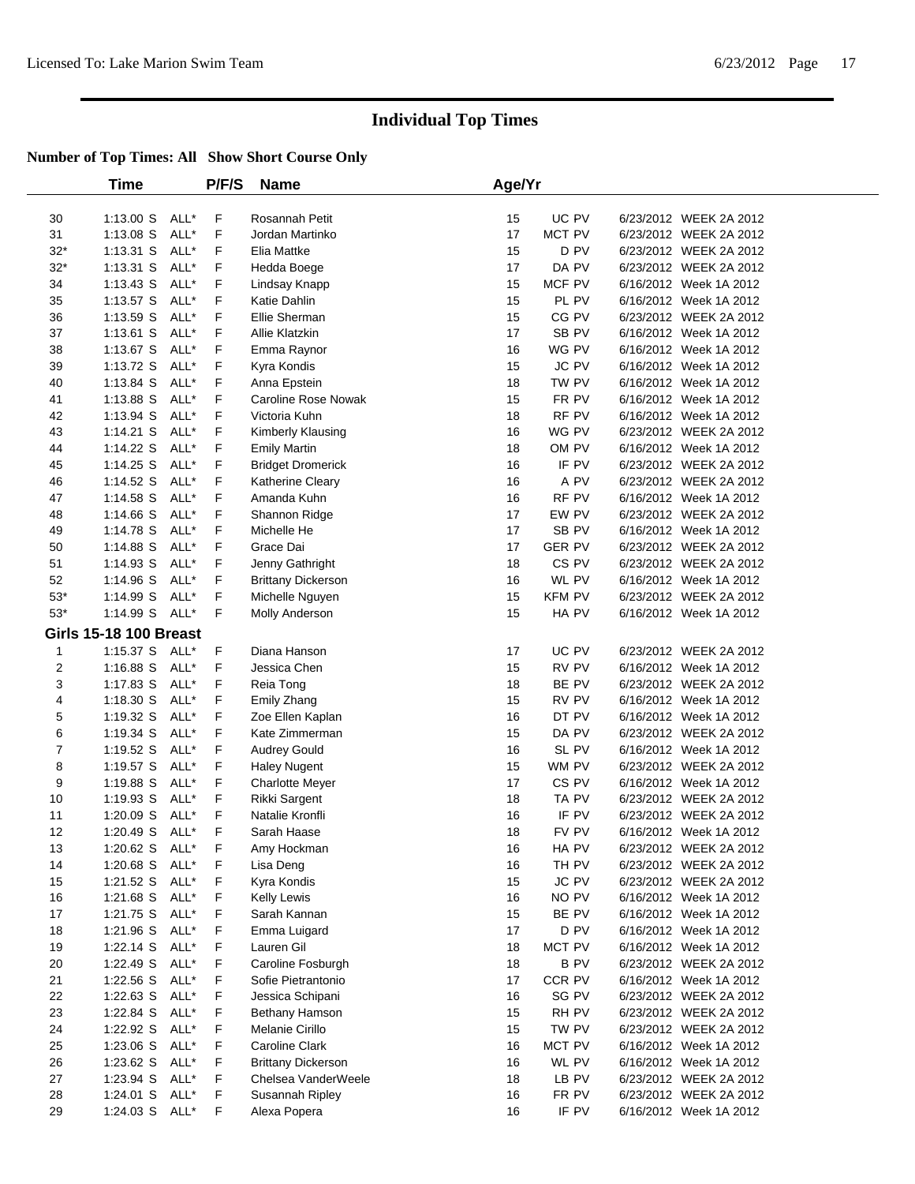# Individual Top Times

**Number of Top Times: All Show Short Course Only**

| | Time | | P/F/S | Name | Age/Yr | | | |
|---|---|---|---|---|---|---|---|---|
| 30 | 1:13.00 S | ALL* | F | Rosannah Petit | 15 | UC PV | 6/23/2012 | WEEK 2A 2012 |
| 31 | 1:13.08 S | ALL* | F | Jordan Martinko | 17 | MCT PV | 6/23/2012 | WEEK 2A 2012 |
| 32* | 1:13.31 S | ALL* | F | Elia Mattke | 15 | D PV | 6/23/2012 | WEEK 2A 2012 |
| 32* | 1:13.31 S | ALL* | F | Hedda Boege | 17 | DA PV | 6/23/2012 | WEEK 2A 2012 |
| 34 | 1:13.43 S | ALL* | F | Lindsay Knapp | 15 | MCF PV | 6/16/2012 | Week 1A 2012 |
| 35 | 1:13.57 S | ALL* | F | Katie Dahlin | 15 | PL PV | 6/16/2012 | Week 1A 2012 |
| 36 | 1:13.59 S | ALL* | F | Ellie Sherman | 15 | CG PV | 6/23/2012 | WEEK 2A 2012 |
| 37 | 1:13.61 S | ALL* | F | Allie Klatzkin | 17 | SB PV | 6/16/2012 | Week 1A 2012 |
| 38 | 1:13.67 S | ALL* | F | Emma Raynor | 16 | WG PV | 6/16/2012 | Week 1A 2012 |
| 39 | 1:13.72 S | ALL* | F | Kyra Kondis | 15 | JC PV | 6/16/2012 | Week 1A 2012 |
| 40 | 1:13.84 S | ALL* | F | Anna Epstein | 18 | TW PV | 6/16/2012 | Week 1A 2012 |
| 41 | 1:13.88 S | ALL* | F | Caroline Rose Nowak | 15 | FR PV | 6/16/2012 | Week 1A 2012 |
| 42 | 1:13.94 S | ALL* | F | Victoria Kuhn | 18 | RF PV | 6/16/2012 | Week 1A 2012 |
| 43 | 1:14.21 S | ALL* | F | Kimberly Klausing | 16 | WG PV | 6/23/2012 | WEEK 2A 2012 |
| 44 | 1:14.22 S | ALL* | F | Emily Martin | 18 | OM PV | 6/16/2012 | Week 1A 2012 |
| 45 | 1:14.25 S | ALL* | F | Bridget Dromerick | 16 | IF PV | 6/23/2012 | WEEK 2A 2012 |
| 46 | 1:14.52 S | ALL* | F | Katherine Cleary | 16 | A PV | 6/23/2012 | WEEK 2A 2012 |
| 47 | 1:14.58 S | ALL* | F | Amanda Kuhn | 16 | RF PV | 6/16/2012 | Week 1A 2012 |
| 48 | 1:14.66 S | ALL* | F | Shannon Ridge | 17 | EW PV | 6/23/2012 | WEEK 2A 2012 |
| 49 | 1:14.78 S | ALL* | F | Michelle He | 17 | SB PV | 6/16/2012 | Week 1A 2012 |
| 50 | 1:14.88 S | ALL* | F | Grace Dai | 17 | GER PV | 6/23/2012 | WEEK 2A 2012 |
| 51 | 1:14.93 S | ALL* | F | Jenny Gathright | 18 | CS PV | 6/23/2012 | WEEK 2A 2012 |
| 52 | 1:14.96 S | ALL* | F | Brittany Dickerson | 16 | WL PV | 6/16/2012 | Week 1A 2012 |
| 53* | 1:14.99 S | ALL* | F | Michelle Nguyen | 15 | KFM PV | 6/23/2012 | WEEK 2A 2012 |
| 53* | 1:14.99 S | ALL* | F | Molly Anderson | 15 | HA PV | 6/16/2012 | Week 1A 2012 |
| **Girls 15-18 100 Breast** | | | | | | | | |
| 1 | 1:15.37 S | ALL* | F | Diana Hanson | 17 | UC PV | 6/23/2012 | WEEK 2A 2012 |
| 2 | 1:16.88 S | ALL* | F | Jessica Chen | 15 | RV PV | 6/16/2012 | Week 1A 2012 |
| 3 | 1:17.83 S | ALL* | F | Reia Tong | 18 | BE PV | 6/23/2012 | WEEK 2A 2012 |
| 4 | 1:18.30 S | ALL* | F | Emily Zhang | 15 | RV PV | 6/16/2012 | Week 1A 2012 |
| 5 | 1:19.32 S | ALL* | F | Zoe Ellen Kaplan | 16 | DT PV | 6/16/2012 | Week 1A 2012 |
| 6 | 1:19.34 S | ALL* | F | Kate Zimmerman | 15 | DA PV | 6/23/2012 | WEEK 2A 2012 |
| 7 | 1:19.52 S | ALL* | F | Audrey Gould | 16 | SL PV | 6/16/2012 | Week 1A 2012 |
| 8 | 1:19.57 S | ALL* | F | Haley Nugent | 15 | WM PV | 6/23/2012 | WEEK 2A 2012 |
| 9 | 1:19.88 S | ALL* | F | Charlotte Meyer | 17 | CS PV | 6/16/2012 | Week 1A 2012 |
| 10 | 1:19.93 S | ALL* | F | Rikki Sargent | 18 | TA PV | 6/23/2012 | WEEK 2A 2012 |
| 11 | 1:20.09 S | ALL* | F | Natalie Kronfli | 16 | IF PV | 6/23/2012 | WEEK 2A 2012 |
| 12 | 1:20.49 S | ALL* | F | Sarah Haase | 18 | FV PV | 6/16/2012 | Week 1A 2012 |
| 13 | 1:20.62 S | ALL* | F | Amy Hockman | 16 | HA PV | 6/23/2012 | WEEK 2A 2012 |
| 14 | 1:20.68 S | ALL* | F | Lisa Deng | 16 | TH PV | 6/23/2012 | WEEK 2A 2012 |
| 15 | 1:21.52 S | ALL* | F | Kyra Kondis | 15 | JC PV | 6/23/2012 | WEEK 2A 2012 |
| 16 | 1:21.68 S | ALL* | F | Kelly Lewis | 16 | NO PV | 6/16/2012 | Week 1A 2012 |
| 17 | 1:21.75 S | ALL* | F | Sarah Kannan | 15 | BE PV | 6/16/2012 | Week 1A 2012 |
| 18 | 1:21.96 S | ALL* | F | Emma Luigard | 17 | D PV | 6/16/2012 | Week 1A 2012 |
| 19 | 1:22.14 S | ALL* | F | Lauren Gil | 18 | MCT PV | 6/16/2012 | Week 1A 2012 |
| 20 | 1:22.49 S | ALL* | F | Caroline Fosburgh | 18 | B PV | 6/23/2012 | WEEK 2A 2012 |
| 21 | 1:22.56 S | ALL* | F | Sofie Pietrantonio | 17 | CCR PV | 6/16/2012 | Week 1A 2012 |
| 22 | 1:22.63 S | ALL* | F | Jessica Schipani | 16 | SG PV | 6/23/2012 | WEEK 2A 2012 |
| 23 | 1:22.84 S | ALL* | F | Bethany Hamson | 15 | RH PV | 6/23/2012 | WEEK 2A 2012 |
| 24 | 1:22.92 S | ALL* | F | Melanie Cirillo | 15 | TW PV | 6/23/2012 | WEEK 2A 2012 |
| 25 | 1:23.06 S | ALL* | F | Caroline Clark | 16 | MCT PV | 6/16/2012 | Week 1A 2012 |
| 26 | 1:23.62 S | ALL* | F | Brittany Dickerson | 16 | WL PV | 6/16/2012 | Week 1A 2012 |
| 27 | 1:23.94 S | ALL* | F | Chelsea VanderWeele | 18 | LB PV | 6/23/2012 | WEEK 2A 2012 |
| 28 | 1:24.01 S | ALL* | F | Susannah Ripley | 16 | FR PV | 6/23/2012 | WEEK 2A 2012 |
| 29 | 1:24.03 S | ALL* | F | Alexa Popera | 16 | IF PV | 6/16/2012 | Week 1A 2012 |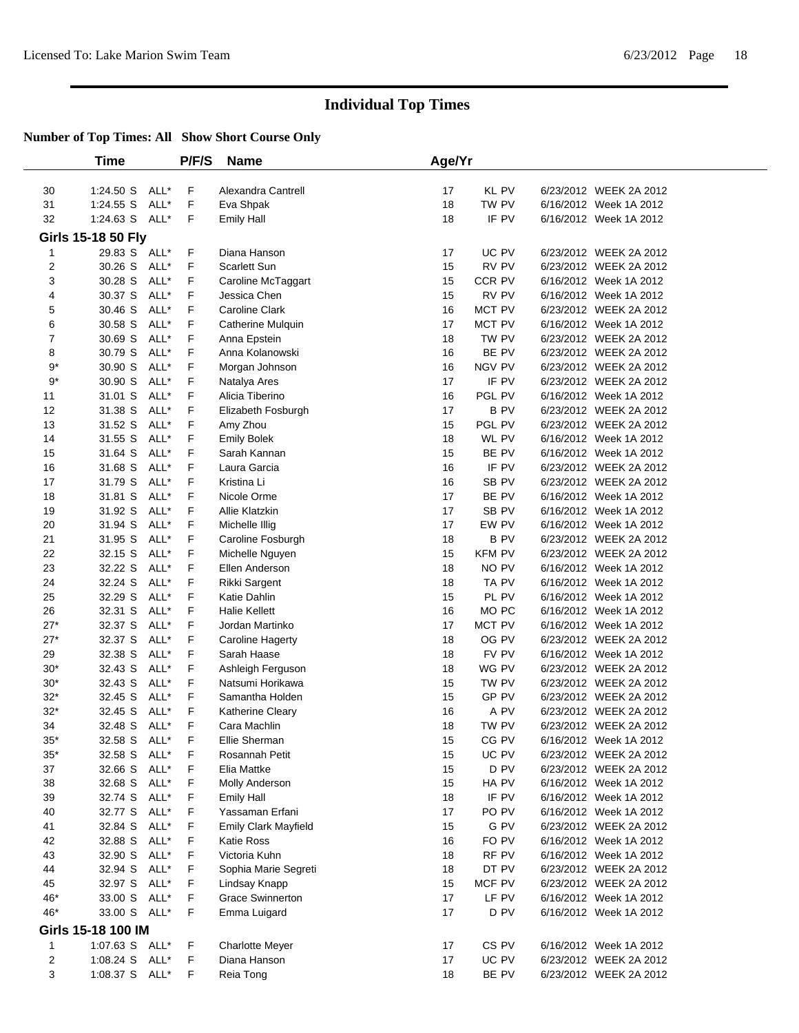# Individual Top Times

**Number of Top Times: All Show Short Course Only**

| | Time | | P/F/S | Name | Age/Yr | | |
|---|---|---|---|---|---|---|---|
| 30 | 1:24.50 S | ALL* | F | Alexandra Cantrell | 17 | KL PV | 6/23/2012 WEEK 2A 2012 |
| 31 | 1:24.55 S | ALL* | F | Eva Shpak | 18 | TW PV | 6/16/2012 Week 1A 2012 |
| 32 | 1:24.63 S | ALL* | F | Emily Hall | 18 | IF PV | 6/16/2012 Week 1A 2012 |

**Girls 15-18 50 Fly**

| | Time | | P/F/S | Name | Age/Yr | | |
|---|---|---|---|---|---|---|---|
| 1 | 29.83 S | ALL* | F | Diana Hanson | 17 | UC PV | 6/23/2012 WEEK 2A 2012 |
| 2 | 30.26 S | ALL* | F | Scarlett Sun | 15 | RV PV | 6/23/2012 WEEK 2A 2012 |
| 3 | 30.28 S | ALL* | F | Caroline McTaggart | 15 | CCR PV | 6/16/2012 Week 1A 2012 |
| 4 | 30.37 S | ALL* | F | Jessica Chen | 15 | RV PV | 6/16/2012 Week 1A 2012 |
| 5 | 30.46 S | ALL* | F | Caroline Clark | 16 | MCT PV | 6/23/2012 WEEK 2A 2012 |
| 6 | 30.58 S | ALL* | F | Catherine Mulquin | 17 | MCT PV | 6/16/2012 Week 1A 2012 |
| 7 | 30.69 S | ALL* | F | Anna Epstein | 18 | TW PV | 6/23/2012 WEEK 2A 2012 |
| 8 | 30.79 S | ALL* | F | Anna Kolanowski | 16 | BE PV | 6/23/2012 WEEK 2A 2012 |
| 9* | 30.90 S | ALL* | F | Morgan Johnson | 16 | NGV PV | 6/23/2012 WEEK 2A 2012 |
| 9* | 30.90 S | ALL* | F | Natalya Ares | 17 | IF PV | 6/23/2012 WEEK 2A 2012 |
| 11 | 31.01 S | ALL* | F | Alicia Tiberino | 16 | PGL PV | 6/16/2012 Week 1A 2012 |
| 12 | 31.38 S | ALL* | F | Elizabeth Fosburgh | 17 | B PV | 6/23/2012 WEEK 2A 2012 |
| 13 | 31.52 S | ALL* | F | Amy Zhou | 15 | PGL PV | 6/23/2012 WEEK 2A 2012 |
| 14 | 31.55 S | ALL* | F | Emily Bolek | 18 | WL PV | 6/16/2012 Week 1A 2012 |
| 15 | 31.64 S | ALL* | F | Sarah Kannan | 15 | BE PV | 6/16/2012 Week 1A 2012 |
| 16 | 31.68 S | ALL* | F | Laura Garcia | 16 | IF PV | 6/23/2012 WEEK 2A 2012 |
| 17 | 31.79 S | ALL* | F | Kristina Li | 16 | SB PV | 6/23/2012 WEEK 2A 2012 |
| 18 | 31.81 S | ALL* | F | Nicole Orme | 17 | BE PV | 6/16/2012 Week 1A 2012 |
| 19 | 31.92 S | ALL* | F | Allie Klatzkin | 17 | SB PV | 6/16/2012 Week 1A 2012 |
| 20 | 31.94 S | ALL* | F | Michelle Illig | 17 | EW PV | 6/16/2012 Week 1A 2012 |
| 21 | 31.95 S | ALL* | F | Caroline Fosburgh | 18 | B PV | 6/23/2012 WEEK 2A 2012 |
| 22 | 32.15 S | ALL* | F | Michelle Nguyen | 15 | KFM PV | 6/23/2012 WEEK 2A 2012 |
| 23 | 32.22 S | ALL* | F | Ellen Anderson | 18 | NO PV | 6/16/2012 Week 1A 2012 |
| 24 | 32.24 S | ALL* | F | Rikki Sargent | 18 | TA PV | 6/16/2012 Week 1A 2012 |
| 25 | 32.29 S | ALL* | F | Katie Dahlin | 15 | PL PV | 6/16/2012 Week 1A 2012 |
| 26 | 32.31 S | ALL* | F | Halie Kellett | 16 | MO PC | 6/16/2012 Week 1A 2012 |
| 27* | 32.37 S | ALL* | F | Jordan Martinko | 17 | MCT PV | 6/16/2012 Week 1A 2012 |
| 27* | 32.37 S | ALL* | F | Caroline Hagerty | 18 | OG PV | 6/23/2012 WEEK 2A 2012 |
| 29 | 32.38 S | ALL* | F | Sarah Haase | 18 | FV PV | 6/16/2012 Week 1A 2012 |
| 30* | 32.43 S | ALL* | F | Ashleigh Ferguson | 18 | WG PV | 6/23/2012 WEEK 2A 2012 |
| 30* | 32.43 S | ALL* | F | Natsumi Horikawa | 15 | TW PV | 6/23/2012 WEEK 2A 2012 |
| 32* | 32.45 S | ALL* | F | Samantha Holden | 15 | GP PV | 6/23/2012 WEEK 2A 2012 |
| 32* | 32.45 S | ALL* | F | Katherine Cleary | 16 | A PV | 6/23/2012 WEEK 2A 2012 |
| 34 | 32.48 S | ALL* | F | Cara Machlin | 18 | TW PV | 6/23/2012 WEEK 2A 2012 |
| 35* | 32.58 S | ALL* | F | Ellie Sherman | 15 | CG PV | 6/16/2012 Week 1A 2012 |
| 35* | 32.58 S | ALL* | F | Rosannah Petit | 15 | UC PV | 6/23/2012 WEEK 2A 2012 |
| 37 | 32.66 S | ALL* | F | Elia Mattke | 15 | D PV | 6/23/2012 WEEK 2A 2012 |
| 38 | 32.68 S | ALL* | F | Molly Anderson | 15 | HA PV | 6/16/2012 Week 1A 2012 |
| 39 | 32.74 S | ALL* | F | Emily Hall | 18 | IF PV | 6/16/2012 Week 1A 2012 |
| 40 | 32.77 S | ALL* | F | Yassaman Erfani | 17 | PO PV | 6/16/2012 Week 1A 2012 |
| 41 | 32.84 S | ALL* | F | Emily Clark Mayfield | 15 | G PV | 6/23/2012 WEEK 2A 2012 |
| 42 | 32.88 S | ALL* | F | Katie Ross | 16 | FO PV | 6/16/2012 Week 1A 2012 |
| 43 | 32.90 S | ALL* | F | Victoria Kuhn | 18 | RF PV | 6/16/2012 Week 1A 2012 |
| 44 | 32.94 S | ALL* | F | Sophia Marie Segreti | 18 | DT PV | 6/23/2012 WEEK 2A 2012 |
| 45 | 32.97 S | ALL* | F | Lindsay Knapp | 15 | MCF PV | 6/23/2012 WEEK 2A 2012 |
| 46* | 33.00 S | ALL* | F | Grace Swinnerton | 17 | LF PV | 6/16/2012 Week 1A 2012 |
| 46* | 33.00 S | ALL* | F | Emma Luigard | 17 | D PV | 6/16/2012 Week 1A 2012 |

**Girls 15-18 100 IM**

| | Time | | P/F/S | Name | Age/Yr | | |
|---|---|---|---|---|---|---|---|
| 1 | 1:07.63 S | ALL* | F | Charlotte Meyer | 17 | CS PV | 6/16/2012 Week 1A 2012 |
| 2 | 1:08.24 S | ALL* | F | Diana Hanson | 17 | UC PV | 6/23/2012 WEEK 2A 2012 |
| 3 | 1:08.37 S | ALL* | F | Reia Tong | 18 | BE PV | 6/23/2012 WEEK 2A 2012 |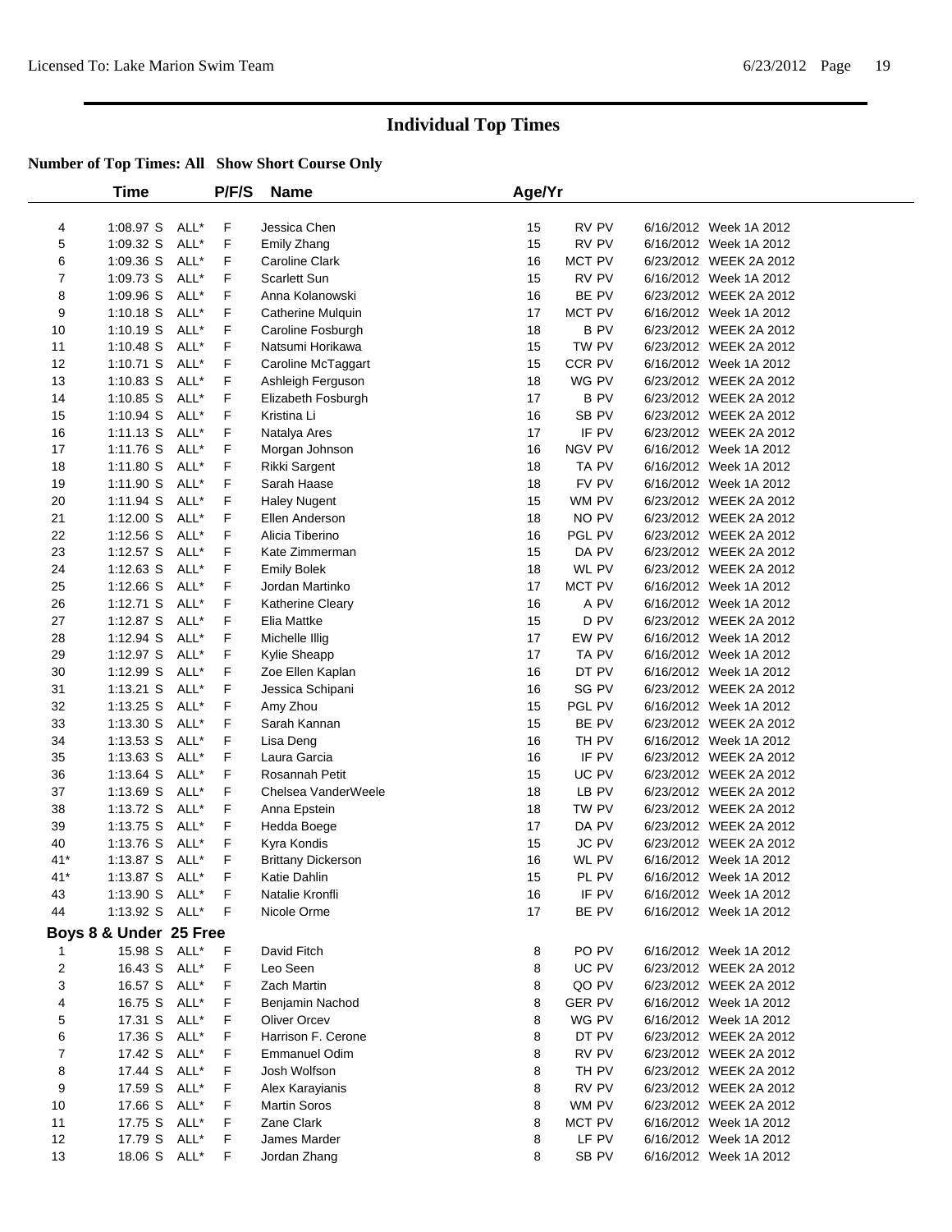# Individual Top Times

**Number of Top Times: All Show Short Course Only**

| | Time | | P/F/S | Name | Age/Yr | | |
|---|---|---|---|---|---|---|---|
| 4 | 1:08.97 S | ALL* | F | Jessica Chen | 15 | RV PV | 6/16/2012 Week 1A 2012 |
| 5 | 1:09.32 S | ALL* | F | Emily Zhang | 15 | RV PV | 6/16/2012 Week 1A 2012 |
| 6 | 1:09.36 S | ALL* | F | Caroline Clark | 16 | MCT PV | 6/23/2012 WEEK 2A 2012 |
| 7 | 1:09.73 S | ALL* | F | Scarlett Sun | 15 | RV PV | 6/16/2012 Week 1A 2012 |
| 8 | 1:09.96 S | ALL* | F | Anna Kolanowski | 16 | BE PV | 6/23/2012 WEEK 2A 2012 |
| 9 | 1:10.18 S | ALL* | F | Catherine Mulquin | 17 | MCT PV | 6/16/2012 Week 1A 2012 |
| 10 | 1:10.19 S | ALL* | F | Caroline Fosburgh | 18 | B PV | 6/23/2012 WEEK 2A 2012 |
| 11 | 1:10.48 S | ALL* | F | Natsumi Horikawa | 15 | TW PV | 6/23/2012 WEEK 2A 2012 |
| 12 | 1:10.71 S | ALL* | F | Caroline McTaggart | 15 | CCR PV | 6/16/2012 Week 1A 2012 |
| 13 | 1:10.83 S | ALL* | F | Ashleigh Ferguson | 18 | WG PV | 6/23/2012 WEEK 2A 2012 |
| 14 | 1:10.85 S | ALL* | F | Elizabeth Fosburgh | 17 | B PV | 6/23/2012 WEEK 2A 2012 |
| 15 | 1:10.94 S | ALL* | F | Kristina Li | 16 | SB PV | 6/23/2012 WEEK 2A 2012 |
| 16 | 1:11.13 S | ALL* | F | Natalya Ares | 17 | IF PV | 6/23/2012 WEEK 2A 2012 |
| 17 | 1:11.76 S | ALL* | F | Morgan Johnson | 16 | NGV PV | 6/16/2012 Week 1A 2012 |
| 18 | 1:11.80 S | ALL* | F | Rikki Sargent | 18 | TA PV | 6/16/2012 Week 1A 2012 |
| 19 | 1:11.90 S | ALL* | F | Sarah Haase | 18 | FV PV | 6/16/2012 Week 1A 2012 |
| 20 | 1:11.94 S | ALL* | F | Haley Nugent | 15 | WM PV | 6/23/2012 WEEK 2A 2012 |
| 21 | 1:12.00 S | ALL* | F | Ellen Anderson | 18 | NO PV | 6/23/2012 WEEK 2A 2012 |
| 22 | 1:12.56 S | ALL* | F | Alicia Tiberino | 16 | PGL PV | 6/23/2012 WEEK 2A 2012 |
| 23 | 1:12.57 S | ALL* | F | Kate Zimmerman | 15 | DA PV | 6/23/2012 WEEK 2A 2012 |
| 24 | 1:12.63 S | ALL* | F | Emily Bolek | 18 | WL PV | 6/23/2012 WEEK 2A 2012 |
| 25 | 1:12.66 S | ALL* | F | Jordan Martinko | 17 | MCT PV | 6/16/2012 Week 1A 2012 |
| 26 | 1:12.71 S | ALL* | F | Katherine Cleary | 16 | A PV | 6/16/2012 Week 1A 2012 |
| 27 | 1:12.87 S | ALL* | F | Elia Mattke | 15 | D PV | 6/23/2012 WEEK 2A 2012 |
| 28 | 1:12.94 S | ALL* | F | Michelle Illig | 17 | EW PV | 6/16/2012 Week 1A 2012 |
| 29 | 1:12.97 S | ALL* | F | Kylie Sheapp | 17 | TA PV | 6/16/2012 Week 1A 2012 |
| 30 | 1:12.99 S | ALL* | F | Zoe Ellen Kaplan | 16 | DT PV | 6/16/2012 Week 1A 2012 |
| 31 | 1:13.21 S | ALL* | F | Jessica Schipani | 16 | SG PV | 6/23/2012 WEEK 2A 2012 |
| 32 | 1:13.25 S | ALL* | F | Amy Zhou | 15 | PGL PV | 6/16/2012 Week 1A 2012 |
| 33 | 1:13.30 S | ALL* | F | Sarah Kannan | 15 | BE PV | 6/23/2012 WEEK 2A 2012 |
| 34 | 1:13.53 S | ALL* | F | Lisa Deng | 16 | TH PV | 6/16/2012 Week 1A 2012 |
| 35 | 1:13.63 S | ALL* | F | Laura Garcia | 16 | IF PV | 6/23/2012 WEEK 2A 2012 |
| 36 | 1:13.64 S | ALL* | F | Rosannah Petit | 15 | UC PV | 6/23/2012 WEEK 2A 2012 |
| 37 | 1:13.69 S | ALL* | F | Chelsea VanderWeele | 18 | LB PV | 6/23/2012 WEEK 2A 2012 |
| 38 | 1:13.72 S | ALL* | F | Anna Epstein | 18 | TW PV | 6/23/2012 WEEK 2A 2012 |
| 39 | 1:13.75 S | ALL* | F | Hedda Boege | 17 | DA PV | 6/23/2012 WEEK 2A 2012 |
| 40 | 1:13.76 S | ALL* | F | Kyra Kondis | 15 | JC PV | 6/23/2012 WEEK 2A 2012 |
| 41* | 1:13.87 S | ALL* | F | Brittany Dickerson | 16 | WL PV | 6/16/2012 Week 1A 2012 |
| 41* | 1:13.87 S | ALL* | F | Katie Dahlin | 15 | PL PV | 6/16/2012 Week 1A 2012 |
| 43 | 1:13.90 S | ALL* | F | Natalie Kronfli | 16 | IF PV | 6/16/2012 Week 1A 2012 |
| 44 | 1:13.92 S | ALL* | F | Nicole Orme | 17 | BE PV | 6/16/2012 Week 1A 2012 |

### Boys 8 & Under 25 Free

| | Time | | P/F/S | Name | Age/Yr | | |
|---|---|---|---|---|---|---|---|
| 1 | 15.98 S | ALL* | F | David Fitch | 8 | PO PV | 6/16/2012 Week 1A 2012 |
| 2 | 16.43 S | ALL* | F | Leo Seen | 8 | UC PV | 6/23/2012 WEEK 2A 2012 |
| 3 | 16.57 S | ALL* | F | Zach Martin | 8 | QO PV | 6/23/2012 WEEK 2A 2012 |
| 4 | 16.75 S | ALL* | F | Benjamin Nachod | 8 | GER PV | 6/16/2012 Week 1A 2012 |
| 5 | 17.31 S | ALL* | F | Oliver Orcev | 8 | WG PV | 6/16/2012 Week 1A 2012 |
| 6 | 17.36 S | ALL* | F | Harrison F. Cerone | 8 | DT PV | 6/23/2012 WEEK 2A 2012 |
| 7 | 17.42 S | ALL* | F | Emmanuel Odim | 8 | RV PV | 6/23/2012 WEEK 2A 2012 |
| 8 | 17.44 S | ALL* | F | Josh Wolfson | 8 | TH PV | 6/23/2012 WEEK 2A 2012 |
| 9 | 17.59 S | ALL* | F | Alex Karayianis | 8 | RV PV | 6/23/2012 WEEK 2A 2012 |
| 10 | 17.66 S | ALL* | F | Martin Soros | 8 | WM PV | 6/23/2012 WEEK 2A 2012 |
| 11 | 17.75 S | ALL* | F | Zane Clark | 8 | MCT PV | 6/16/2012 Week 1A 2012 |
| 12 | 17.79 S | ALL* | F | James Marder | 8 | LF PV | 6/16/2012 Week 1A 2012 |
| 13 | 18.06 S | ALL* | F | Jordan Zhang | 8 | SB PV | 6/16/2012 Week 1A 2012 |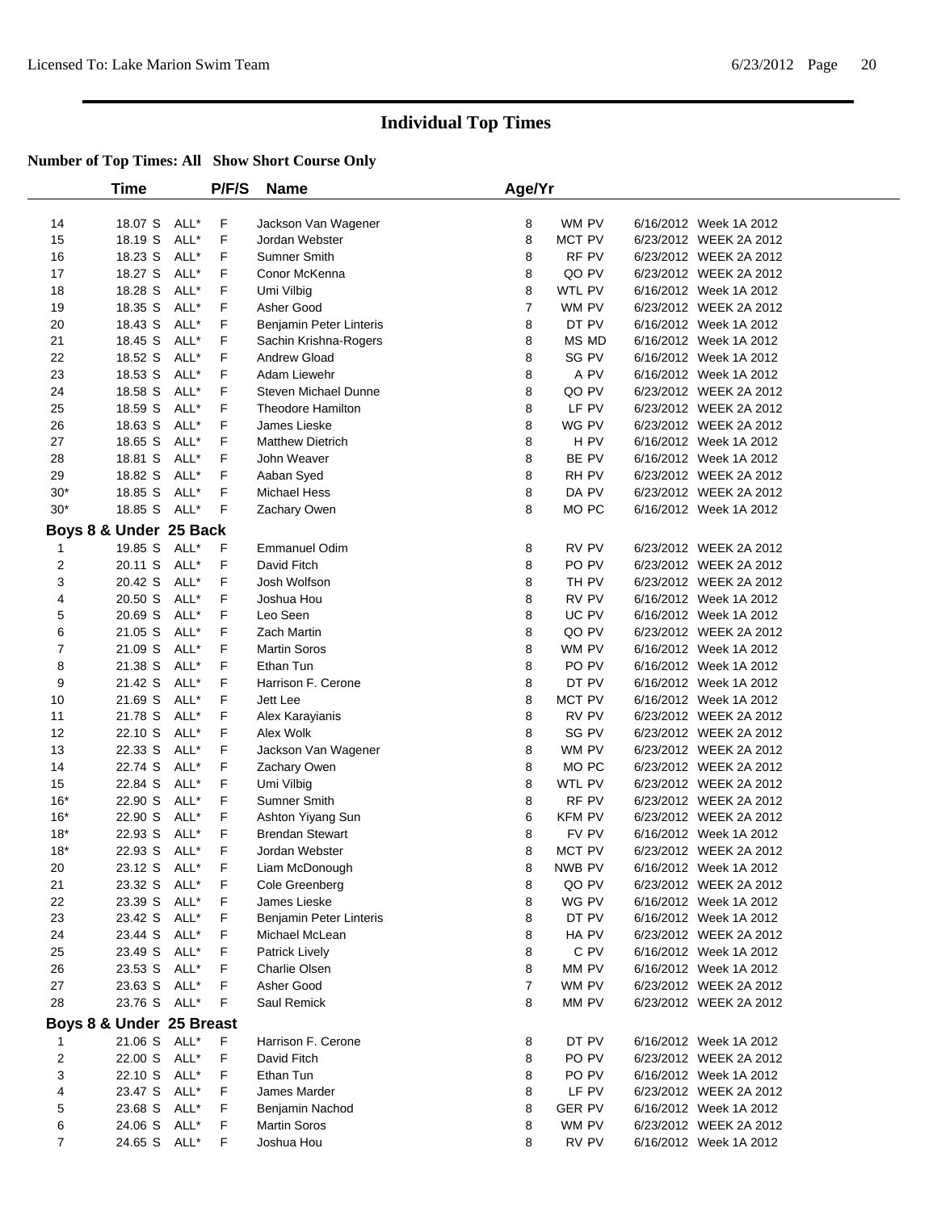# Individual Top Times

**Number of Top Times: All Show Short Course Only**

| | Time | | P/F/S | Name | Age/Yr | | | |
|---|---|---|---|---|---|---|---|---|
| 14 | 18.07 S | ALL* | F | Jackson Van Wagener | 8 | WM PV | 6/16/2012 | Week 1A 2012 |
| 15 | 18.19 S | ALL* | F | Jordan Webster | 8 | MCT PV | 6/23/2012 | WEEK 2A 2012 |
| 16 | 18.23 S | ALL* | F | Sumner Smith | 8 | RF PV | 6/23/2012 | WEEK 2A 2012 |
| 17 | 18.27 S | ALL* | F | Conor McKenna | 8 | QO PV | 6/23/2012 | WEEK 2A 2012 |
| 18 | 18.28 S | ALL* | F | Umi Vilbig | 8 | WTL PV | 6/16/2012 | Week 1A 2012 |
| 19 | 18.35 S | ALL* | F | Asher Good | 7 | WM PV | 6/23/2012 | WEEK 2A 2012 |
| 20 | 18.43 S | ALL* | F | Benjamin Peter Linteris | 8 | DT PV | 6/16/2012 | Week 1A 2012 |
| 21 | 18.45 S | ALL* | F | Sachin Krishna-Rogers | 8 | MS MD | 6/16/2012 | Week 1A 2012 |
| 22 | 18.52 S | ALL* | F | Andrew Gload | 8 | SG PV | 6/16/2012 | Week 1A 2012 |
| 23 | 18.53 S | ALL* | F | Adam Liewehr | 8 | A PV | 6/16/2012 | Week 1A 2012 |
| 24 | 18.58 S | ALL* | F | Steven Michael Dunne | 8 | QO PV | 6/23/2012 | WEEK 2A 2012 |
| 25 | 18.59 S | ALL* | F | Theodore Hamilton | 8 | LF PV | 6/23/2012 | WEEK 2A 2012 |
| 26 | 18.63 S | ALL* | F | James Lieske | 8 | WG PV | 6/23/2012 | WEEK 2A 2012 |
| 27 | 18.65 S | ALL* | F | Matthew Dietrich | 8 | H PV | 6/16/2012 | Week 1A 2012 |
| 28 | 18.81 S | ALL* | F | John Weaver | 8 | BE PV | 6/16/2012 | Week 1A 2012 |
| 29 | 18.82 S | ALL* | F | Aaban Syed | 8 | RH PV | 6/23/2012 | WEEK 2A 2012 |
| 30* | 18.85 S | ALL* | F | Michael Hess | 8 | DA PV | 6/23/2012 | WEEK 2A 2012 |
| 30* | 18.85 S | ALL* | F | Zachary Owen | 8 | MO PC | 6/16/2012 | Week 1A 2012 |
| **Boys 8 & Under 25 Back** | | | | | | | | |
| 1 | 19.85 S | ALL* | F | Emmanuel Odim | 8 | RV PV | 6/23/2012 | WEEK 2A 2012 |
| 2 | 20.11 S | ALL* | F | David Fitch | 8 | PO PV | 6/23/2012 | WEEK 2A 2012 |
| 3 | 20.42 S | ALL* | F | Josh Wolfson | 8 | TH PV | 6/23/2012 | WEEK 2A 2012 |
| 4 | 20.50 S | ALL* | F | Joshua Hou | 8 | RV PV | 6/16/2012 | Week 1A 2012 |
| 5 | 20.69 S | ALL* | F | Leo Seen | 8 | UC PV | 6/16/2012 | Week 1A 2012 |
| 6 | 21.05 S | ALL* | F | Zach Martin | 8 | QO PV | 6/23/2012 | WEEK 2A 2012 |
| 7 | 21.09 S | ALL* | F | Martin Soros | 8 | WM PV | 6/16/2012 | Week 1A 2012 |
| 8 | 21.38 S | ALL* | F | Ethan Tun | 8 | PO PV | 6/16/2012 | Week 1A 2012 |
| 9 | 21.42 S | ALL* | F | Harrison F. Cerone | 8 | DT PV | 6/16/2012 | Week 1A 2012 |
| 10 | 21.69 S | ALL* | F | Jett Lee | 8 | MCT PV | 6/16/2012 | Week 1A 2012 |
| 11 | 21.78 S | ALL* | F | Alex Karayianis | 8 | RV PV | 6/23/2012 | WEEK 2A 2012 |
| 12 | 22.10 S | ALL* | F | Alex Wolk | 8 | SG PV | 6/23/2012 | WEEK 2A 2012 |
| 13 | 22.33 S | ALL* | F | Jackson Van Wagener | 8 | WM PV | 6/23/2012 | WEEK 2A 2012 |
| 14 | 22.74 S | ALL* | F | Zachary Owen | 8 | MO PC | 6/23/2012 | WEEK 2A 2012 |
| 15 | 22.84 S | ALL* | F | Umi Vilbig | 8 | WTL PV | 6/23/2012 | WEEK 2A 2012 |
| 16* | 22.90 S | ALL* | F | Sumner Smith | 8 | RF PV | 6/23/2012 | WEEK 2A 2012 |
| 16* | 22.90 S | ALL* | F | Ashton Yiyang Sun | 6 | KFM PV | 6/23/2012 | WEEK 2A 2012 |
| 18* | 22.93 S | ALL* | F | Brendan Stewart | 8 | FV PV | 6/16/2012 | Week 1A 2012 |
| 18* | 22.93 S | ALL* | F | Jordan Webster | 8 | MCT PV | 6/23/2012 | WEEK 2A 2012 |
| 20 | 23.12 S | ALL* | F | Liam McDonough | 8 | NWB PV | 6/16/2012 | Week 1A 2012 |
| 21 | 23.32 S | ALL* | F | Cole Greenberg | 8 | QO PV | 6/23/2012 | WEEK 2A 2012 |
| 22 | 23.39 S | ALL* | F | James Lieske | 8 | WG PV | 6/16/2012 | Week 1A 2012 |
| 23 | 23.42 S | ALL* | F | Benjamin Peter Linteris | 8 | DT PV | 6/16/2012 | Week 1A 2012 |
| 24 | 23.44 S | ALL* | F | Michael McLean | 8 | HA PV | 6/23/2012 | WEEK 2A 2012 |
| 25 | 23.49 S | ALL* | F | Patrick Lively | 8 | C PV | 6/16/2012 | Week 1A 2012 |
| 26 | 23.53 S | ALL* | F | Charlie Olsen | 8 | MM PV | 6/16/2012 | Week 1A 2012 |
| 27 | 23.63 S | ALL* | F | Asher Good | 7 | WM PV | 6/23/2012 | WEEK 2A 2012 |
| 28 | 23.76 S | ALL* | F | Saul Remick | 8 | MM PV | 6/23/2012 | WEEK 2A 2012 |
| **Boys 8 & Under 25 Breast** | | | | | | | | |
| 1 | 21.06 S | ALL* | F | Harrison F. Cerone | 8 | DT PV | 6/16/2012 | Week 1A 2012 |
| 2 | 22.00 S | ALL* | F | David Fitch | 8 | PO PV | 6/23/2012 | WEEK 2A 2012 |
| 3 | 22.10 S | ALL* | F | Ethan Tun | 8 | PO PV | 6/16/2012 | Week 1A 2012 |
| 4 | 23.47 S | ALL* | F | James Marder | 8 | LF PV | 6/23/2012 | WEEK 2A 2012 |
| 5 | 23.68 S | ALL* | F | Benjamin Nachod | 8 | GER PV | 6/16/2012 | Week 1A 2012 |
| 6 | 24.06 S | ALL* | F | Martin Soros | 8 | WM PV | 6/23/2012 | WEEK 2A 2012 |
| 7 | 24.65 S | ALL* | F | Joshua Hou | 8 | RV PV | 6/16/2012 | Week 1A 2012 |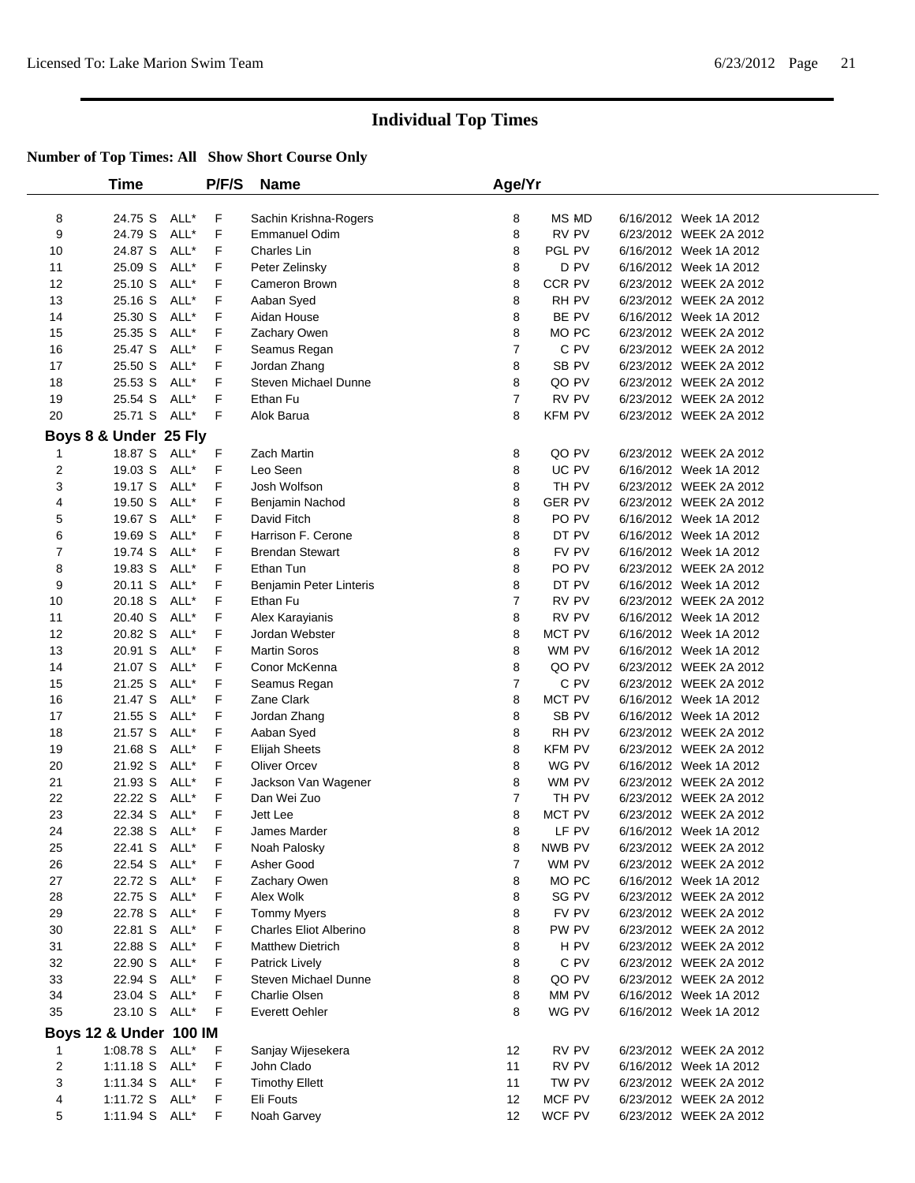# Individual Top Times

**Number of Top Times: All Show Short Course Only**

| | Time | | P/F/S | Name | Age/Yr | | | |
|---|---|---|---|---|---|---|---|---|
| 8 | 24.75 S | ALL* | F | Sachin Krishna-Rogers | 8 | MS MD | 6/16/2012 | Week 1A 2012 |
| 9 | 24.79 S | ALL* | F | Emmanuel Odim | 8 | RV PV | 6/23/2012 | WEEK 2A 2012 |
| 10 | 24.87 S | ALL* | F | Charles Lin | 8 | PGL PV | 6/16/2012 | Week 1A 2012 |
| 11 | 25.09 S | ALL* | F | Peter Zelinsky | 8 | D PV | 6/16/2012 | Week 1A 2012 |
| 12 | 25.10 S | ALL* | F | Cameron Brown | 8 | CCR PV | 6/23/2012 | WEEK 2A 2012 |
| 13 | 25.16 S | ALL* | F | Aaban Syed | 8 | RH PV | 6/23/2012 | WEEK 2A 2012 |
| 14 | 25.30 S | ALL* | F | Aidan House | 8 | BE PV | 6/16/2012 | Week 1A 2012 |
| 15 | 25.35 S | ALL* | F | Zachary Owen | 8 | MO PC | 6/23/2012 | WEEK 2A 2012 |
| 16 | 25.47 S | ALL* | F | Seamus Regan | 7 | C PV | 6/23/2012 | WEEK 2A 2012 |
| 17 | 25.50 S | ALL* | F | Jordan Zhang | 8 | SB PV | 6/23/2012 | WEEK 2A 2012 |
| 18 | 25.53 S | ALL* | F | Steven Michael Dunne | 8 | QO PV | 6/23/2012 | WEEK 2A 2012 |
| 19 | 25.54 S | ALL* | F | Ethan Fu | 7 | RV PV | 6/23/2012 | WEEK 2A 2012 |
| 20 | 25.71 S | ALL* | F | Alok Barua | 8 | KFM PV | 6/23/2012 | WEEK 2A 2012 |

## Boys 8 & Under 25 Fly

| | Time | | P/F/S | Name | Age/Yr | | | |
|---|---|---|---|---|---|---|---|---|
| 1 | 18.87 S | ALL* | F | Zach Martin | 8 | QO PV | 6/23/2012 | WEEK 2A 2012 |
| 2 | 19.03 S | ALL* | F | Leo Seen | 8 | UC PV | 6/16/2012 | Week 1A 2012 |
| 3 | 19.17 S | ALL* | F | Josh Wolfson | 8 | TH PV | 6/23/2012 | WEEK 2A 2012 |
| 4 | 19.50 S | ALL* | F | Benjamin Nachod | 8 | GER PV | 6/23/2012 | WEEK 2A 2012 |
| 5 | 19.67 S | ALL* | F | David Fitch | 8 | PO PV | 6/16/2012 | Week 1A 2012 |
| 6 | 19.69 S | ALL* | F | Harrison F. Cerone | 8 | DT PV | 6/16/2012 | Week 1A 2012 |
| 7 | 19.74 S | ALL* | F | Brendan Stewart | 8 | FV PV | 6/16/2012 | Week 1A 2012 |
| 8 | 19.83 S | ALL* | F | Ethan Tun | 8 | PO PV | 6/23/2012 | WEEK 2A 2012 |
| 9 | 20.11 S | ALL* | F | Benjamin Peter Linteris | 8 | DT PV | 6/16/2012 | Week 1A 2012 |
| 10 | 20.18 S | ALL* | F | Ethan Fu | 7 | RV PV | 6/23/2012 | WEEK 2A 2012 |
| 11 | 20.40 S | ALL* | F | Alex Karayianis | 8 | RV PV | 6/16/2012 | Week 1A 2012 |
| 12 | 20.82 S | ALL* | F | Jordan Webster | 8 | MCT PV | 6/16/2012 | Week 1A 2012 |
| 13 | 20.91 S | ALL* | F | Martin Soros | 8 | WM PV | 6/16/2012 | Week 1A 2012 |
| 14 | 21.07 S | ALL* | F | Conor McKenna | 8 | QO PV | 6/23/2012 | WEEK 2A 2012 |
| 15 | 21.25 S | ALL* | F | Seamus Regan | 7 | C PV | 6/23/2012 | WEEK 2A 2012 |
| 16 | 21.47 S | ALL* | F | Zane Clark | 8 | MCT PV | 6/16/2012 | Week 1A 2012 |
| 17 | 21.55 S | ALL* | F | Jordan Zhang | 8 | SB PV | 6/16/2012 | Week 1A 2012 |
| 18 | 21.57 S | ALL* | F | Aaban Syed | 8 | RH PV | 6/23/2012 | WEEK 2A 2012 |
| 19 | 21.68 S | ALL* | F | Elijah Sheets | 8 | KFM PV | 6/23/2012 | WEEK 2A 2012 |
| 20 | 21.92 S | ALL* | F | Oliver Orcev | 8 | WG PV | 6/16/2012 | Week 1A 2012 |
| 21 | 21.93 S | ALL* | F | Jackson Van Wagener | 8 | WM PV | 6/23/2012 | WEEK 2A 2012 |
| 22 | 22.22 S | ALL* | F | Dan Wei Zuo | 7 | TH PV | 6/23/2012 | WEEK 2A 2012 |
| 23 | 22.34 S | ALL* | F | Jett Lee | 8 | MCT PV | 6/23/2012 | WEEK 2A 2012 |
| 24 | 22.38 S | ALL* | F | James Marder | 8 | LF PV | 6/16/2012 | Week 1A 2012 |
| 25 | 22.41 S | ALL* | F | Noah Palosky | 8 | NWB PV | 6/23/2012 | WEEK 2A 2012 |
| 26 | 22.54 S | ALL* | F | Asher Good | 7 | WM PV | 6/23/2012 | WEEK 2A 2012 |
| 27 | 22.72 S | ALL* | F | Zachary Owen | 8 | MO PC | 6/16/2012 | Week 1A 2012 |
| 28 | 22.75 S | ALL* | F | Alex Wolk | 8 | SG PV | 6/23/2012 | WEEK 2A 2012 |
| 29 | 22.78 S | ALL* | F | Tommy Myers | 8 | FV PV | 6/23/2012 | WEEK 2A 2012 |
| 30 | 22.81 S | ALL* | F | Charles Eliot Alberino | 8 | PW PV | 6/23/2012 | WEEK 2A 2012 |
| 31 | 22.88 S | ALL* | F | Matthew Dietrich | 8 | H PV | 6/23/2012 | WEEK 2A 2012 |
| 32 | 22.90 S | ALL* | F | Patrick Lively | 8 | C PV | 6/23/2012 | WEEK 2A 2012 |
| 33 | 22.94 S | ALL* | F | Steven Michael Dunne | 8 | QO PV | 6/23/2012 | WEEK 2A 2012 |
| 34 | 23.04 S | ALL* | F | Charlie Olsen | 8 | MM PV | 6/16/2012 | Week 1A 2012 |
| 35 | 23.10 S | ALL* | F | Everett Oehler | 8 | WG PV | 6/16/2012 | Week 1A 2012 |

## Boys 12 & Under 100 IM

| | Time | | P/F/S | Name | Age/Yr | | | |
|---|---|---|---|---|---|---|---|---|
| 1 | 1:08.78 S | ALL* | F | Sanjay Wijesekera | 12 | RV PV | 6/23/2012 | WEEK 2A 2012 |
| 2 | 1:11.18 S | ALL* | F | John Clado | 11 | RV PV | 6/16/2012 | Week 1A 2012 |
| 3 | 1:11.34 S | ALL* | F | Timothy Ellett | 11 | TW PV | 6/23/2012 | WEEK 2A 2012 |
| 4 | 1:11.72 S | ALL* | F | Eli Fouts | 12 | MCF PV | 6/23/2012 | WEEK 2A 2012 |
| 5 | 1:11.94 S | ALL* | F | Noah Garvey | 12 | WCF PV | 6/23/2012 | WEEK 2A 2012 |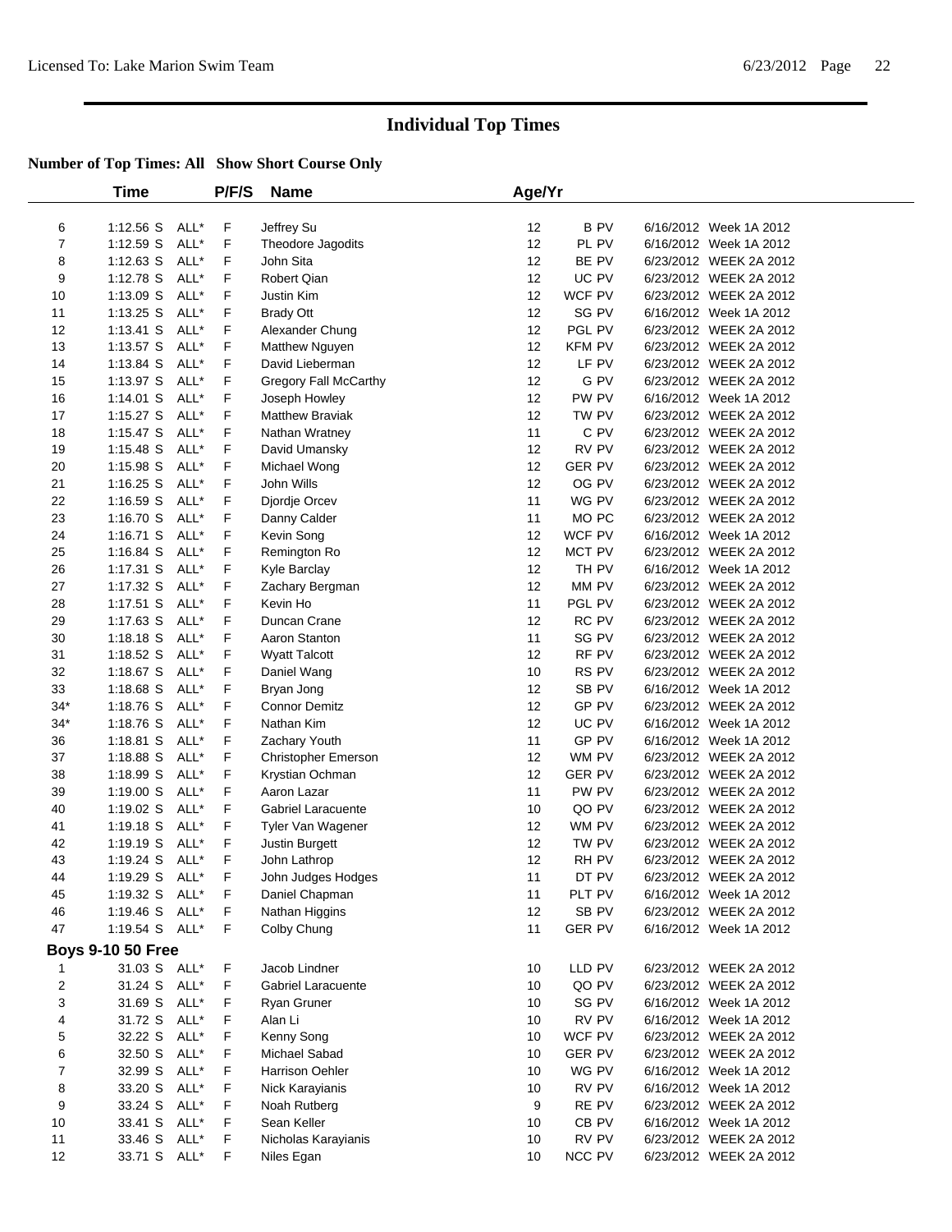# Individual Top Times

**Number of Top Times: All   Show Short Course Only**

| | Time | | P/F/S | Name | Age/Yr | | |
|---|---|---|---|---|---|---|---|
| 6 | 1:12.56 S | ALL* | F | Jeffrey Su | 12 | B PV | 6/16/2012 Week 1A 2012 |
| 7 | 1:12.59 S | ALL* | F | Theodore Jagodits | 12 | PL PV | 6/16/2012 Week 1A 2012 |
| 8 | 1:12.63 S | ALL* | F | John Sita | 12 | BE PV | 6/23/2012 WEEK 2A 2012 |
| 9 | 1:12.78 S | ALL* | F | Robert Qian | 12 | UC PV | 6/23/2012 WEEK 2A 2012 |
| 10 | 1:13.09 S | ALL* | F | Justin Kim | 12 | WCF PV | 6/23/2012 WEEK 2A 2012 |
| 11 | 1:13.25 S | ALL* | F | Brady Ott | 12 | SG PV | 6/16/2012 Week 1A 2012 |
| 12 | 1:13.41 S | ALL* | F | Alexander Chung | 12 | PGL PV | 6/23/2012 WEEK 2A 2012 |
| 13 | 1:13.57 S | ALL* | F | Matthew Nguyen | 12 | KFM PV | 6/23/2012 WEEK 2A 2012 |
| 14 | 1:13.84 S | ALL* | F | David Lieberman | 12 | LF PV | 6/23/2012 WEEK 2A 2012 |
| 15 | 1:13.97 S | ALL* | F | Gregory Fall McCarthy | 12 | G PV | 6/23/2012 WEEK 2A 2012 |
| 16 | 1:14.01 S | ALL* | F | Joseph Howley | 12 | PW PV | 6/16/2012 Week 1A 2012 |
| 17 | 1:15.27 S | ALL* | F | Matthew Braviak | 12 | TW PV | 6/23/2012 WEEK 2A 2012 |
| 18 | 1:15.47 S | ALL* | F | Nathan Wratney | 11 | C PV | 6/23/2012 WEEK 2A 2012 |
| 19 | 1:15.48 S | ALL* | F | David Umansky | 12 | RV PV | 6/23/2012 WEEK 2A 2012 |
| 20 | 1:15.98 S | ALL* | F | Michael Wong | 12 | GER PV | 6/23/2012 WEEK 2A 2012 |
| 21 | 1:16.25 S | ALL* | F | John Wills | 12 | OG PV | 6/23/2012 WEEK 2A 2012 |
| 22 | 1:16.59 S | ALL* | F | Djordje Orcev | 11 | WG PV | 6/23/2012 WEEK 2A 2012 |
| 23 | 1:16.70 S | ALL* | F | Danny Calder | 11 | MO PC | 6/23/2012 WEEK 2A 2012 |
| 24 | 1:16.71 S | ALL* | F | Kevin Song | 12 | WCF PV | 6/16/2012 Week 1A 2012 |
| 25 | 1:16.84 S | ALL* | F | Remington Ro | 12 | MCT PV | 6/23/2012 WEEK 2A 2012 |
| 26 | 1:17.31 S | ALL* | F | Kyle Barclay | 12 | TH PV | 6/16/2012 Week 1A 2012 |
| 27 | 1:17.32 S | ALL* | F | Zachary Bergman | 12 | MM PV | 6/23/2012 WEEK 2A 2012 |
| 28 | 1:17.51 S | ALL* | F | Kevin Ho | 11 | PGL PV | 6/23/2012 WEEK 2A 2012 |
| 29 | 1:17.63 S | ALL* | F | Duncan Crane | 12 | RC PV | 6/23/2012 WEEK 2A 2012 |
| 30 | 1:18.18 S | ALL* | F | Aaron Stanton | 11 | SG PV | 6/23/2012 WEEK 2A 2012 |
| 31 | 1:18.52 S | ALL* | F | Wyatt Talcott | 12 | RF PV | 6/23/2012 WEEK 2A 2012 |
| 32 | 1:18.67 S | ALL* | F | Daniel Wang | 10 | RS PV | 6/23/2012 WEEK 2A 2012 |
| 33 | 1:18.68 S | ALL* | F | Bryan Jong | 12 | SB PV | 6/16/2012 Week 1A 2012 |
| 34* | 1:18.76 S | ALL* | F | Connor Demitz | 12 | GP PV | 6/23/2012 WEEK 2A 2012 |
| 34* | 1:18.76 S | ALL* | F | Nathan Kim | 12 | UC PV | 6/16/2012 Week 1A 2012 |
| 36 | 1:18.81 S | ALL* | F | Zachary Youth | 11 | GP PV | 6/16/2012 Week 1A 2012 |
| 37 | 1:18.88 S | ALL* | F | Christopher Emerson | 12 | WM PV | 6/23/2012 WEEK 2A 2012 |
| 38 | 1:18.99 S | ALL* | F | Krystian Ochman | 12 | GER PV | 6/23/2012 WEEK 2A 2012 |
| 39 | 1:19.00 S | ALL* | F | Aaron Lazar | 11 | PW PV | 6/23/2012 WEEK 2A 2012 |
| 40 | 1:19.02 S | ALL* | F | Gabriel Laracuente | 10 | QO PV | 6/23/2012 WEEK 2A 2012 |
| 41 | 1:19.18 S | ALL* | F | Tyler Van Wagener | 12 | WM PV | 6/23/2012 WEEK 2A 2012 |
| 42 | 1:19.19 S | ALL* | F | Justin Burgett | 12 | TW PV | 6/23/2012 WEEK 2A 2012 |
| 43 | 1:19.24 S | ALL* | F | John Lathrop | 12 | RH PV | 6/23/2012 WEEK 2A 2012 |
| 44 | 1:19.29 S | ALL* | F | John Judges Hodges | 11 | DT PV | 6/23/2012 WEEK 2A 2012 |
| 45 | 1:19.32 S | ALL* | F | Daniel Chapman | 11 | PLT PV | 6/16/2012 Week 1A 2012 |
| 46 | 1:19.46 S | ALL* | F | Nathan Higgins | 12 | SB PV | 6/23/2012 WEEK 2A 2012 |
| 47 | 1:19.54 S | ALL* | F | Colby Chung | 11 | GER PV | 6/16/2012 Week 1A 2012 |
| **Boys 9-10 50 Free** | | | | | | | |
| 1 | 31.03 S | ALL* | F | Jacob Lindner | 10 | LLD PV | 6/23/2012 WEEK 2A 2012 |
| 2 | 31.24 S | ALL* | F | Gabriel Laracuente | 10 | QO PV | 6/23/2012 WEEK 2A 2012 |
| 3 | 31.69 S | ALL* | F | Ryan Gruner | 10 | SG PV | 6/16/2012 Week 1A 2012 |
| 4 | 31.72 S | ALL* | F | Alan Li | 10 | RV PV | 6/16/2012 Week 1A 2012 |
| 5 | 32.22 S | ALL* | F | Kenny Song | 10 | WCF PV | 6/23/2012 WEEK 2A 2012 |
| 6 | 32.50 S | ALL* | F | Michael Sabad | 10 | GER PV | 6/23/2012 WEEK 2A 2012 |
| 7 | 32.99 S | ALL* | F | Harrison Oehler | 10 | WG PV | 6/16/2012 Week 1A 2012 |
| 8 | 33.20 S | ALL* | F | Nick Karayianis | 10 | RV PV | 6/16/2012 Week 1A 2012 |
| 9 | 33.24 S | ALL* | F | Noah Rutberg | 9 | RE PV | 6/23/2012 WEEK 2A 2012 |
| 10 | 33.41 S | ALL* | F | Sean Keller | 10 | CB PV | 6/16/2012 Week 1A 2012 |
| 11 | 33.46 S | ALL* | F | Nicholas Karayianis | 10 | RV PV | 6/23/2012 WEEK 2A 2012 |
| 12 | 33.71 S | ALL* | F | Niles Egan | 10 | NCC PV | 6/23/2012 WEEK 2A 2012 |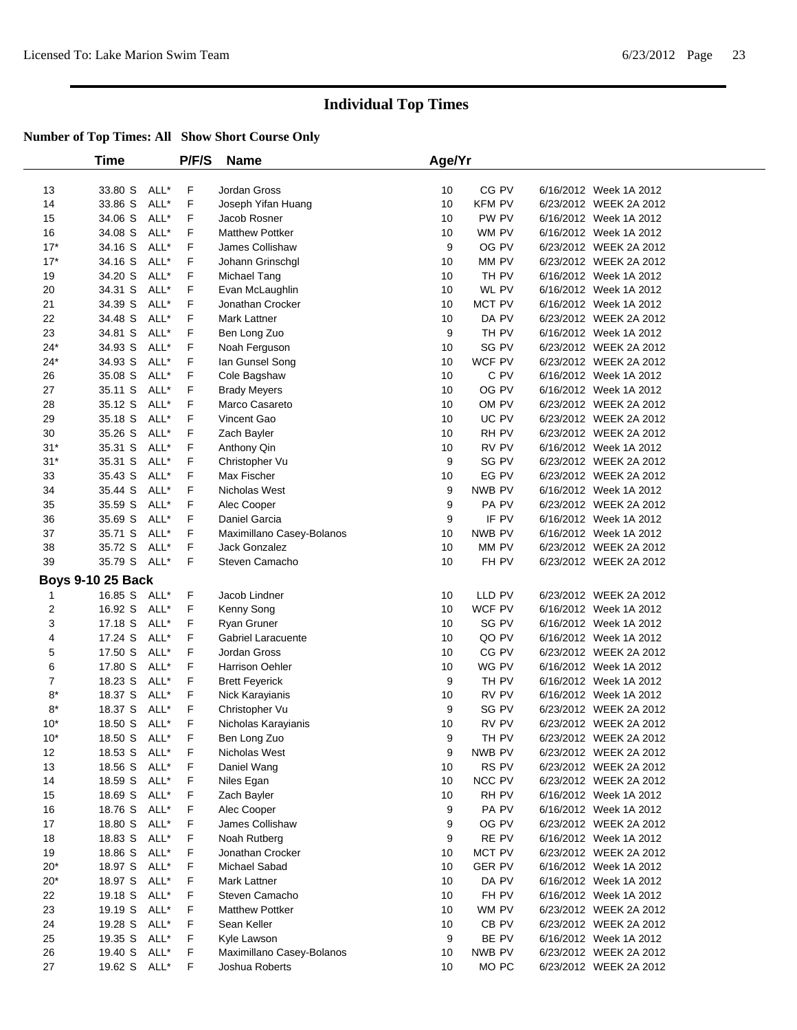# Individual Top Times

## Number of Top Times: All   Show Short Course Only

| | Time | | P/F/S | Name | Age/Yr | | |
|---|---|---|---|---|---|---|---|
| 13 | 33.80 S | ALL* | F | Jordan Gross | 10 | CG PV | 6/16/2012 Week 1A 2012 |
| 14 | 33.86 S | ALL* | F | Joseph Yifan Huang | 10 | KFM PV | 6/23/2012 WEEK 2A 2012 |
| 15 | 34.06 S | ALL* | F | Jacob Rosner | 10 | PW PV | 6/16/2012 Week 1A 2012 |
| 16 | 34.08 S | ALL* | F | Matthew Pottker | 10 | WM PV | 6/16/2012 Week 1A 2012 |
| 17* | 34.16 S | ALL* | F | James Collishaw | 9 | OG PV | 6/23/2012 WEEK 2A 2012 |
| 17* | 34.16 S | ALL* | F | Johann Grinschgl | 10 | MM PV | 6/23/2012 WEEK 2A 2012 |
| 19 | 34.20 S | ALL* | F | Michael Tang | 10 | TH PV | 6/16/2012 Week 1A 2012 |
| 20 | 34.31 S | ALL* | F | Evan McLaughlin | 10 | WL PV | 6/16/2012 Week 1A 2012 |
| 21 | 34.39 S | ALL* | F | Jonathan Crocker | 10 | MCT PV | 6/16/2012 Week 1A 2012 |
| 22 | 34.48 S | ALL* | F | Mark Lattner | 10 | DA PV | 6/23/2012 WEEK 2A 2012 |
| 23 | 34.81 S | ALL* | F | Ben Long Zuo | 9 | TH PV | 6/16/2012 Week 1A 2012 |
| 24* | 34.93 S | ALL* | F | Noah Ferguson | 10 | SG PV | 6/23/2012 WEEK 2A 2012 |
| 24* | 34.93 S | ALL* | F | Ian Gunsel Song | 10 | WCF PV | 6/23/2012 WEEK 2A 2012 |
| 26 | 35.08 S | ALL* | F | Cole Bagshaw | 10 | C PV | 6/16/2012 Week 1A 2012 |
| 27 | 35.11 S | ALL* | F | Brady Meyers | 10 | OG PV | 6/16/2012 Week 1A 2012 |
| 28 | 35.12 S | ALL* | F | Marco Casareto | 10 | OM PV | 6/23/2012 WEEK 2A 2012 |
| 29 | 35.18 S | ALL* | F | Vincent Gao | 10 | UC PV | 6/23/2012 WEEK 2A 2012 |
| 30 | 35.26 S | ALL* | F | Zach Bayler | 10 | RH PV | 6/23/2012 WEEK 2A 2012 |
| 31* | 35.31 S | ALL* | F | Anthony Qin | 10 | RV PV | 6/16/2012 Week 1A 2012 |
| 31* | 35.31 S | ALL* | F | Christopher Vu | 9 | SG PV | 6/23/2012 WEEK 2A 2012 |
| 33 | 35.43 S | ALL* | F | Max Fischer | 10 | EG PV | 6/23/2012 WEEK 2A 2012 |
| 34 | 35.44 S | ALL* | F | Nicholas West | 9 | NWB PV | 6/16/2012 Week 1A 2012 |
| 35 | 35.59 S | ALL* | F | Alec Cooper | 9 | PA PV | 6/23/2012 WEEK 2A 2012 |
| 36 | 35.69 S | ALL* | F | Daniel Garcia | 9 | IF PV | 6/16/2012 Week 1A 2012 |
| 37 | 35.71 S | ALL* | F | Maximillano Casey-Bolanos | 10 | NWB PV | 6/16/2012 Week 1A 2012 |
| 38 | 35.72 S | ALL* | F | Jack Gonzalez | 10 | MM PV | 6/23/2012 WEEK 2A 2012 |
| 39 | 35.79 S | ALL* | F | Steven Camacho | 10 | FH PV | 6/23/2012 WEEK 2A 2012 |
| **Boys 9-10 25 Back** | | | | | | | |
| 1 | 16.85 S | ALL* | F | Jacob Lindner | 10 | LLD PV | 6/23/2012 WEEK 2A 2012 |
| 2 | 16.92 S | ALL* | F | Kenny Song | 10 | WCF PV | 6/16/2012 Week 1A 2012 |
| 3 | 17.18 S | ALL* | F | Ryan Gruner | 10 | SG PV | 6/16/2012 Week 1A 2012 |
| 4 | 17.24 S | ALL* | F | Gabriel Laracuente | 10 | QO PV | 6/16/2012 Week 1A 2012 |
| 5 | 17.50 S | ALL* | F | Jordan Gross | 10 | CG PV | 6/23/2012 WEEK 2A 2012 |
| 6 | 17.80 S | ALL* | F | Harrison Oehler | 10 | WG PV | 6/16/2012 Week 1A 2012 |
| 7 | 18.23 S | ALL* | F | Brett Feyerick | 9 | TH PV | 6/16/2012 Week 1A 2012 |
| 8* | 18.37 S | ALL* | F | Nick Karayianis | 10 | RV PV | 6/16/2012 Week 1A 2012 |
| 8* | 18.37 S | ALL* | F | Christopher Vu | 9 | SG PV | 6/23/2012 WEEK 2A 2012 |
| 10* | 18.50 S | ALL* | F | Nicholas Karayianis | 10 | RV PV | 6/23/2012 WEEK 2A 2012 |
| 10* | 18.50 S | ALL* | F | Ben Long Zuo | 9 | TH PV | 6/23/2012 WEEK 2A 2012 |
| 12 | 18.53 S | ALL* | F | Nicholas West | 9 | NWB PV | 6/23/2012 WEEK 2A 2012 |
| 13 | 18.56 S | ALL* | F | Daniel Wang | 10 | RS PV | 6/23/2012 WEEK 2A 2012 |
| 14 | 18.59 S | ALL* | F | Niles Egan | 10 | NCC PV | 6/23/2012 WEEK 2A 2012 |
| 15 | 18.69 S | ALL* | F | Zach Bayler | 10 | RH PV | 6/16/2012 Week 1A 2012 |
| 16 | 18.76 S | ALL* | F | Alec Cooper | 9 | PA PV | 6/16/2012 Week 1A 2012 |
| 17 | 18.80 S | ALL* | F | James Collishaw | 9 | OG PV | 6/23/2012 WEEK 2A 2012 |
| 18 | 18.83 S | ALL* | F | Noah Rutberg | 9 | RE PV | 6/16/2012 Week 1A 2012 |
| 19 | 18.86 S | ALL* | F | Jonathan Crocker | 10 | MCT PV | 6/23/2012 WEEK 2A 2012 |
| 20* | 18.97 S | ALL* | F | Michael Sabad | 10 | GER PV | 6/16/2012 Week 1A 2012 |
| 20* | 18.97 S | ALL* | F | Mark Lattner | 10 | DA PV | 6/16/2012 Week 1A 2012 |
| 22 | 19.18 S | ALL* | F | Steven Camacho | 10 | FH PV | 6/16/2012 Week 1A 2012 |
| 23 | 19.19 S | ALL* | F | Matthew Pottker | 10 | WM PV | 6/23/2012 WEEK 2A 2012 |
| 24 | 19.28 S | ALL* | F | Sean Keller | 10 | CB PV | 6/23/2012 WEEK 2A 2012 |
| 25 | 19.35 S | ALL* | F | Kyle Lawson | 9 | BE PV | 6/16/2012 Week 1A 2012 |
| 26 | 19.40 S | ALL* | F | Maximillano Casey-Bolanos | 10 | NWB PV | 6/23/2012 WEEK 2A 2012 |
| 27 | 19.62 S | ALL* | F | Joshua Roberts | 10 | MO PC | 6/23/2012 WEEK 2A 2012 |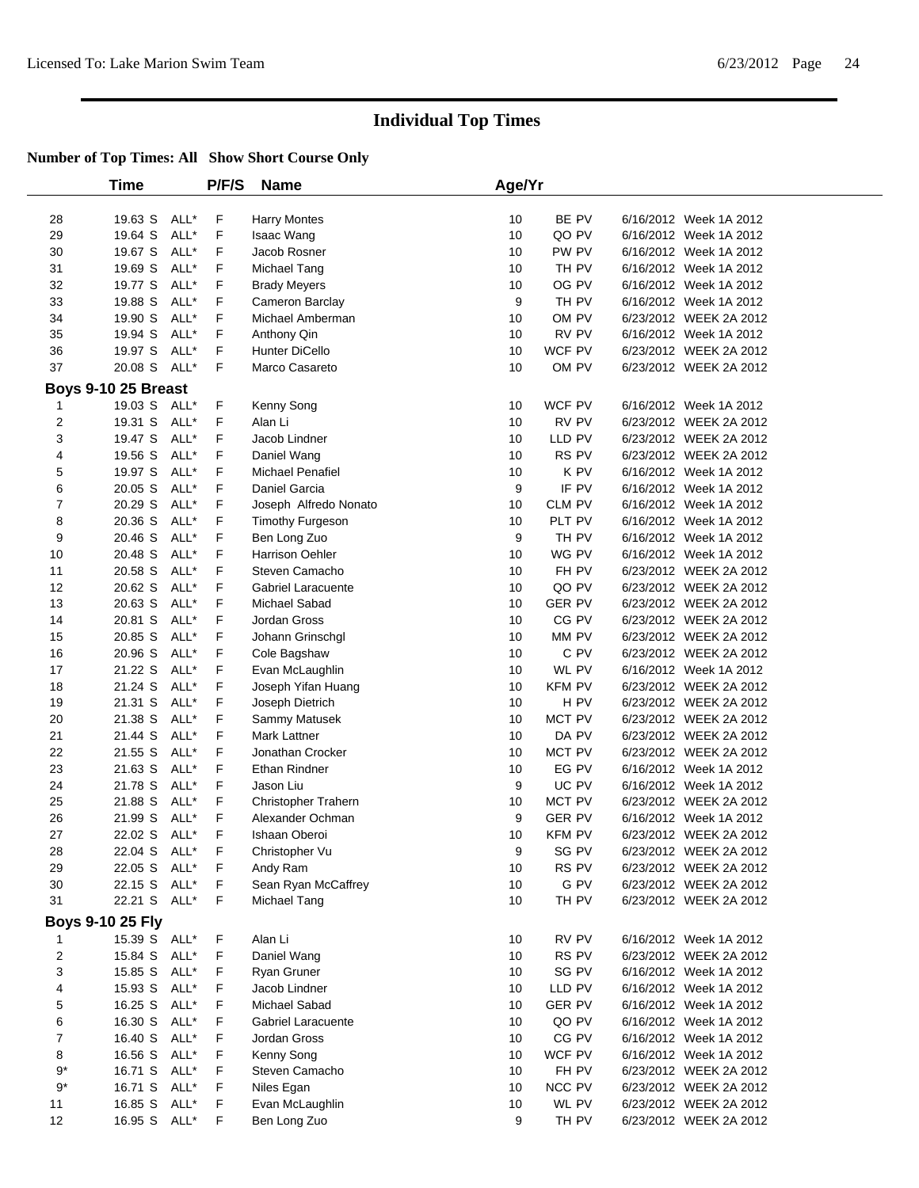# Individual Top Times

**Number of Top Times: All Show Short Course Only**

| | Time | | P/F/S | Name | Age/Yr | | |
|---|---|---|---|---|---|---|---|
| 28 | 19.63 S | ALL* | F | Harry Montes | 10 | BE PV | 6/16/2012 Week 1A 2012 |
| 29 | 19.64 S | ALL* | F | Isaac Wang | 10 | QO PV | 6/16/2012 Week 1A 2012 |
| 30 | 19.67 S | ALL* | F | Jacob Rosner | 10 | PW PV | 6/16/2012 Week 1A 2012 |
| 31 | 19.69 S | ALL* | F | Michael Tang | 10 | TH PV | 6/16/2012 Week 1A 2012 |
| 32 | 19.77 S | ALL* | F | Brady Meyers | 10 | OG PV | 6/16/2012 Week 1A 2012 |
| 33 | 19.88 S | ALL* | F | Cameron Barclay | 9 | TH PV | 6/16/2012 Week 1A 2012 |
| 34 | 19.90 S | ALL* | F | Michael Amberman | 10 | OM PV | 6/23/2012 WEEK 2A 2012 |
| 35 | 19.94 S | ALL* | F | Anthony Qin | 10 | RV PV | 6/16/2012 Week 1A 2012 |
| 36 | 19.97 S | ALL* | F | Hunter DiCello | 10 | WCF PV | 6/23/2012 WEEK 2A 2012 |
| 37 | 20.08 S | ALL* | F | Marco Casareto | 10 | OM PV | 6/23/2012 WEEK 2A 2012 |
| **Boys 9-10 25 Breast** | | | | | | | |
| 1 | 19.03 S | ALL* | F | Kenny Song | 10 | WCF PV | 6/16/2012 Week 1A 2012 |
| 2 | 19.31 S | ALL* | F | Alan Li | 10 | RV PV | 6/23/2012 WEEK 2A 2012 |
| 3 | 19.47 S | ALL* | F | Jacob Lindner | 10 | LLD PV | 6/23/2012 WEEK 2A 2012 |
| 4 | 19.56 S | ALL* | F | Daniel Wang | 10 | RS PV | 6/23/2012 WEEK 2A 2012 |
| 5 | 19.97 S | ALL* | F | Michael Penafiel | 10 | K PV | 6/16/2012 Week 1A 2012 |
| 6 | 20.05 S | ALL* | F | Daniel Garcia | 9 | IF PV | 6/16/2012 Week 1A 2012 |
| 7 | 20.29 S | ALL* | F | Joseph Alfredo Nonato | 10 | CLM PV | 6/16/2012 Week 1A 2012 |
| 8 | 20.36 S | ALL* | F | Timothy Furgeson | 10 | PLT PV | 6/16/2012 Week 1A 2012 |
| 9 | 20.46 S | ALL* | F | Ben Long Zuo | 9 | TH PV | 6/16/2012 Week 1A 2012 |
| 10 | 20.48 S | ALL* | F | Harrison Oehler | 10 | WG PV | 6/16/2012 Week 1A 2012 |
| 11 | 20.58 S | ALL* | F | Steven Camacho | 10 | FH PV | 6/23/2012 WEEK 2A 2012 |
| 12 | 20.62 S | ALL* | F | Gabriel Laracuente | 10 | QO PV | 6/23/2012 WEEK 2A 2012 |
| 13 | 20.63 S | ALL* | F | Michael Sabad | 10 | GER PV | 6/23/2012 WEEK 2A 2012 |
| 14 | 20.81 S | ALL* | F | Jordan Gross | 10 | CG PV | 6/23/2012 WEEK 2A 2012 |
| 15 | 20.85 S | ALL* | F | Johann Grinschgl | 10 | MM PV | 6/23/2012 WEEK 2A 2012 |
| 16 | 20.96 S | ALL* | F | Cole Bagshaw | 10 | C PV | 6/23/2012 WEEK 2A 2012 |
| 17 | 21.22 S | ALL* | F | Evan McLaughlin | 10 | WL PV | 6/16/2012 Week 1A 2012 |
| 18 | 21.24 S | ALL* | F | Joseph Yifan Huang | 10 | KFM PV | 6/23/2012 WEEK 2A 2012 |
| 19 | 21.31 S | ALL* | F | Joseph Dietrich | 10 | H PV | 6/23/2012 WEEK 2A 2012 |
| 20 | 21.38 S | ALL* | F | Sammy Matusek | 10 | MCT PV | 6/23/2012 WEEK 2A 2012 |
| 21 | 21.44 S | ALL* | F | Mark Lattner | 10 | DA PV | 6/23/2012 WEEK 2A 2012 |
| 22 | 21.55 S | ALL* | F | Jonathan Crocker | 10 | MCT PV | 6/23/2012 WEEK 2A 2012 |
| 23 | 21.63 S | ALL* | F | Ethan Rindner | 10 | EG PV | 6/16/2012 Week 1A 2012 |
| 24 | 21.78 S | ALL* | F | Jason Liu | 9 | UC PV | 6/16/2012 Week 1A 2012 |
| 25 | 21.88 S | ALL* | F | Christopher Trahern | 10 | MCT PV | 6/23/2012 WEEK 2A 2012 |
| 26 | 21.99 S | ALL* | F | Alexander Ochman | 9 | GER PV | 6/16/2012 Week 1A 2012 |
| 27 | 22.02 S | ALL* | F | Ishaan Oberoi | 10 | KFM PV | 6/23/2012 WEEK 2A 2012 |
| 28 | 22.04 S | ALL* | F | Christopher Vu | 9 | SG PV | 6/23/2012 WEEK 2A 2012 |
| 29 | 22.05 S | ALL* | F | Andy Ram | 10 | RS PV | 6/23/2012 WEEK 2A 2012 |
| 30 | 22.15 S | ALL* | F | Sean Ryan McCaffrey | 10 | G PV | 6/23/2012 WEEK 2A 2012 |
| 31 | 22.21 S | ALL* | F | Michael Tang | 10 | TH PV | 6/23/2012 WEEK 2A 2012 |
| **Boys 9-10 25 Fly** | | | | | | | |
| 1 | 15.39 S | ALL* | F | Alan Li | 10 | RV PV | 6/16/2012 Week 1A 2012 |
| 2 | 15.84 S | ALL* | F | Daniel Wang | 10 | RS PV | 6/23/2012 WEEK 2A 2012 |
| 3 | 15.85 S | ALL* | F | Ryan Gruner | 10 | SG PV | 6/16/2012 Week 1A 2012 |
| 4 | 15.93 S | ALL* | F | Jacob Lindner | 10 | LLD PV | 6/16/2012 Week 1A 2012 |
| 5 | 16.25 S | ALL* | F | Michael Sabad | 10 | GER PV | 6/16/2012 Week 1A 2012 |
| 6 | 16.30 S | ALL* | F | Gabriel Laracuente | 10 | QO PV | 6/16/2012 Week 1A 2012 |
| 7 | 16.40 S | ALL* | F | Jordan Gross | 10 | CG PV | 6/16/2012 Week 1A 2012 |
| 8 | 16.56 S | ALL* | F | Kenny Song | 10 | WCF PV | 6/16/2012 Week 1A 2012 |
| 9* | 16.71 S | ALL* | F | Steven Camacho | 10 | FH PV | 6/23/2012 WEEK 2A 2012 |
| 9* | 16.71 S | ALL* | F | Niles Egan | 10 | NCC PV | 6/23/2012 WEEK 2A 2012 |
| 11 | 16.85 S | ALL* | F | Evan McLaughlin | 10 | WL PV | 6/23/2012 WEEK 2A 2012 |
| 12 | 16.95 S | ALL* | F | Ben Long Zuo | 9 | TH PV | 6/23/2012 WEEK 2A 2012 |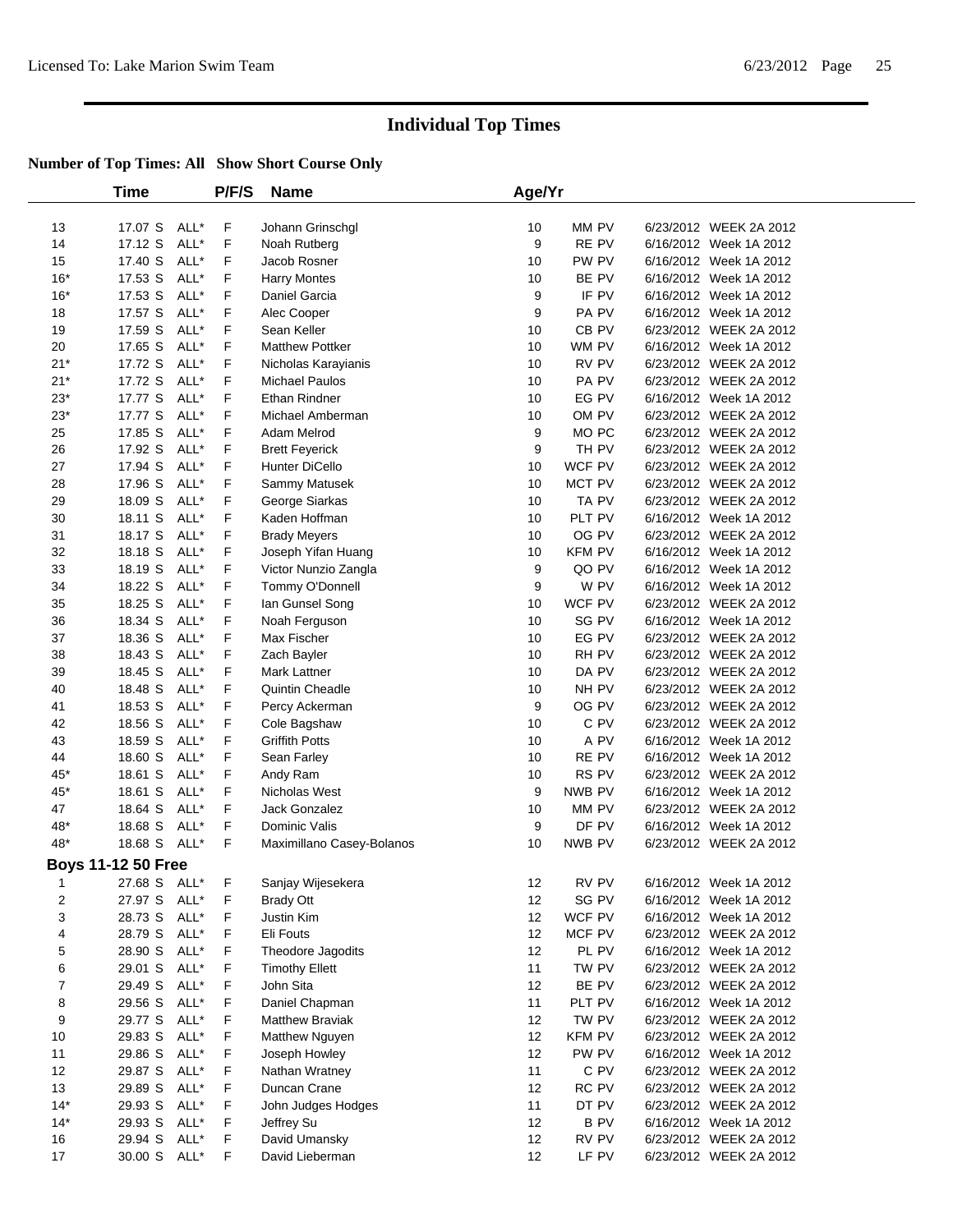# Individual Top Times

**Number of Top Times: All Show Short Course Only**

| | Time | | P/F/S | Name | Age/Yr | | | |
|---|---|---|---|---|---|---|---|---|
| 13 | 17.07 S | ALL* | F | Johann Grinschgl | 10 | MM PV | 6/23/2012 | WEEK 2A 2012 |
| 14 | 17.12 S | ALL* | F | Noah Rutberg | 9 | RE PV | 6/16/2012 | Week 1A 2012 |
| 15 | 17.40 S | ALL* | F | Jacob Rosner | 10 | PW PV | 6/16/2012 | Week 1A 2012 |
| 16* | 17.53 S | ALL* | F | Harry Montes | 10 | BE PV | 6/16/2012 | Week 1A 2012 |
| 16* | 17.53 S | ALL* | F | Daniel Garcia | 9 | IF PV | 6/16/2012 | Week 1A 2012 |
| 18 | 17.57 S | ALL* | F | Alec Cooper | 9 | PA PV | 6/16/2012 | Week 1A 2012 |
| 19 | 17.59 S | ALL* | F | Sean Keller | 10 | CB PV | 6/23/2012 | WEEK 2A 2012 |
| 20 | 17.65 S | ALL* | F | Matthew Pottker | 10 | WM PV | 6/16/2012 | Week 1A 2012 |
| 21* | 17.72 S | ALL* | F | Nicholas Karayianis | 10 | RV PV | 6/23/2012 | WEEK 2A 2012 |
| 21* | 17.72 S | ALL* | F | Michael Paulos | 10 | PA PV | 6/23/2012 | WEEK 2A 2012 |
| 23* | 17.77 S | ALL* | F | Ethan Rindner | 10 | EG PV | 6/16/2012 | Week 1A 2012 |
| 23* | 17.77 S | ALL* | F | Michael Amberman | 10 | OM PV | 6/23/2012 | WEEK 2A 2012 |
| 25 | 17.85 S | ALL* | F | Adam Melrod | 9 | MO PC | 6/23/2012 | WEEK 2A 2012 |
| 26 | 17.92 S | ALL* | F | Brett Feyerick | 9 | TH PV | 6/23/2012 | WEEK 2A 2012 |
| 27 | 17.94 S | ALL* | F | Hunter DiCello | 10 | WCF PV | 6/23/2012 | WEEK 2A 2012 |
| 28 | 17.96 S | ALL* | F | Sammy Matusek | 10 | MCT PV | 6/23/2012 | WEEK 2A 2012 |
| 29 | 18.09 S | ALL* | F | George Siarkas | 10 | TA PV | 6/23/2012 | WEEK 2A 2012 |
| 30 | 18.11 S | ALL* | F | Kaden Hoffman | 10 | PLT PV | 6/16/2012 | Week 1A 2012 |
| 31 | 18.17 S | ALL* | F | Brady Meyers | 10 | OG PV | 6/23/2012 | WEEK 2A 2012 |
| 32 | 18.18 S | ALL* | F | Joseph Yifan Huang | 10 | KFM PV | 6/16/2012 | Week 1A 2012 |
| 33 | 18.19 S | ALL* | F | Victor Nunzio Zangla | 9 | QO PV | 6/16/2012 | Week 1A 2012 |
| 34 | 18.22 S | ALL* | F | Tommy O'Donnell | 9 | W PV | 6/16/2012 | Week 1A 2012 |
| 35 | 18.25 S | ALL* | F | Ian Gunsel Song | 10 | WCF PV | 6/23/2012 | WEEK 2A 2012 |
| 36 | 18.34 S | ALL* | F | Noah Ferguson | 10 | SG PV | 6/16/2012 | Week 1A 2012 |
| 37 | 18.36 S | ALL* | F | Max Fischer | 10 | EG PV | 6/23/2012 | WEEK 2A 2012 |
| 38 | 18.43 S | ALL* | F | Zach Bayler | 10 | RH PV | 6/23/2012 | WEEK 2A 2012 |
| 39 | 18.45 S | ALL* | F | Mark Lattner | 10 | DA PV | 6/23/2012 | WEEK 2A 2012 |
| 40 | 18.48 S | ALL* | F | Quintin Cheadle | 10 | NH PV | 6/23/2012 | WEEK 2A 2012 |
| 41 | 18.53 S | ALL* | F | Percy Ackerman | 9 | OG PV | 6/23/2012 | WEEK 2A 2012 |
| 42 | 18.56 S | ALL* | F | Cole Bagshaw | 10 | C PV | 6/23/2012 | WEEK 2A 2012 |
| 43 | 18.59 S | ALL* | F | Griffith Potts | 10 | A PV | 6/16/2012 | Week 1A 2012 |
| 44 | 18.60 S | ALL* | F | Sean Farley | 10 | RE PV | 6/16/2012 | Week 1A 2012 |
| 45* | 18.61 S | ALL* | F | Andy Ram | 10 | RS PV | 6/23/2012 | WEEK 2A 2012 |
| 45* | 18.61 S | ALL* | F | Nicholas West | 9 | NWB PV | 6/16/2012 | Week 1A 2012 |
| 47 | 18.64 S | ALL* | F | Jack Gonzalez | 10 | MM PV | 6/23/2012 | WEEK 2A 2012 |
| 48* | 18.68 S | ALL* | F | Dominic Valis | 9 | DF PV | 6/16/2012 | Week 1A 2012 |
| 48* | 18.68 S | ALL* | F | Maximillano Casey-Bolanos | 10 | NWB PV | 6/23/2012 | WEEK 2A 2012 |

**Boys 11-12 50 Free**

| | Time | | P/F/S | Name | Age/Yr | | | |
|---|---|---|---|---|---|---|---|---|
| 1 | 27.68 S | ALL* | F | Sanjay Wijesekera | 12 | RV PV | 6/16/2012 | Week 1A 2012 |
| 2 | 27.97 S | ALL* | F | Brady Ott | 12 | SG PV | 6/16/2012 | Week 1A 2012 |
| 3 | 28.73 S | ALL* | F | Justin Kim | 12 | WCF PV | 6/16/2012 | Week 1A 2012 |
| 4 | 28.79 S | ALL* | F | Eli Fouts | 12 | MCF PV | 6/23/2012 | WEEK 2A 2012 |
| 5 | 28.90 S | ALL* | F | Theodore Jagodits | 12 | PL PV | 6/16/2012 | Week 1A 2012 |
| 6 | 29.01 S | ALL* | F | Timothy Ellett | 11 | TW PV | 6/23/2012 | WEEK 2A 2012 |
| 7 | 29.49 S | ALL* | F | John Sita | 12 | BE PV | 6/23/2012 | WEEK 2A 2012 |
| 8 | 29.56 S | ALL* | F | Daniel Chapman | 11 | PLT PV | 6/16/2012 | Week 1A 2012 |
| 9 | 29.77 S | ALL* | F | Matthew Braviak | 12 | TW PV | 6/23/2012 | WEEK 2A 2012 |
| 10 | 29.83 S | ALL* | F | Matthew Nguyen | 12 | KFM PV | 6/23/2012 | WEEK 2A 2012 |
| 11 | 29.86 S | ALL* | F | Joseph Howley | 12 | PW PV | 6/16/2012 | Week 1A 2012 |
| 12 | 29.87 S | ALL* | F | Nathan Wratney | 11 | C PV | 6/23/2012 | WEEK 2A 2012 |
| 13 | 29.89 S | ALL* | F | Duncan Crane | 12 | RC PV | 6/23/2012 | WEEK 2A 2012 |
| 14* | 29.93 S | ALL* | F | John Judges Hodges | 11 | DT PV | 6/23/2012 | WEEK 2A 2012 |
| 14* | 29.93 S | ALL* | F | Jeffrey Su | 12 | B PV | 6/16/2012 | Week 1A 2012 |
| 16 | 29.94 S | ALL* | F | David Umansky | 12 | RV PV | 6/23/2012 | WEEK 2A 2012 |
| 17 | 30.00 S | ALL* | F | David Lieberman | 12 | LF PV | 6/23/2012 | WEEK 2A 2012 |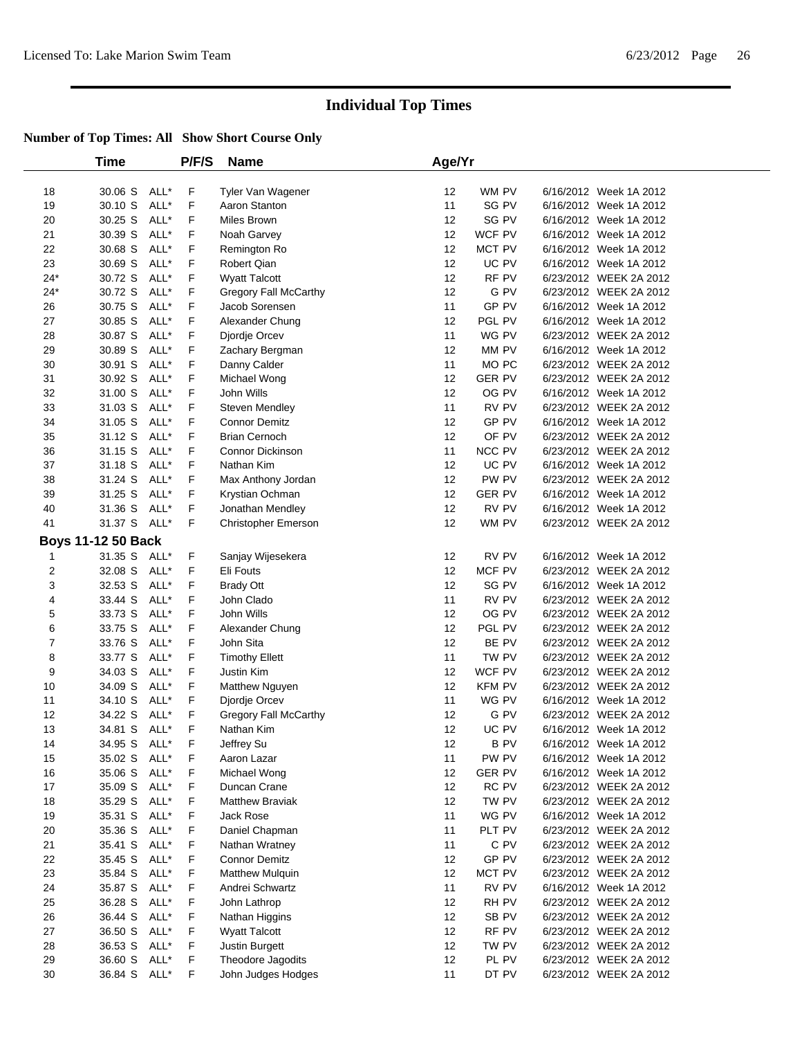# Individual Top Times

**Number of Top Times: All Show Short Course Only**

| | Time | | P/F/S | Name | Age/Yr | | |
|---|---|---|---|---|---|---|---|
| 18 | 30.06 S | ALL* | F | Tyler Van Wagener | 12 | WM PV | 6/16/2012 Week 1A 2012 |
| 19 | 30.10 S | ALL* | F | Aaron Stanton | 11 | SG PV | 6/16/2012 Week 1A 2012 |
| 20 | 30.25 S | ALL* | F | Miles Brown | 12 | SG PV | 6/16/2012 Week 1A 2012 |
| 21 | 30.39 S | ALL* | F | Noah Garvey | 12 | WCF PV | 6/16/2012 Week 1A 2012 |
| 22 | 30.68 S | ALL* | F | Remington Ro | 12 | MCT PV | 6/16/2012 Week 1A 2012 |
| 23 | 30.69 S | ALL* | F | Robert Qian | 12 | UC PV | 6/16/2012 Week 1A 2012 |
| 24* | 30.72 S | ALL* | F | Wyatt Talcott | 12 | RF PV | 6/23/2012 WEEK 2A 2012 |
| 24* | 30.72 S | ALL* | F | Gregory Fall McCarthy | 12 | G PV | 6/23/2012 WEEK 2A 2012 |
| 26 | 30.75 S | ALL* | F | Jacob Sorensen | 11 | GP PV | 6/16/2012 Week 1A 2012 |
| 27 | 30.85 S | ALL* | F | Alexander Chung | 12 | PGL PV | 6/16/2012 Week 1A 2012 |
| 28 | 30.87 S | ALL* | F | Djordje Orcev | 11 | WG PV | 6/23/2012 WEEK 2A 2012 |
| 29 | 30.89 S | ALL* | F | Zachary Bergman | 12 | MM PV | 6/16/2012 Week 1A 2012 |
| 30 | 30.91 S | ALL* | F | Danny Calder | 11 | MO PC | 6/23/2012 WEEK 2A 2012 |
| 31 | 30.92 S | ALL* | F | Michael Wong | 12 | GER PV | 6/23/2012 WEEK 2A 2012 |
| 32 | 31.00 S | ALL* | F | John Wills | 12 | OG PV | 6/16/2012 Week 1A 2012 |
| 33 | 31.03 S | ALL* | F | Steven Mendley | 11 | RV PV | 6/23/2012 WEEK 2A 2012 |
| 34 | 31.05 S | ALL* | F | Connor Demitz | 12 | GP PV | 6/16/2012 Week 1A 2012 |
| 35 | 31.12 S | ALL* | F | Brian Cernoch | 12 | OF PV | 6/23/2012 WEEK 2A 2012 |
| 36 | 31.15 S | ALL* | F | Connor Dickinson | 11 | NCC PV | 6/23/2012 WEEK 2A 2012 |
| 37 | 31.18 S | ALL* | F | Nathan Kim | 12 | UC PV | 6/16/2012 Week 1A 2012 |
| 38 | 31.24 S | ALL* | F | Max Anthony Jordan | 12 | PW PV | 6/23/2012 WEEK 2A 2012 |
| 39 | 31.25 S | ALL* | F | Krystian Ochman | 12 | GER PV | 6/16/2012 Week 1A 2012 |
| 40 | 31.36 S | ALL* | F | Jonathan Mendley | 12 | RV PV | 6/16/2012 Week 1A 2012 |
| 41 | 31.37 S | ALL* | F | Christopher Emerson | 12 | WM PV | 6/23/2012 WEEK 2A 2012 |
| **Boys 11-12 50 Back** | | | | | | | |
| 1 | 31.35 S | ALL* | F | Sanjay Wijesekera | 12 | RV PV | 6/16/2012 Week 1A 2012 |
| 2 | 32.08 S | ALL* | F | Eli Fouts | 12 | MCF PV | 6/23/2012 WEEK 2A 2012 |
| 3 | 32.53 S | ALL* | F | Brady Ott | 12 | SG PV | 6/16/2012 Week 1A 2012 |
| 4 | 33.44 S | ALL* | F | John Clado | 11 | RV PV | 6/23/2012 WEEK 2A 2012 |
| 5 | 33.73 S | ALL* | F | John Wills | 12 | OG PV | 6/23/2012 WEEK 2A 2012 |
| 6 | 33.75 S | ALL* | F | Alexander Chung | 12 | PGL PV | 6/23/2012 WEEK 2A 2012 |
| 7 | 33.76 S | ALL* | F | John Sita | 12 | BE PV | 6/23/2012 WEEK 2A 2012 |
| 8 | 33.77 S | ALL* | F | Timothy Ellett | 11 | TW PV | 6/23/2012 WEEK 2A 2012 |
| 9 | 34.03 S | ALL* | F | Justin Kim | 12 | WCF PV | 6/23/2012 WEEK 2A 2012 |
| 10 | 34.09 S | ALL* | F | Matthew Nguyen | 12 | KFM PV | 6/23/2012 WEEK 2A 2012 |
| 11 | 34.10 S | ALL* | F | Djordje Orcev | 11 | WG PV | 6/16/2012 Week 1A 2012 |
| 12 | 34.22 S | ALL* | F | Gregory Fall McCarthy | 12 | G PV | 6/23/2012 WEEK 2A 2012 |
| 13 | 34.81 S | ALL* | F | Nathan Kim | 12 | UC PV | 6/16/2012 Week 1A 2012 |
| 14 | 34.95 S | ALL* | F | Jeffrey Su | 12 | B PV | 6/16/2012 Week 1A 2012 |
| 15 | 35.02 S | ALL* | F | Aaron Lazar | 11 | PW PV | 6/16/2012 Week 1A 2012 |
| 16 | 35.06 S | ALL* | F | Michael Wong | 12 | GER PV | 6/16/2012 Week 1A 2012 |
| 17 | 35.09 S | ALL* | F | Duncan Crane | 12 | RC PV | 6/23/2012 WEEK 2A 2012 |
| 18 | 35.29 S | ALL* | F | Matthew Braviak | 12 | TW PV | 6/23/2012 WEEK 2A 2012 |
| 19 | 35.31 S | ALL* | F | Jack Rose | 11 | WG PV | 6/16/2012 Week 1A 2012 |
| 20 | 35.36 S | ALL* | F | Daniel Chapman | 11 | PLT PV | 6/23/2012 WEEK 2A 2012 |
| 21 | 35.41 S | ALL* | F | Nathan Wratney | 11 | C PV | 6/23/2012 WEEK 2A 2012 |
| 22 | 35.45 S | ALL* | F | Connor Demitz | 12 | GP PV | 6/23/2012 WEEK 2A 2012 |
| 23 | 35.84 S | ALL* | F | Matthew Mulquin | 12 | MCT PV | 6/23/2012 WEEK 2A 2012 |
| 24 | 35.87 S | ALL* | F | Andrei Schwartz | 11 | RV PV | 6/16/2012 Week 1A 2012 |
| 25 | 36.28 S | ALL* | F | John Lathrop | 12 | RH PV | 6/23/2012 WEEK 2A 2012 |
| 26 | 36.44 S | ALL* | F | Nathan Higgins | 12 | SB PV | 6/23/2012 WEEK 2A 2012 |
| 27 | 36.50 S | ALL* | F | Wyatt Talcott | 12 | RF PV | 6/23/2012 WEEK 2A 2012 |
| 28 | 36.53 S | ALL* | F | Justin Burgett | 12 | TW PV | 6/23/2012 WEEK 2A 2012 |
| 29 | 36.60 S | ALL* | F | Theodore Jagodits | 12 | PL PV | 6/23/2012 WEEK 2A 2012 |
| 30 | 36.84 S | ALL* | F | John Judges Hodges | 11 | DT PV | 6/23/2012 WEEK 2A 2012 |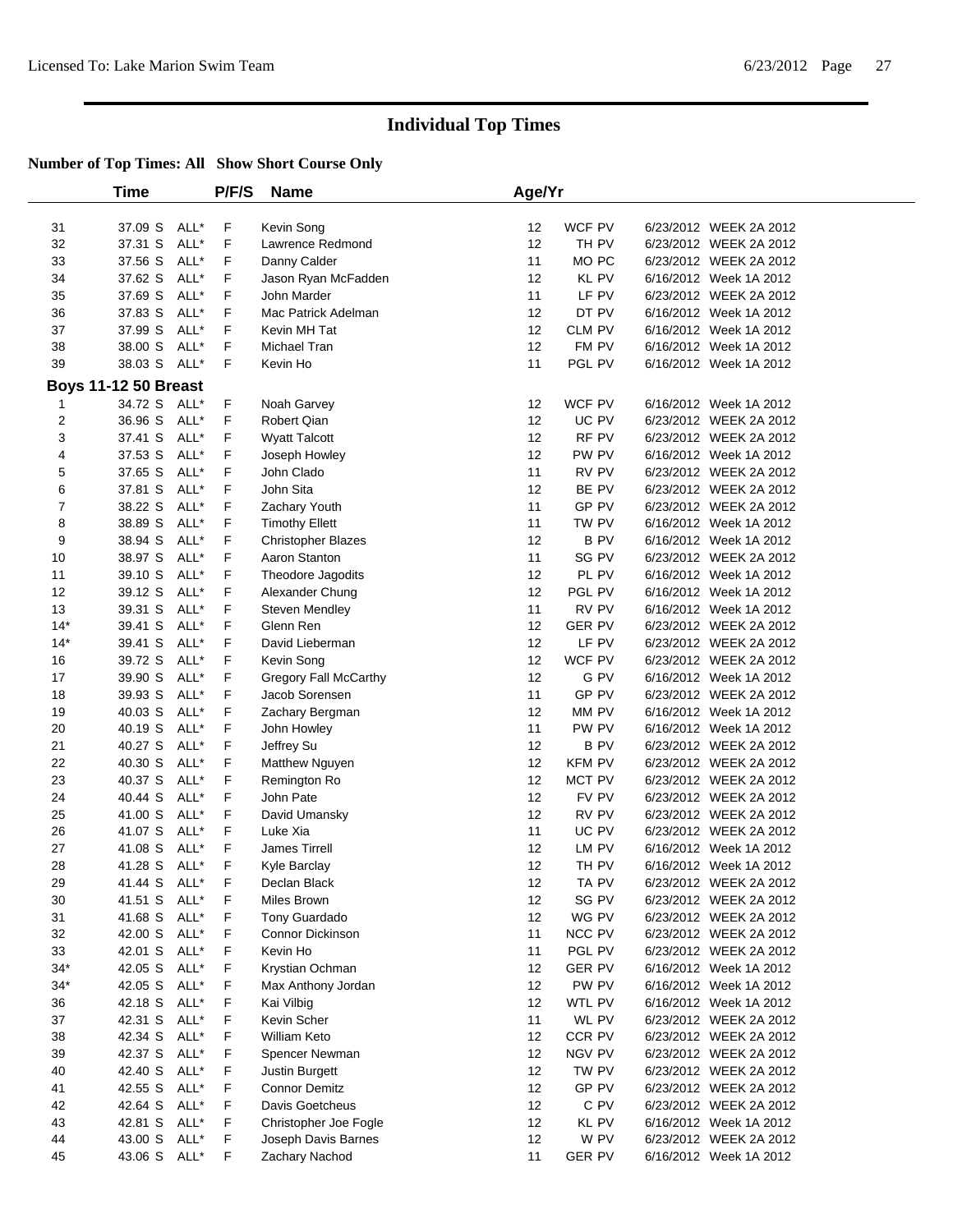# Individual Top Times

## Number of Top Times: All Show Short Course Only

| | Time | | P/F/S | Name | Age/Yr | | | |
|---|---|---|---|---|---|---|---|---|
| 31 | 37.09 S | ALL* | F | Kevin Song | 12 | WCF PV | 6/23/2012 | WEEK 2A 2012 |
| 32 | 37.31 S | ALL* | F | Lawrence Redmond | 12 | TH PV | 6/23/2012 | WEEK 2A 2012 |
| 33 | 37.56 S | ALL* | F | Danny Calder | 11 | MO PC | 6/23/2012 | WEEK 2A 2012 |
| 34 | 37.62 S | ALL* | F | Jason Ryan McFadden | 12 | KL PV | 6/16/2012 | Week 1A 2012 |
| 35 | 37.69 S | ALL* | F | John Marder | 11 | LF PV | 6/23/2012 | WEEK 2A 2012 |
| 36 | 37.83 S | ALL* | F | Mac Patrick Adelman | 12 | DT PV | 6/16/2012 | Week 1A 2012 |
| 37 | 37.99 S | ALL* | F | Kevin MH Tat | 12 | CLM PV | 6/16/2012 | Week 1A 2012 |
| 38 | 38.00 S | ALL* | F | Michael Tran | 12 | FM PV | 6/16/2012 | Week 1A 2012 |
| 39 | 38.03 S | ALL* | F | Kevin Ho | 11 | PGL PV | 6/16/2012 | Week 1A 2012 |

**Boys 11-12 50 Breast**

| | Time | | P/F/S | Name | Age/Yr | | | |
|---|---|---|---|---|---|---|---|---|
| 1 | 34.72 S | ALL* | F | Noah Garvey | 12 | WCF PV | 6/16/2012 | Week 1A 2012 |
| 2 | 36.96 S | ALL* | F | Robert Qian | 12 | UC PV | 6/23/2012 | WEEK 2A 2012 |
| 3 | 37.41 S | ALL* | F | Wyatt Talcott | 12 | RF PV | 6/23/2012 | WEEK 2A 2012 |
| 4 | 37.53 S | ALL* | F | Joseph Howley | 12 | PW PV | 6/16/2012 | Week 1A 2012 |
| 5 | 37.65 S | ALL* | F | John Clado | 11 | RV PV | 6/23/2012 | WEEK 2A 2012 |
| 6 | 37.81 S | ALL* | F | John Sita | 12 | BE PV | 6/23/2012 | WEEK 2A 2012 |
| 7 | 38.22 S | ALL* | F | Zachary Youth | 11 | GP PV | 6/23/2012 | WEEK 2A 2012 |
| 8 | 38.89 S | ALL* | F | Timothy Ellett | 11 | TW PV | 6/16/2012 | Week 1A 2012 |
| 9 | 38.94 S | ALL* | F | Christopher Blazes | 12 | B PV | 6/16/2012 | Week 1A 2012 |
| 10 | 38.97 S | ALL* | F | Aaron Stanton | 11 | SG PV | 6/23/2012 | WEEK 2A 2012 |
| 11 | 39.10 S | ALL* | F | Theodore Jagodits | 12 | PL PV | 6/16/2012 | Week 1A 2012 |
| 12 | 39.12 S | ALL* | F | Alexander Chung | 12 | PGL PV | 6/16/2012 | Week 1A 2012 |
| 13 | 39.31 S | ALL* | F | Steven Mendley | 11 | RV PV | 6/16/2012 | Week 1A 2012 |
| 14* | 39.41 S | ALL* | F | Glenn Ren | 12 | GER PV | 6/23/2012 | WEEK 2A 2012 |
| 14* | 39.41 S | ALL* | F | David Lieberman | 12 | LF PV | 6/23/2012 | WEEK 2A 2012 |
| 16 | 39.72 S | ALL* | F | Kevin Song | 12 | WCF PV | 6/23/2012 | WEEK 2A 2012 |
| 17 | 39.90 S | ALL* | F | Gregory Fall McCarthy | 12 | G PV | 6/16/2012 | Week 1A 2012 |
| 18 | 39.93 S | ALL* | F | Jacob Sorensen | 11 | GP PV | 6/23/2012 | WEEK 2A 2012 |
| 19 | 40.03 S | ALL* | F | Zachary Bergman | 12 | MM PV | 6/16/2012 | Week 1A 2012 |
| 20 | 40.19 S | ALL* | F | John Howley | 11 | PW PV | 6/16/2012 | Week 1A 2012 |
| 21 | 40.27 S | ALL* | F | Jeffrey Su | 12 | B PV | 6/23/2012 | WEEK 2A 2012 |
| 22 | 40.30 S | ALL* | F | Matthew Nguyen | 12 | KFM PV | 6/23/2012 | WEEK 2A 2012 |
| 23 | 40.37 S | ALL* | F | Remington Ro | 12 | MCT PV | 6/23/2012 | WEEK 2A 2012 |
| 24 | 40.44 S | ALL* | F | John Pate | 12 | FV PV | 6/23/2012 | WEEK 2A 2012 |
| 25 | 41.00 S | ALL* | F | David Umansky | 12 | RV PV | 6/23/2012 | WEEK 2A 2012 |
| 26 | 41.07 S | ALL* | F | Luke Xia | 11 | UC PV | 6/23/2012 | WEEK 2A 2012 |
| 27 | 41.08 S | ALL* | F | James Tirrell | 12 | LM PV | 6/16/2012 | Week 1A 2012 |
| 28 | 41.28 S | ALL* | F | Kyle Barclay | 12 | TH PV | 6/16/2012 | Week 1A 2012 |
| 29 | 41.44 S | ALL* | F | Declan Black | 12 | TA PV | 6/23/2012 | WEEK 2A 2012 |
| 30 | 41.51 S | ALL* | F | Miles Brown | 12 | SG PV | 6/23/2012 | WEEK 2A 2012 |
| 31 | 41.68 S | ALL* | F | Tony Guardado | 12 | WG PV | 6/23/2012 | WEEK 2A 2012 |
| 32 | 42.00 S | ALL* | F | Connor Dickinson | 11 | NCC PV | 6/23/2012 | WEEK 2A 2012 |
| 33 | 42.01 S | ALL* | F | Kevin Ho | 11 | PGL PV | 6/23/2012 | WEEK 2A 2012 |
| 34* | 42.05 S | ALL* | F | Krystian Ochman | 12 | GER PV | 6/16/2012 | Week 1A 2012 |
| 34* | 42.05 S | ALL* | F | Max Anthony Jordan | 12 | PW PV | 6/16/2012 | Week 1A 2012 |
| 36 | 42.18 S | ALL* | F | Kai Vilbig | 12 | WTL PV | 6/16/2012 | Week 1A 2012 |
| 37 | 42.31 S | ALL* | F | Kevin Scher | 11 | WL PV | 6/23/2012 | WEEK 2A 2012 |
| 38 | 42.34 S | ALL* | F | William Keto | 12 | CCR PV | 6/23/2012 | WEEK 2A 2012 |
| 39 | 42.37 S | ALL* | F | Spencer Newman | 12 | NGV PV | 6/23/2012 | WEEK 2A 2012 |
| 40 | 42.40 S | ALL* | F | Justin Burgett | 12 | TW PV | 6/23/2012 | WEEK 2A 2012 |
| 41 | 42.55 S | ALL* | F | Connor Demitz | 12 | GP PV | 6/23/2012 | WEEK 2A 2012 |
| 42 | 42.64 S | ALL* | F | Davis Goetcheus | 12 | C PV | 6/23/2012 | WEEK 2A 2012 |
| 43 | 42.81 S | ALL* | F | Christopher Joe Fogle | 12 | KL PV | 6/16/2012 | Week 1A 2012 |
| 44 | 43.00 S | ALL* | F | Joseph Davis Barnes | 12 | W PV | 6/23/2012 | WEEK 2A 2012 |
| 45 | 43.06 S | ALL* | F | Zachary Nachod | 11 | GER PV | 6/16/2012 | Week 1A 2012 |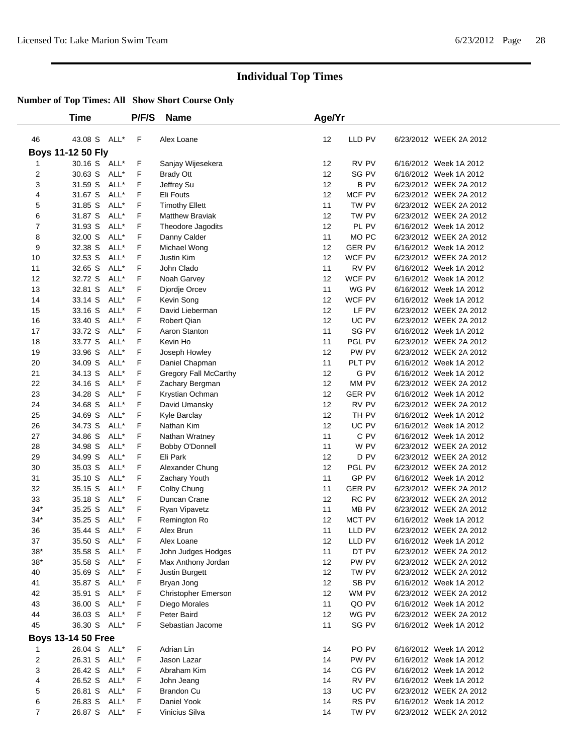## Individual Top Times

**Number of Top Times: All Show Short Course Only**

| | Time | | P/F/S | Name | Age/Yr | | | |
|---|---|---|---|---|---|---|---|---|
| 46 | 43.08 S | ALL* | F | Alex Loane | 12 | LLD PV | 6/23/2012 | WEEK 2A 2012 |

**Boys 11-12 50 Fly**

| | Time | | P/F/S | Name | Age/Yr | | | |
|---|---|---|---|---|---|---|---|---|
| 1 | 30.16 S | ALL* | F | Sanjay Wijesekera | 12 | RV PV | 6/16/2012 | Week 1A 2012 |
| 2 | 30.63 S | ALL* | F | Brady Ott | 12 | SG PV | 6/16/2012 | Week 1A 2012 |
| 3 | 31.59 S | ALL* | F | Jeffrey Su | 12 | B PV | 6/23/2012 | WEEK 2A 2012 |
| 4 | 31.67 S | ALL* | F | Eli Fouts | 12 | MCF PV | 6/23/2012 | WEEK 2A 2012 |
| 5 | 31.85 S | ALL* | F | Timothy Ellett | 11 | TW PV | 6/23/2012 | WEEK 2A 2012 |
| 6 | 31.87 S | ALL* | F | Matthew Braviak | 12 | TW PV | 6/23/2012 | WEEK 2A 2012 |
| 7 | 31.93 S | ALL* | F | Theodore Jagodits | 12 | PL PV | 6/16/2012 | Week 1A 2012 |
| 8 | 32.00 S | ALL* | F | Danny Calder | 11 | MO PC | 6/23/2012 | WEEK 2A 2012 |
| 9 | 32.38 S | ALL* | F | Michael Wong | 12 | GER PV | 6/16/2012 | Week 1A 2012 |
| 10 | 32.53 S | ALL* | F | Justin Kim | 12 | WCF PV | 6/23/2012 | WEEK 2A 2012 |
| 11 | 32.65 S | ALL* | F | John Clado | 11 | RV PV | 6/16/2012 | Week 1A 2012 |
| 12 | 32.72 S | ALL* | F | Noah Garvey | 12 | WCF PV | 6/16/2012 | Week 1A 2012 |
| 13 | 32.81 S | ALL* | F | Djordje Orcev | 11 | WG PV | 6/16/2012 | Week 1A 2012 |
| 14 | 33.14 S | ALL* | F | Kevin Song | 12 | WCF PV | 6/16/2012 | Week 1A 2012 |
| 15 | 33.16 S | ALL* | F | David Lieberman | 12 | LF PV | 6/23/2012 | WEEK 2A 2012 |
| 16 | 33.40 S | ALL* | F | Robert Qian | 12 | UC PV | 6/23/2012 | WEEK 2A 2012 |
| 17 | 33.72 S | ALL* | F | Aaron Stanton | 11 | SG PV | 6/16/2012 | Week 1A 2012 |
| 18 | 33.77 S | ALL* | F | Kevin Ho | 11 | PGL PV | 6/23/2012 | WEEK 2A 2012 |
| 19 | 33.96 S | ALL* | F | Joseph Howley | 12 | PW PV | 6/23/2012 | WEEK 2A 2012 |
| 20 | 34.09 S | ALL* | F | Daniel Chapman | 11 | PLT PV | 6/16/2012 | Week 1A 2012 |
| 21 | 34.13 S | ALL* | F | Gregory Fall McCarthy | 12 | G PV | 6/16/2012 | Week 1A 2012 |
| 22 | 34.16 S | ALL* | F | Zachary Bergman | 12 | MM PV | 6/23/2012 | WEEK 2A 2012 |
| 23 | 34.28 S | ALL* | F | Krystian Ochman | 12 | GER PV | 6/16/2012 | Week 1A 2012 |
| 24 | 34.68 S | ALL* | F | David Umansky | 12 | RV PV | 6/23/2012 | WEEK 2A 2012 |
| 25 | 34.69 S | ALL* | F | Kyle Barclay | 12 | TH PV | 6/16/2012 | Week 1A 2012 |
| 26 | 34.73 S | ALL* | F | Nathan Kim | 12 | UC PV | 6/16/2012 | Week 1A 2012 |
| 27 | 34.86 S | ALL* | F | Nathan Wratney | 11 | C PV | 6/16/2012 | Week 1A 2012 |
| 28 | 34.98 S | ALL* | F | Bobby O'Donnell | 11 | W PV | 6/23/2012 | WEEK 2A 2012 |
| 29 | 34.99 S | ALL* | F | Eli Park | 12 | D PV | 6/23/2012 | WEEK 2A 2012 |
| 30 | 35.03 S | ALL* | F | Alexander Chung | 12 | PGL PV | 6/23/2012 | WEEK 2A 2012 |
| 31 | 35.10 S | ALL* | F | Zachary Youth | 11 | GP PV | 6/16/2012 | Week 1A 2012 |
| 32 | 35.15 S | ALL* | F | Colby Chung | 11 | GER PV | 6/23/2012 | WEEK 2A 2012 |
| 33 | 35.18 S | ALL* | F | Duncan Crane | 12 | RC PV | 6/23/2012 | WEEK 2A 2012 |
| 34* | 35.25 S | ALL* | F | Ryan Vipavetz | 11 | MB PV | 6/23/2012 | WEEK 2A 2012 |
| 34* | 35.25 S | ALL* | F | Remington Ro | 12 | MCT PV | 6/16/2012 | Week 1A 2012 |
| 36 | 35.44 S | ALL* | F | Alex Brun | 11 | LLD PV | 6/23/2012 | WEEK 2A 2012 |
| 37 | 35.50 S | ALL* | F | Alex Loane | 12 | LLD PV | 6/16/2012 | Week 1A 2012 |
| 38* | 35.58 S | ALL* | F | John Judges Hodges | 11 | DT PV | 6/23/2012 | WEEK 2A 2012 |
| 38* | 35.58 S | ALL* | F | Max Anthony Jordan | 12 | PW PV | 6/23/2012 | WEEK 2A 2012 |
| 40 | 35.69 S | ALL* | F | Justin Burgett | 12 | TW PV | 6/23/2012 | WEEK 2A 2012 |
| 41 | 35.87 S | ALL* | F | Bryan Jong | 12 | SB PV | 6/16/2012 | Week 1A 2012 |
| 42 | 35.91 S | ALL* | F | Christopher Emerson | 12 | WM PV | 6/23/2012 | WEEK 2A 2012 |
| 43 | 36.00 S | ALL* | F | Diego Morales | 11 | QO PV | 6/16/2012 | Week 1A 2012 |
| 44 | 36.03 S | ALL* | F | Peter Baird | 12 | WG PV | 6/23/2012 | WEEK 2A 2012 |
| 45 | 36.30 S | ALL* | F | Sebastian Jacome | 11 | SG PV | 6/16/2012 | Week 1A 2012 |

**Boys 13-14 50 Free**

| | Time | | P/F/S | Name | Age/Yr | | | |
|---|---|---|---|---|---|---|---|---|
| 1 | 26.04 S | ALL* | F | Adrian Lin | 14 | PO PV | 6/16/2012 | Week 1A 2012 |
| 2 | 26.31 S | ALL* | F | Jason Lazar | 14 | PW PV | 6/16/2012 | Week 1A 2012 |
| 3 | 26.42 S | ALL* | F | Abraham Kim | 14 | CG PV | 6/16/2012 | Week 1A 2012 |
| 4 | 26.52 S | ALL* | F | John Jeang | 14 | RV PV | 6/16/2012 | Week 1A 2012 |
| 5 | 26.81 S | ALL* | F | Brandon Cu | 13 | UC PV | 6/23/2012 | WEEK 2A 2012 |
| 6 | 26.83 S | ALL* | F | Daniel Yook | 14 | RS PV | 6/16/2012 | Week 1A 2012 |
| 7 | 26.87 S | ALL* | F | Vinicius Silva | 14 | TW PV | 6/23/2012 | WEEK 2A 2012 |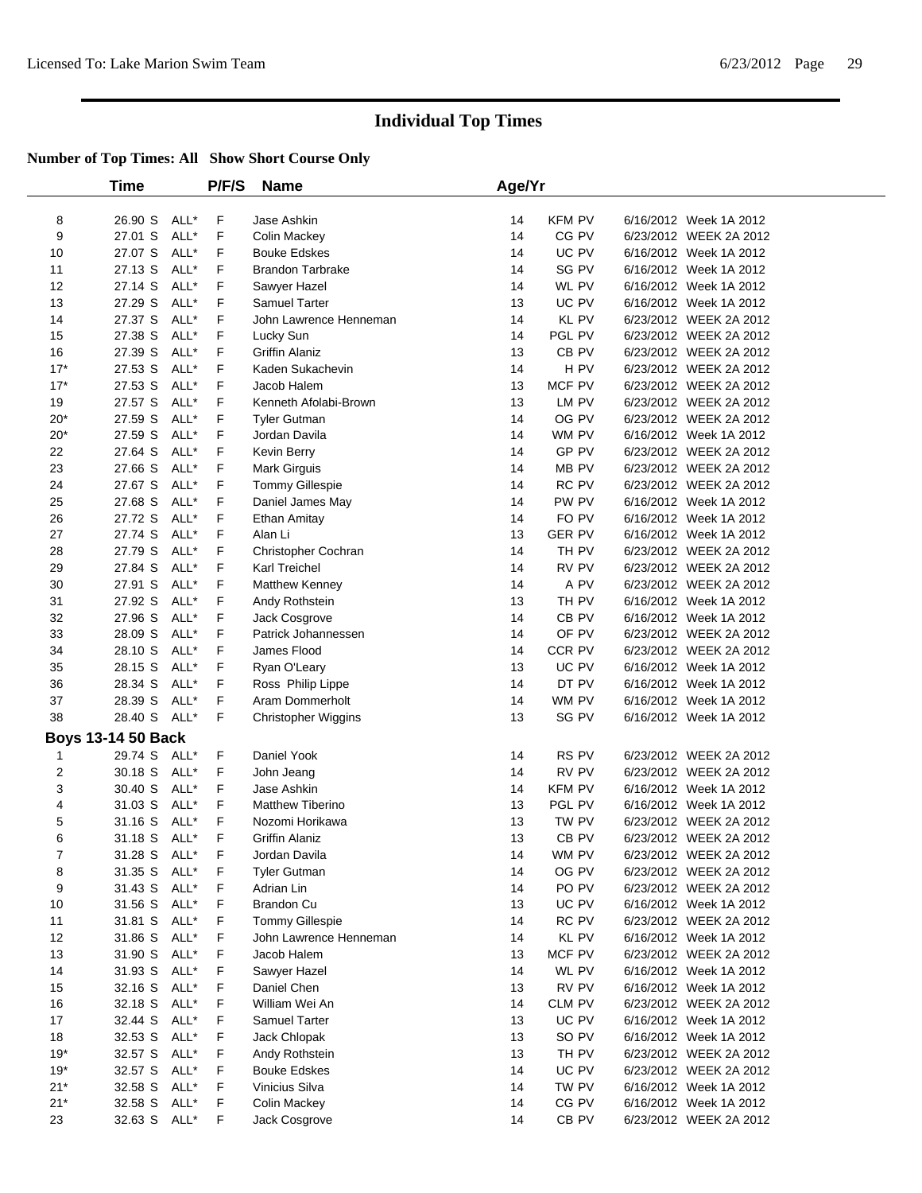# Individual Top Times

## Number of Top Times: All Show Short Course Only

| | Time | | P/F/S | Name | Age/Yr | | | |
|---|---|---|---|---|---|---|---|---|
| 8 | 26.90 S | ALL* | F | Jase Ashkin | 14 | KFM PV | 6/16/2012 | Week 1A 2012 |
| 9 | 27.01 S | ALL* | F | Colin Mackey | 14 | CG PV | 6/23/2012 | WEEK 2A 2012 |
| 10 | 27.07 S | ALL* | F | Bouke Edskes | 14 | UC PV | 6/16/2012 | Week 1A 2012 |
| 11 | 27.13 S | ALL* | F | Brandon Tarbrake | 14 | SG PV | 6/16/2012 | Week 1A 2012 |
| 12 | 27.14 S | ALL* | F | Sawyer Hazel | 14 | WL PV | 6/16/2012 | Week 1A 2012 |
| 13 | 27.29 S | ALL* | F | Samuel Tarter | 13 | UC PV | 6/16/2012 | Week 1A 2012 |
| 14 | 27.37 S | ALL* | F | John Lawrence Henneman | 14 | KL PV | 6/23/2012 | WEEK 2A 2012 |
| 15 | 27.38 S | ALL* | F | Lucky Sun | 14 | PGL PV | 6/23/2012 | WEEK 2A 2012 |
| 16 | 27.39 S | ALL* | F | Griffin Alaniz | 13 | CB PV | 6/23/2012 | WEEK 2A 2012 |
| 17* | 27.53 S | ALL* | F | Kaden Sukachevin | 14 | H PV | 6/23/2012 | WEEK 2A 2012 |
| 17* | 27.53 S | ALL* | F | Jacob Halem | 13 | MCF PV | 6/23/2012 | WEEK 2A 2012 |
| 19 | 27.57 S | ALL* | F | Kenneth Afolabi-Brown | 13 | LM PV | 6/23/2012 | WEEK 2A 2012 |
| 20* | 27.59 S | ALL* | F | Tyler Gutman | 14 | OG PV | 6/23/2012 | WEEK 2A 2012 |
| 20* | 27.59 S | ALL* | F | Jordan Davila | 14 | WM PV | 6/16/2012 | Week 1A 2012 |
| 22 | 27.64 S | ALL* | F | Kevin Berry | 14 | GP PV | 6/23/2012 | WEEK 2A 2012 |
| 23 | 27.66 S | ALL* | F | Mark Girguis | 14 | MB PV | 6/23/2012 | WEEK 2A 2012 |
| 24 | 27.67 S | ALL* | F | Tommy Gillespie | 14 | RC PV | 6/23/2012 | WEEK 2A 2012 |
| 25 | 27.68 S | ALL* | F | Daniel James May | 14 | PW PV | 6/16/2012 | Week 1A 2012 |
| 26 | 27.72 S | ALL* | F | Ethan Amitay | 14 | FO PV | 6/16/2012 | Week 1A 2012 |
| 27 | 27.74 S | ALL* | F | Alan Li | 13 | GER PV | 6/16/2012 | Week 1A 2012 |
| 28 | 27.79 S | ALL* | F | Christopher Cochran | 14 | TH PV | 6/23/2012 | WEEK 2A 2012 |
| 29 | 27.84 S | ALL* | F | Karl Treichel | 14 | RV PV | 6/23/2012 | WEEK 2A 2012 |
| 30 | 27.91 S | ALL* | F | Matthew Kenney | 14 | A PV | 6/23/2012 | WEEK 2A 2012 |
| 31 | 27.92 S | ALL* | F | Andy Rothstein | 13 | TH PV | 6/16/2012 | Week 1A 2012 |
| 32 | 27.96 S | ALL* | F | Jack Cosgrove | 14 | CB PV | 6/16/2012 | Week 1A 2012 |
| 33 | 28.09 S | ALL* | F | Patrick Johannessen | 14 | OF PV | 6/23/2012 | WEEK 2A 2012 |
| 34 | 28.10 S | ALL* | F | James Flood | 14 | CCR PV | 6/23/2012 | WEEK 2A 2012 |
| 35 | 28.15 S | ALL* | F | Ryan O'Leary | 13 | UC PV | 6/16/2012 | Week 1A 2012 |
| 36 | 28.34 S | ALL* | F | Ross Philip Lippe | 14 | DT PV | 6/16/2012 | Week 1A 2012 |
| 37 | 28.39 S | ALL* | F | Aram Dommerholt | 14 | WM PV | 6/16/2012 | Week 1A 2012 |
| 38 | 28.40 S | ALL* | F | Christopher Wiggins | 13 | SG PV | 6/16/2012 | Week 1A 2012 |

**Boys 13-14 50 Back**

| | Time | | P/F/S | Name | Age/Yr | | | |
|---|---|---|---|---|---|---|---|---|
| 1 | 29.74 S | ALL* | F | Daniel Yook | 14 | RS PV | 6/23/2012 | WEEK 2A 2012 |
| 2 | 30.18 S | ALL* | F | John Jeang | 14 | RV PV | 6/23/2012 | WEEK 2A 2012 |
| 3 | 30.40 S | ALL* | F | Jase Ashkin | 14 | KFM PV | 6/16/2012 | Week 1A 2012 |
| 4 | 31.03 S | ALL* | F | Matthew Tiberino | 13 | PGL PV | 6/16/2012 | Week 1A 2012 |
| 5 | 31.16 S | ALL* | F | Nozomi Horikawa | 13 | TW PV | 6/23/2012 | WEEK 2A 2012 |
| 6 | 31.18 S | ALL* | F | Griffin Alaniz | 13 | CB PV | 6/23/2012 | WEEK 2A 2012 |
| 7 | 31.28 S | ALL* | F | Jordan Davila | 14 | WM PV | 6/23/2012 | WEEK 2A 2012 |
| 8 | 31.35 S | ALL* | F | Tyler Gutman | 14 | OG PV | 6/23/2012 | WEEK 2A 2012 |
| 9 | 31.43 S | ALL* | F | Adrian Lin | 14 | PO PV | 6/23/2012 | WEEK 2A 2012 |
| 10 | 31.56 S | ALL* | F | Brandon Cu | 13 | UC PV | 6/16/2012 | Week 1A 2012 |
| 11 | 31.81 S | ALL* | F | Tommy Gillespie | 14 | RC PV | 6/23/2012 | WEEK 2A 2012 |
| 12 | 31.86 S | ALL* | F | John Lawrence Henneman | 14 | KL PV | 6/16/2012 | Week 1A 2012 |
| 13 | 31.90 S | ALL* | F | Jacob Halem | 13 | MCF PV | 6/23/2012 | WEEK 2A 2012 |
| 14 | 31.93 S | ALL* | F | Sawyer Hazel | 14 | WL PV | 6/16/2012 | Week 1A 2012 |
| 15 | 32.16 S | ALL* | F | Daniel Chen | 13 | RV PV | 6/16/2012 | Week 1A 2012 |
| 16 | 32.18 S | ALL* | F | William Wei An | 14 | CLM PV | 6/23/2012 | WEEK 2A 2012 |
| 17 | 32.44 S | ALL* | F | Samuel Tarter | 13 | UC PV | 6/16/2012 | Week 1A 2012 |
| 18 | 32.53 S | ALL* | F | Jack Chlopak | 13 | SO PV | 6/16/2012 | Week 1A 2012 |
| 19* | 32.57 S | ALL* | F | Andy Rothstein | 13 | TH PV | 6/23/2012 | WEEK 2A 2012 |
| 19* | 32.57 S | ALL* | F | Bouke Edskes | 14 | UC PV | 6/23/2012 | WEEK 2A 2012 |
| 21* | 32.58 S | ALL* | F | Vinicius Silva | 14 | TW PV | 6/16/2012 | Week 1A 2012 |
| 21* | 32.58 S | ALL* | F | Colin Mackey | 14 | CG PV | 6/16/2012 | Week 1A 2012 |
| 23 | 32.63 S | ALL* | F | Jack Cosgrove | 14 | CB PV | 6/23/2012 | WEEK 2A 2012 |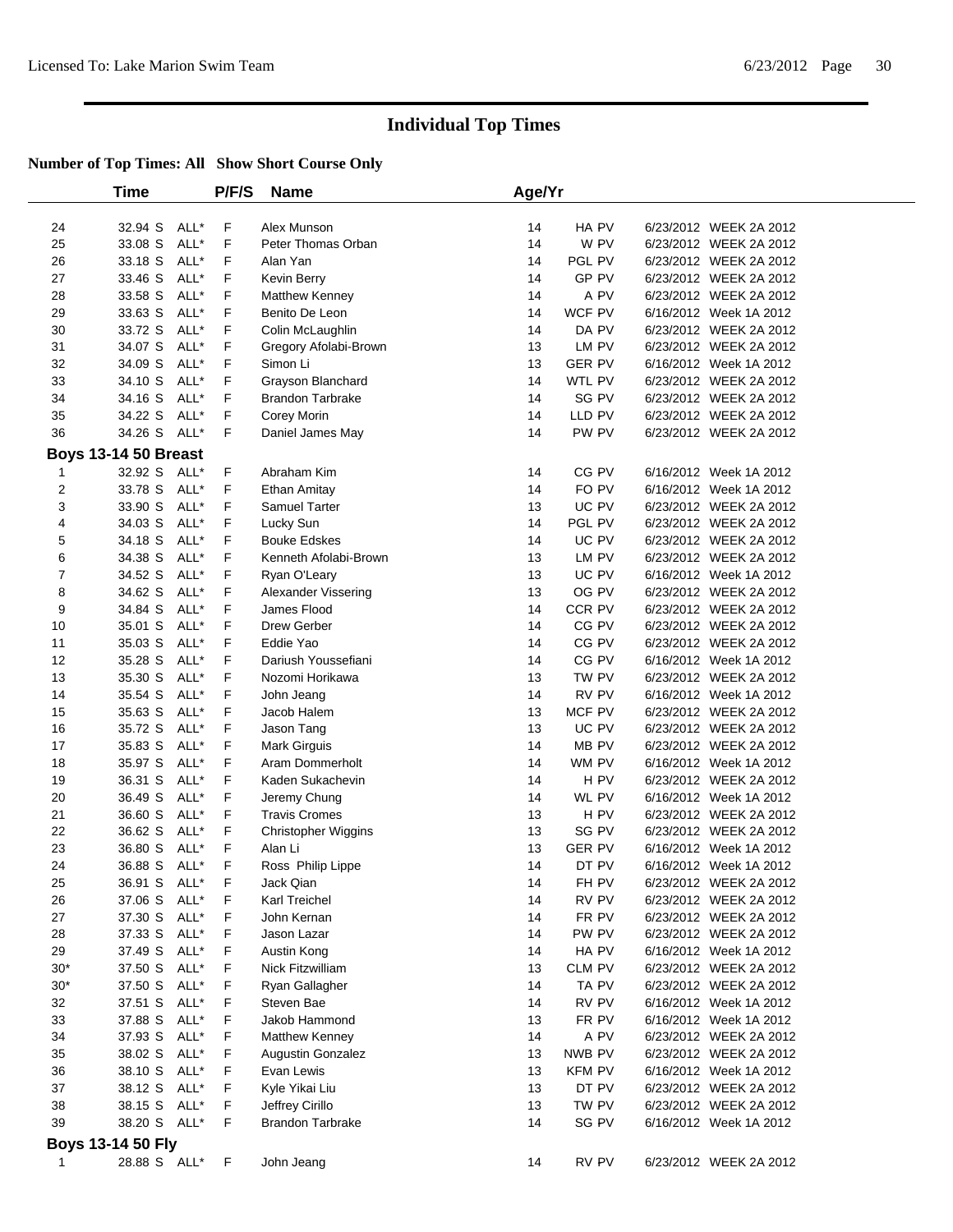# Individual Top Times

## Number of Top Times: All Show Short Course Only

| | Time | | P/F/S | Name | Age/Yr | | |
|---|---|---|---|---|---|---|---|
| 24 | 32.94 S | ALL* | F | Alex Munson | 14 | HA PV | 6/23/2012 WEEK 2A 2012 |
| 25 | 33.08 S | ALL* | F | Peter Thomas Orban | 14 | W PV | 6/23/2012 WEEK 2A 2012 |
| 26 | 33.18 S | ALL* | F | Alan Yan | 14 | PGL PV | 6/23/2012 WEEK 2A 2012 |
| 27 | 33.46 S | ALL* | F | Kevin Berry | 14 | GP PV | 6/23/2012 WEEK 2A 2012 |
| 28 | 33.58 S | ALL* | F | Matthew Kenney | 14 | A PV | 6/23/2012 WEEK 2A 2012 |
| 29 | 33.63 S | ALL* | F | Benito De Leon | 14 | WCF PV | 6/16/2012 Week 1A 2012 |
| 30 | 33.72 S | ALL* | F | Colin McLaughlin | 14 | DA PV | 6/23/2012 WEEK 2A 2012 |
| 31 | 34.07 S | ALL* | F | Gregory Afolabi-Brown | 13 | LM PV | 6/23/2012 WEEK 2A 2012 |
| 32 | 34.09 S | ALL* | F | Simon Li | 13 | GER PV | 6/16/2012 Week 1A 2012 |
| 33 | 34.10 S | ALL* | F | Grayson Blanchard | 14 | WTL PV | 6/23/2012 WEEK 2A 2012 |
| 34 | 34.16 S | ALL* | F | Brandon Tarbrake | 14 | SG PV | 6/23/2012 WEEK 2A 2012 |
| 35 | 34.22 S | ALL* | F | Corey Morin | 14 | LLD PV | 6/23/2012 WEEK 2A 2012 |
| 36 | 34.26 S | ALL* | F | Daniel James May | 14 | PW PV | 6/23/2012 WEEK 2A 2012 |
| **Boys 13-14 50 Breast** | | | | | | | |
| 1 | 32.92 S | ALL* | F | Abraham Kim | 14 | CG PV | 6/16/2012 Week 1A 2012 |
| 2 | 33.78 S | ALL* | F | Ethan Amitay | 14 | FO PV | 6/16/2012 Week 1A 2012 |
| 3 | 33.90 S | ALL* | F | Samuel Tarter | 13 | UC PV | 6/23/2012 WEEK 2A 2012 |
| 4 | 34.03 S | ALL* | F | Lucky Sun | 14 | PGL PV | 6/23/2012 WEEK 2A 2012 |
| 5 | 34.18 S | ALL* | F | Bouke Edskes | 14 | UC PV | 6/23/2012 WEEK 2A 2012 |
| 6 | 34.38 S | ALL* | F | Kenneth Afolabi-Brown | 13 | LM PV | 6/23/2012 WEEK 2A 2012 |
| 7 | 34.52 S | ALL* | F | Ryan O'Leary | 13 | UC PV | 6/16/2012 Week 1A 2012 |
| 8 | 34.62 S | ALL* | F | Alexander Vissering | 13 | OG PV | 6/23/2012 WEEK 2A 2012 |
| 9 | 34.84 S | ALL* | F | James Flood | 14 | CCR PV | 6/23/2012 WEEK 2A 2012 |
| 10 | 35.01 S | ALL* | F | Drew Gerber | 14 | CG PV | 6/23/2012 WEEK 2A 2012 |
| 11 | 35.03 S | ALL* | F | Eddie Yao | 14 | CG PV | 6/23/2012 WEEK 2A 2012 |
| 12 | 35.28 S | ALL* | F | Dariush Youssefiani | 14 | CG PV | 6/16/2012 Week 1A 2012 |
| 13 | 35.30 S | ALL* | F | Nozomi Horikawa | 13 | TW PV | 6/23/2012 WEEK 2A 2012 |
| 14 | 35.54 S | ALL* | F | John Jeang | 14 | RV PV | 6/16/2012 Week 1A 2012 |
| 15 | 35.63 S | ALL* | F | Jacob Halem | 13 | MCF PV | 6/23/2012 WEEK 2A 2012 |
| 16 | 35.72 S | ALL* | F | Jason Tang | 13 | UC PV | 6/23/2012 WEEK 2A 2012 |
| 17 | 35.83 S | ALL* | F | Mark Girguis | 14 | MB PV | 6/23/2012 WEEK 2A 2012 |
| 18 | 35.97 S | ALL* | F | Aram Dommerholt | 14 | WM PV | 6/16/2012 Week 1A 2012 |
| 19 | 36.31 S | ALL* | F | Kaden Sukachevin | 14 | H PV | 6/23/2012 WEEK 2A 2012 |
| 20 | 36.49 S | ALL* | F | Jeremy Chung | 14 | WL PV | 6/16/2012 Week 1A 2012 |
| 21 | 36.60 S | ALL* | F | Travis Cromes | 13 | H PV | 6/23/2012 WEEK 2A 2012 |
| 22 | 36.62 S | ALL* | F | Christopher Wiggins | 13 | SG PV | 6/23/2012 WEEK 2A 2012 |
| 23 | 36.80 S | ALL* | F | Alan Li | 13 | GER PV | 6/16/2012 Week 1A 2012 |
| 24 | 36.88 S | ALL* | F | Ross Philip Lippe | 14 | DT PV | 6/16/2012 Week 1A 2012 |
| 25 | 36.91 S | ALL* | F | Jack Qian | 14 | FH PV | 6/23/2012 WEEK 2A 2012 |
| 26 | 37.06 S | ALL* | F | Karl Treichel | 14 | RV PV | 6/23/2012 WEEK 2A 2012 |
| 27 | 37.30 S | ALL* | F | John Kernan | 14 | FR PV | 6/23/2012 WEEK 2A 2012 |
| 28 | 37.33 S | ALL* | F | Jason Lazar | 14 | PW PV | 6/23/2012 WEEK 2A 2012 |
| 29 | 37.49 S | ALL* | F | Austin Kong | 14 | HA PV | 6/16/2012 Week 1A 2012 |
| 30* | 37.50 S | ALL* | F | Nick Fitzwilliam | 13 | CLM PV | 6/23/2012 WEEK 2A 2012 |
| 30* | 37.50 S | ALL* | F | Ryan Gallagher | 14 | TA PV | 6/23/2012 WEEK 2A 2012 |
| 32 | 37.51 S | ALL* | F | Steven Bae | 14 | RV PV | 6/16/2012 Week 1A 2012 |
| 33 | 37.88 S | ALL* | F | Jakob Hammond | 13 | FR PV | 6/16/2012 Week 1A 2012 |
| 34 | 37.93 S | ALL* | F | Matthew Kenney | 14 | A PV | 6/23/2012 WEEK 2A 2012 |
| 35 | 38.02 S | ALL* | F | Augustin Gonzalez | 13 | NWB PV | 6/23/2012 WEEK 2A 2012 |
| 36 | 38.10 S | ALL* | F | Evan Lewis | 13 | KFM PV | 6/16/2012 Week 1A 2012 |
| 37 | 38.12 S | ALL* | F | Kyle Yikai Liu | 13 | DT PV | 6/23/2012 WEEK 2A 2012 |
| 38 | 38.15 S | ALL* | F | Jeffrey Cirillo | 13 | TW PV | 6/23/2012 WEEK 2A 2012 |
| 39 | 38.20 S | ALL* | F | Brandon Tarbrake | 14 | SG PV | 6/16/2012 Week 1A 2012 |
| **Boys 13-14 50 Fly** | | | | | | | |
| 1 | 28.88 S | ALL* | F | John Jeang | 14 | RV PV | 6/23/2012 WEEK 2A 2012 |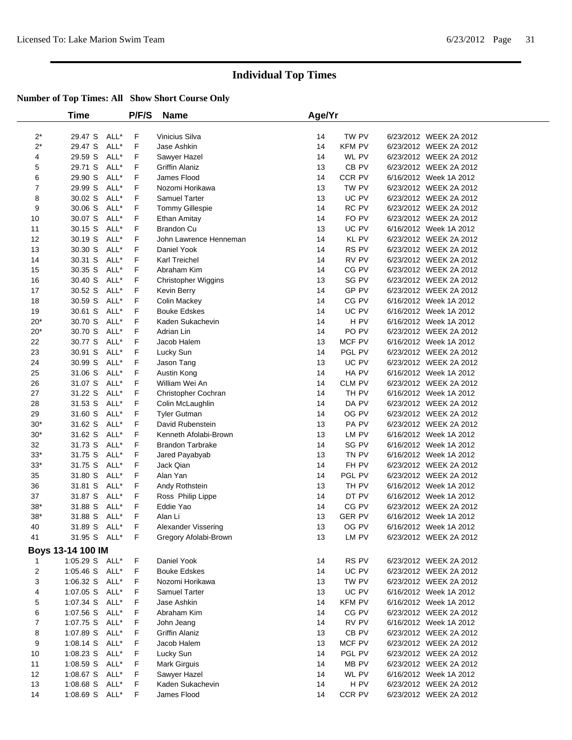# Individual Top Times

**Number of Top Times: All Show Short Course Only**

| | Time | | P/F/S | Name | Age/Yr | | |
|---|---|---|---|---|---|---|---|
| 2* | 29.47 S | ALL* | F | Vinicius Silva | 14 | TW PV | 6/23/2012 WEEK 2A 2012 |
| 2* | 29.47 S | ALL* | F | Jase Ashkin | 14 | KFM PV | 6/23/2012 WEEK 2A 2012 |
| 4 | 29.59 S | ALL* | F | Sawyer Hazel | 14 | WL PV | 6/23/2012 WEEK 2A 2012 |
| 5 | 29.71 S | ALL* | F | Griffin Alaniz | 13 | CB PV | 6/23/2012 WEEK 2A 2012 |
| 6 | 29.90 S | ALL* | F | James Flood | 14 | CCR PV | 6/16/2012 Week 1A 2012 |
| 7 | 29.99 S | ALL* | F | Nozomi Horikawa | 13 | TW PV | 6/23/2012 WEEK 2A 2012 |
| 8 | 30.02 S | ALL* | F | Samuel Tarter | 13 | UC PV | 6/23/2012 WEEK 2A 2012 |
| 9 | 30.06 S | ALL* | F | Tommy Gillespie | 14 | RC PV | 6/23/2012 WEEK 2A 2012 |
| 10 | 30.07 S | ALL* | F | Ethan Amitay | 14 | FO PV | 6/23/2012 WEEK 2A 2012 |
| 11 | 30.15 S | ALL* | F | Brandon Cu | 13 | UC PV | 6/16/2012 Week 1A 2012 |
| 12 | 30.19 S | ALL* | F | John Lawrence Henneman | 14 | KL PV | 6/23/2012 WEEK 2A 2012 |
| 13 | 30.30 S | ALL* | F | Daniel Yook | 14 | RS PV | 6/23/2012 WEEK 2A 2012 |
| 14 | 30.31 S | ALL* | F | Karl Treichel | 14 | RV PV | 6/23/2012 WEEK 2A 2012 |
| 15 | 30.35 S | ALL* | F | Abraham Kim | 14 | CG PV | 6/23/2012 WEEK 2A 2012 |
| 16 | 30.40 S | ALL* | F | Christopher Wiggins | 13 | SG PV | 6/23/2012 WEEK 2A 2012 |
| 17 | 30.52 S | ALL* | F | Kevin Berry | 14 | GP PV | 6/23/2012 WEEK 2A 2012 |
| 18 | 30.59 S | ALL* | F | Colin Mackey | 14 | CG PV | 6/16/2012 Week 1A 2012 |
| 19 | 30.61 S | ALL* | F | Bouke Edskes | 14 | UC PV | 6/16/2012 Week 1A 2012 |
| 20* | 30.70 S | ALL* | F | Kaden Sukachevin | 14 | H PV | 6/16/2012 Week 1A 2012 |
| 20* | 30.70 S | ALL* | F | Adrian Lin | 14 | PO PV | 6/23/2012 WEEK 2A 2012 |
| 22 | 30.77 S | ALL* | F | Jacob Halem | 13 | MCF PV | 6/16/2012 Week 1A 2012 |
| 23 | 30.91 S | ALL* | F | Lucky Sun | 14 | PGL PV | 6/23/2012 WEEK 2A 2012 |
| 24 | 30.99 S | ALL* | F | Jason Tang | 13 | UC PV | 6/23/2012 WEEK 2A 2012 |
| 25 | 31.06 S | ALL* | F | Austin Kong | 14 | HA PV | 6/16/2012 Week 1A 2012 |
| 26 | 31.07 S | ALL* | F | William Wei An | 14 | CLM PV | 6/23/2012 WEEK 2A 2012 |
| 27 | 31.22 S | ALL* | F | Christopher Cochran | 14 | TH PV | 6/16/2012 Week 1A 2012 |
| 28 | 31.53 S | ALL* | F | Colin McLaughlin | 14 | DA PV | 6/23/2012 WEEK 2A 2012 |
| 29 | 31.60 S | ALL* | F | Tyler Gutman | 14 | OG PV | 6/23/2012 WEEK 2A 2012 |
| 30* | 31.62 S | ALL* | F | David Rubenstein | 13 | PA PV | 6/23/2012 WEEK 2A 2012 |
| 30* | 31.62 S | ALL* | F | Kenneth Afolabi-Brown | 13 | LM PV | 6/16/2012 Week 1A 2012 |
| 32 | 31.73 S | ALL* | F | Brandon Tarbrake | 14 | SG PV | 6/16/2012 Week 1A 2012 |
| 33* | 31.75 S | ALL* | F | Jared Payabyab | 13 | TN PV | 6/16/2012 Week 1A 2012 |
| 33* | 31.75 S | ALL* | F | Jack Qian | 14 | FH PV | 6/23/2012 WEEK 2A 2012 |
| 35 | 31.80 S | ALL* | F | Alan Yan | 14 | PGL PV | 6/23/2012 WEEK 2A 2012 |
| 36 | 31.81 S | ALL* | F | Andy Rothstein | 13 | TH PV | 6/16/2012 Week 1A 2012 |
| 37 | 31.87 S | ALL* | F | Ross Philip Lippe | 14 | DT PV | 6/16/2012 Week 1A 2012 |
| 38* | 31.88 S | ALL* | F | Eddie Yao | 14 | CG PV | 6/23/2012 WEEK 2A 2012 |
| 38* | 31.88 S | ALL* | F | Alan Li | 13 | GER PV | 6/16/2012 Week 1A 2012 |
| 40 | 31.89 S | ALL* | F | Alexander Vissering | 13 | OG PV | 6/16/2012 Week 1A 2012 |
| 41 | 31.95 S | ALL* | F | Gregory Afolabi-Brown | 13 | LM PV | 6/23/2012 WEEK 2A 2012 |

## Boys 13-14 100 IM

| | Time | | P/F/S | Name | Age/Yr | | |
|---|---|---|---|---|---|---|---|
| 1 | 1:05.29 S | ALL* | F | Daniel Yook | 14 | RS PV | 6/23/2012 WEEK 2A 2012 |
| 2 | 1:05.46 S | ALL* | F | Bouke Edskes | 14 | UC PV | 6/23/2012 WEEK 2A 2012 |
| 3 | 1:06.32 S | ALL* | F | Nozomi Horikawa | 13 | TW PV | 6/23/2012 WEEK 2A 2012 |
| 4 | 1:07.05 S | ALL* | F | Samuel Tarter | 13 | UC PV | 6/16/2012 Week 1A 2012 |
| 5 | 1:07.34 S | ALL* | F | Jase Ashkin | 14 | KFM PV | 6/16/2012 Week 1A 2012 |
| 6 | 1:07.56 S | ALL* | F | Abraham Kim | 14 | CG PV | 6/23/2012 WEEK 2A 2012 |
| 7 | 1:07.75 S | ALL* | F | John Jeang | 14 | RV PV | 6/16/2012 Week 1A 2012 |
| 8 | 1:07.89 S | ALL* | F | Griffin Alaniz | 13 | CB PV | 6/23/2012 WEEK 2A 2012 |
| 9 | 1:08.14 S | ALL* | F | Jacob Halem | 13 | MCF PV | 6/23/2012 WEEK 2A 2012 |
| 10 | 1:08.23 S | ALL* | F | Lucky Sun | 14 | PGL PV | 6/23/2012 WEEK 2A 2012 |
| 11 | 1:08.59 S | ALL* | F | Mark Girguis | 14 | MB PV | 6/23/2012 WEEK 2A 2012 |
| 12 | 1:08.67 S | ALL* | F | Sawyer Hazel | 14 | WL PV | 6/16/2012 Week 1A 2012 |
| 13 | 1:08.68 S | ALL* | F | Kaden Sukachevin | 14 | H PV | 6/23/2012 WEEK 2A 2012 |
| 14 | 1:08.69 S | ALL* | F | James Flood | 14 | CCR PV | 6/23/2012 WEEK 2A 2012 |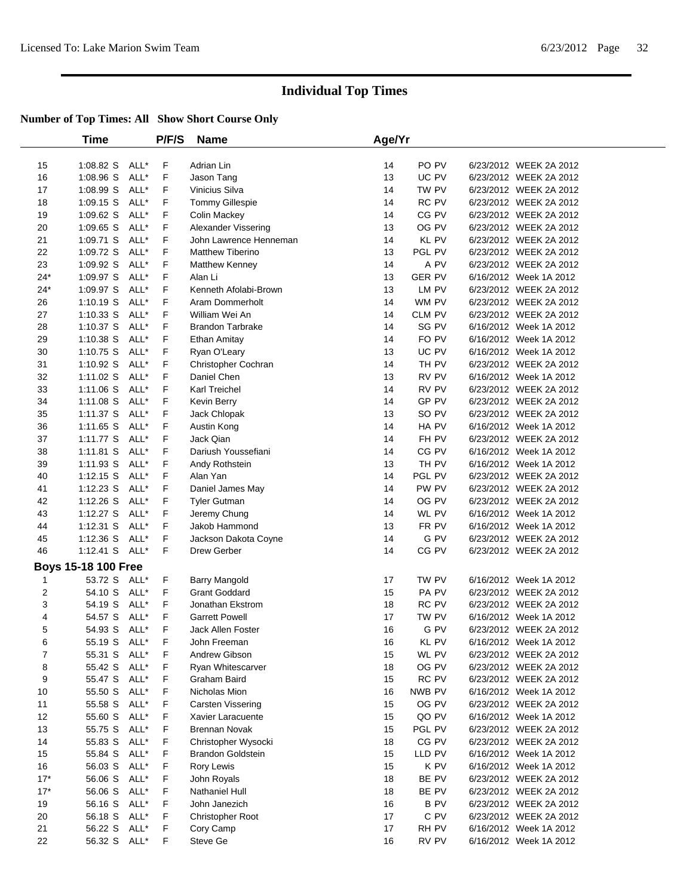# Individual Top Times

**Number of Top Times: All Show Short Course Only**

| | Time | | P/F/S | Name | Age/Yr | | | |
|---|---|---|---|---|---|---|---|---|
| 15 | 1:08.82 S | ALL* | F | Adrian Lin | 14 | PO PV | 6/23/2012 | WEEK 2A 2012 |
| 16 | 1:08.96 S | ALL* | F | Jason Tang | 13 | UC PV | 6/23/2012 | WEEK 2A 2012 |
| 17 | 1:08.99 S | ALL* | F | Vinicius Silva | 14 | TW PV | 6/23/2012 | WEEK 2A 2012 |
| 18 | 1:09.15 S | ALL* | F | Tommy Gillespie | 14 | RC PV | 6/23/2012 | WEEK 2A 2012 |
| 19 | 1:09.62 S | ALL* | F | Colin Mackey | 14 | CG PV | 6/23/2012 | WEEK 2A 2012 |
| 20 | 1:09.65 S | ALL* | F | Alexander Vissering | 13 | OG PV | 6/23/2012 | WEEK 2A 2012 |
| 21 | 1:09.71 S | ALL* | F | John Lawrence Henneman | 14 | KL PV | 6/23/2012 | WEEK 2A 2012 |
| 22 | 1:09.72 S | ALL* | F | Matthew Tiberino | 13 | PGL PV | 6/23/2012 | WEEK 2A 2012 |
| 23 | 1:09.92 S | ALL* | F | Matthew Kenney | 14 | A PV | 6/23/2012 | WEEK 2A 2012 |
| 24* | 1:09.97 S | ALL* | F | Alan Li | 13 | GER PV | 6/16/2012 | Week 1A 2012 |
| 24* | 1:09.97 S | ALL* | F | Kenneth Afolabi-Brown | 13 | LM PV | 6/23/2012 | WEEK 2A 2012 |
| 26 | 1:10.19 S | ALL* | F | Aram Dommerholt | 14 | WM PV | 6/23/2012 | WEEK 2A 2012 |
| 27 | 1:10.33 S | ALL* | F | William Wei An | 14 | CLM PV | 6/23/2012 | WEEK 2A 2012 |
| 28 | 1:10.37 S | ALL* | F | Brandon Tarbrake | 14 | SG PV | 6/16/2012 | Week 1A 2012 |
| 29 | 1:10.38 S | ALL* | F | Ethan Amitay | 14 | FO PV | 6/16/2012 | Week 1A 2012 |
| 30 | 1:10.75 S | ALL* | F | Ryan O'Leary | 13 | UC PV | 6/16/2012 | Week 1A 2012 |
| 31 | 1:10.92 S | ALL* | F | Christopher Cochran | 14 | TH PV | 6/23/2012 | WEEK 2A 2012 |
| 32 | 1:11.02 S | ALL* | F | Daniel Chen | 13 | RV PV | 6/16/2012 | Week 1A 2012 |
| 33 | 1:11.06 S | ALL* | F | Karl Treichel | 14 | RV PV | 6/23/2012 | WEEK 2A 2012 |
| 34 | 1:11.08 S | ALL* | F | Kevin Berry | 14 | GP PV | 6/23/2012 | WEEK 2A 2012 |
| 35 | 1:11.37 S | ALL* | F | Jack Chlopak | 13 | SO PV | 6/23/2012 | WEEK 2A 2012 |
| 36 | 1:11.65 S | ALL* | F | Austin Kong | 14 | HA PV | 6/16/2012 | Week 1A 2012 |
| 37 | 1:11.77 S | ALL* | F | Jack Qian | 14 | FH PV | 6/23/2012 | WEEK 2A 2012 |
| 38 | 1:11.81 S | ALL* | F | Dariush Youssefiani | 14 | CG PV | 6/16/2012 | Week 1A 2012 |
| 39 | 1:11.93 S | ALL* | F | Andy Rothstein | 13 | TH PV | 6/16/2012 | Week 1A 2012 |
| 40 | 1:12.15 S | ALL* | F | Alan Yan | 14 | PGL PV | 6/23/2012 | WEEK 2A 2012 |
| 41 | 1:12.23 S | ALL* | F | Daniel James May | 14 | PW PV | 6/23/2012 | WEEK 2A 2012 |
| 42 | 1:12.26 S | ALL* | F | Tyler Gutman | 14 | OG PV | 6/23/2012 | WEEK 2A 2012 |
| 43 | 1:12.27 S | ALL* | F | Jeremy Chung | 14 | WL PV | 6/16/2012 | Week 1A 2012 |
| 44 | 1:12.31 S | ALL* | F | Jakob Hammond | 13 | FR PV | 6/16/2012 | Week 1A 2012 |
| 45 | 1:12.36 S | ALL* | F | Jackson Dakota Coyne | 14 | G PV | 6/23/2012 | WEEK 2A 2012 |
| 46 | 1:12.41 S | ALL* | F | Drew Gerber | 14 | CG PV | 6/23/2012 | WEEK 2A 2012 |

## Boys 15-18 100 Free

| | Time | | P/F/S | Name | Age/Yr | | | |
|---|---|---|---|---|---|---|---|---|
| 1 | 53.72 S | ALL* | F | Barry Mangold | 17 | TW PV | 6/16/2012 | Week 1A 2012 |
| 2 | 54.10 S | ALL* | F | Grant Goddard | 15 | PA PV | 6/23/2012 | WEEK 2A 2012 |
| 3 | 54.19 S | ALL* | F | Jonathan Ekstrom | 18 | RC PV | 6/23/2012 | WEEK 2A 2012 |
| 4 | 54.57 S | ALL* | F | Garrett Powell | 17 | TW PV | 6/16/2012 | Week 1A 2012 |
| 5 | 54.93 S | ALL* | F | Jack Allen Foster | 16 | G PV | 6/23/2012 | WEEK 2A 2012 |
| 6 | 55.19 S | ALL* | F | John Freeman | 16 | KL PV | 6/16/2012 | Week 1A 2012 |
| 7 | 55.31 S | ALL* | F | Andrew Gibson | 15 | WL PV | 6/23/2012 | WEEK 2A 2012 |
| 8 | 55.42 S | ALL* | F | Ryan Whitescarver | 18 | OG PV | 6/23/2012 | WEEK 2A 2012 |
| 9 | 55.47 S | ALL* | F | Graham Baird | 15 | RC PV | 6/23/2012 | WEEK 2A 2012 |
| 10 | 55.50 S | ALL* | F | Nicholas Mion | 16 | NWB PV | 6/16/2012 | Week 1A 2012 |
| 11 | 55.58 S | ALL* | F | Carsten Vissering | 15 | OG PV | 6/23/2012 | WEEK 2A 2012 |
| 12 | 55.60 S | ALL* | F | Xavier Laracuente | 15 | QO PV | 6/16/2012 | Week 1A 2012 |
| 13 | 55.75 S | ALL* | F | Brennan Novak | 15 | PGL PV | 6/23/2012 | WEEK 2A 2012 |
| 14 | 55.83 S | ALL* | F | Christopher Wysocki | 18 | CG PV | 6/23/2012 | WEEK 2A 2012 |
| 15 | 55.84 S | ALL* | F | Brandon Goldstein | 15 | LLD PV | 6/16/2012 | Week 1A 2012 |
| 16 | 56.03 S | ALL* | F | Rory Lewis | 15 | K PV | 6/16/2012 | Week 1A 2012 |
| 17* | 56.06 S | ALL* | F | John Royals | 18 | BE PV | 6/23/2012 | WEEK 2A 2012 |
| 17* | 56.06 S | ALL* | F | Nathaniel Hull | 18 | BE PV | 6/23/2012 | WEEK 2A 2012 |
| 19 | 56.16 S | ALL* | F | John Janezich | 16 | B PV | 6/23/2012 | WEEK 2A 2012 |
| 20 | 56.18 S | ALL* | F | Christopher Root | 17 | C PV | 6/23/2012 | WEEK 2A 2012 |
| 21 | 56.22 S | ALL* | F | Cory Camp | 17 | RH PV | 6/16/2012 | Week 1A 2012 |
| 22 | 56.32 S | ALL* | F | Steve Ge | 16 | RV PV | 6/16/2012 | Week 1A 2012 |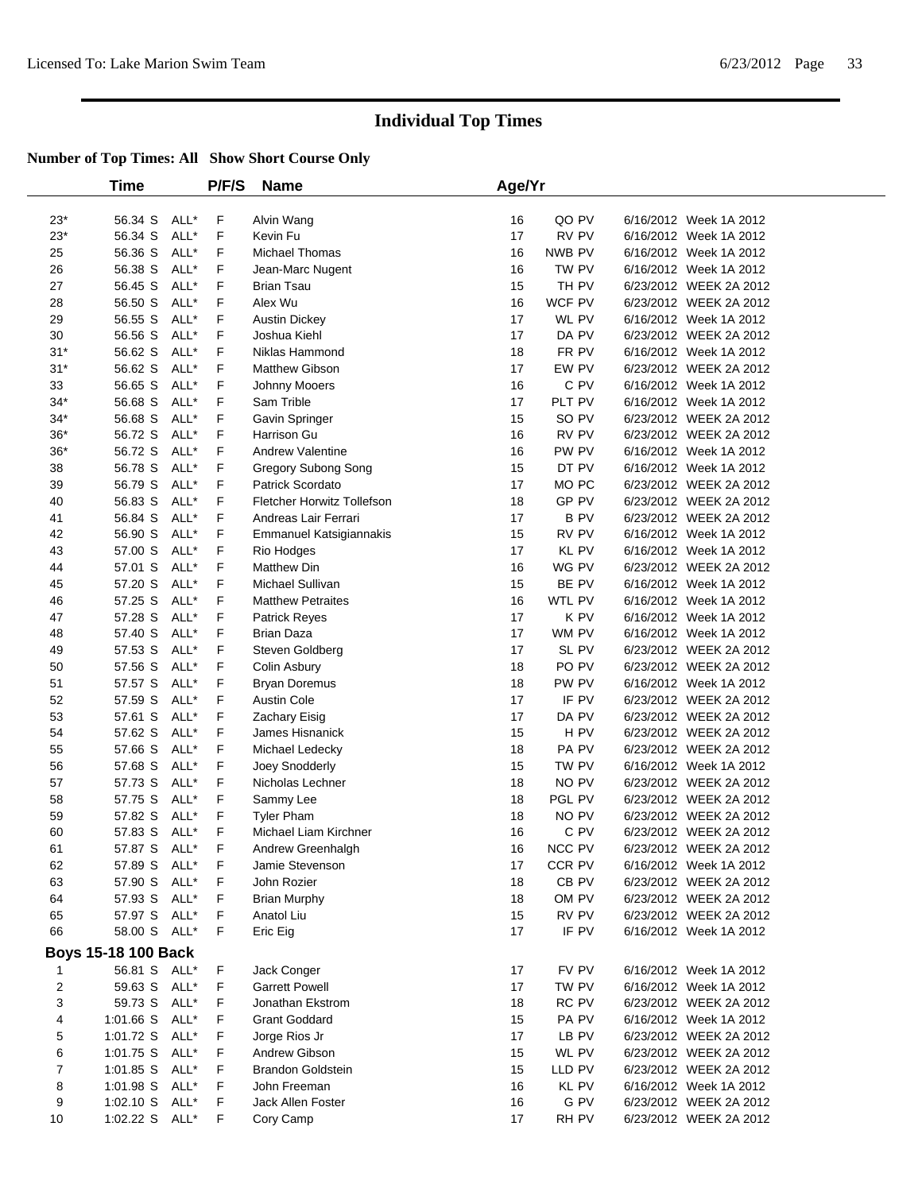# Individual Top Times

**Number of Top Times: All   Show Short Course Only**

| | Time | | P/F/S | Name | Age/Yr | | |
|---|---|---|---|---|---|---|---|
| 23* | 56.34 S | ALL* | F | Alvin Wang | 16 | QO PV | 6/16/2012 Week 1A 2012 |
| 23* | 56.34 S | ALL* | F | Kevin Fu | 17 | RV PV | 6/16/2012 Week 1A 2012 |
| 25 | 56.36 S | ALL* | F | Michael Thomas | 16 | NWB PV | 6/16/2012 Week 1A 2012 |
| 26 | 56.38 S | ALL* | F | Jean-Marc Nugent | 16 | TW PV | 6/16/2012 Week 1A 2012 |
| 27 | 56.45 S | ALL* | F | Brian Tsau | 15 | TH PV | 6/23/2012 WEEK 2A 2012 |
| 28 | 56.50 S | ALL* | F | Alex Wu | 16 | WCF PV | 6/23/2012 WEEK 2A 2012 |
| 29 | 56.55 S | ALL* | F | Austin Dickey | 17 | WL PV | 6/16/2012 Week 1A 2012 |
| 30 | 56.56 S | ALL* | F | Joshua Kiehl | 17 | DA PV | 6/23/2012 WEEK 2A 2012 |
| 31* | 56.62 S | ALL* | F | Niklas Hammond | 18 | FR PV | 6/16/2012 Week 1A 2012 |
| 31* | 56.62 S | ALL* | F | Matthew Gibson | 17 | EW PV | 6/23/2012 WEEK 2A 2012 |
| 33 | 56.65 S | ALL* | F | Johnny Mooers | 16 | C PV | 6/16/2012 Week 1A 2012 |
| 34* | 56.68 S | ALL* | F | Sam Trible | 17 | PLT PV | 6/16/2012 Week 1A 2012 |
| 34* | 56.68 S | ALL* | F | Gavin Springer | 15 | SO PV | 6/23/2012 WEEK 2A 2012 |
| 36* | 56.72 S | ALL* | F | Harrison Gu | 16 | RV PV | 6/23/2012 WEEK 2A 2012 |
| 36* | 56.72 S | ALL* | F | Andrew Valentine | 16 | PW PV | 6/16/2012 Week 1A 2012 |
| 38 | 56.78 S | ALL* | F | Gregory Subong Song | 15 | DT PV | 6/16/2012 Week 1A 2012 |
| 39 | 56.79 S | ALL* | F | Patrick Scordato | 17 | MO PC | 6/23/2012 WEEK 2A 2012 |
| 40 | 56.83 S | ALL* | F | Fletcher Horwitz Tollefson | 18 | GP PV | 6/23/2012 WEEK 2A 2012 |
| 41 | 56.84 S | ALL* | F | Andreas Lair Ferrari | 17 | B PV | 6/23/2012 WEEK 2A 2012 |
| 42 | 56.90 S | ALL* | F | Emmanuel Katsigiannakis | 15 | RV PV | 6/16/2012 Week 1A 2012 |
| 43 | 57.00 S | ALL* | F | Rio Hodges | 17 | KL PV | 6/16/2012 Week 1A 2012 |
| 44 | 57.01 S | ALL* | F | Matthew Din | 16 | WG PV | 6/23/2012 WEEK 2A 2012 |
| 45 | 57.20 S | ALL* | F | Michael Sullivan | 15 | BE PV | 6/16/2012 Week 1A 2012 |
| 46 | 57.25 S | ALL* | F | Matthew Petraites | 16 | WTL PV | 6/16/2012 Week 1A 2012 |
| 47 | 57.28 S | ALL* | F | Patrick Reyes | 17 | K PV | 6/16/2012 Week 1A 2012 |
| 48 | 57.40 S | ALL* | F | Brian Daza | 17 | WM PV | 6/16/2012 Week 1A 2012 |
| 49 | 57.53 S | ALL* | F | Steven Goldberg | 17 | SL PV | 6/23/2012 WEEK 2A 2012 |
| 50 | 57.56 S | ALL* | F | Colin Asbury | 18 | PO PV | 6/23/2012 WEEK 2A 2012 |
| 51 | 57.57 S | ALL* | F | Bryan Doremus | 18 | PW PV | 6/16/2012 Week 1A 2012 |
| 52 | 57.59 S | ALL* | F | Austin Cole | 17 | IF PV | 6/23/2012 WEEK 2A 2012 |
| 53 | 57.61 S | ALL* | F | Zachary Eisig | 17 | DA PV | 6/23/2012 WEEK 2A 2012 |
| 54 | 57.62 S | ALL* | F | James Hisnanick | 15 | H PV | 6/23/2012 WEEK 2A 2012 |
| 55 | 57.66 S | ALL* | F | Michael Ledecky | 18 | PA PV | 6/23/2012 WEEK 2A 2012 |
| 56 | 57.68 S | ALL* | F | Joey Snodderly | 15 | TW PV | 6/16/2012 Week 1A 2012 |
| 57 | 57.73 S | ALL* | F | Nicholas Lechner | 18 | NO PV | 6/23/2012 WEEK 2A 2012 |
| 58 | 57.75 S | ALL* | F | Sammy Lee | 18 | PGL PV | 6/23/2012 WEEK 2A 2012 |
| 59 | 57.82 S | ALL* | F | Tyler Pham | 18 | NO PV | 6/23/2012 WEEK 2A 2012 |
| 60 | 57.83 S | ALL* | F | Michael Liam Kirchner | 16 | C PV | 6/23/2012 WEEK 2A 2012 |
| 61 | 57.87 S | ALL* | F | Andrew Greenhalgh | 16 | NCC PV | 6/23/2012 WEEK 2A 2012 |
| 62 | 57.89 S | ALL* | F | Jamie Stevenson | 17 | CCR PV | 6/16/2012 Week 1A 2012 |
| 63 | 57.90 S | ALL* | F | John Rozier | 18 | CB PV | 6/23/2012 WEEK 2A 2012 |
| 64 | 57.93 S | ALL* | F | Brian Murphy | 18 | OM PV | 6/23/2012 WEEK 2A 2012 |
| 65 | 57.97 S | ALL* | F | Anatol Liu | 15 | RV PV | 6/23/2012 WEEK 2A 2012 |
| 66 | 58.00 S | ALL* | F | Eric Eig | 17 | IF PV | 6/16/2012 Week 1A 2012 |

**Boys 15-18 100 Back**

| | Time | | P/F/S | Name | Age/Yr | | |
|---|---|---|---|---|---|---|---|
| 1 | 56.81 S | ALL* | F | Jack Conger | 17 | FV PV | 6/16/2012 Week 1A 2012 |
| 2 | 59.63 S | ALL* | F | Garrett Powell | 17 | TW PV | 6/16/2012 Week 1A 2012 |
| 3 | 59.73 S | ALL* | F | Jonathan Ekstrom | 18 | RC PV | 6/23/2012 WEEK 2A 2012 |
| 4 | 1:01.66 S | ALL* | F | Grant Goddard | 15 | PA PV | 6/16/2012 Week 1A 2012 |
| 5 | 1:01.72 S | ALL* | F | Jorge Rios Jr | 17 | LB PV | 6/23/2012 WEEK 2A 2012 |
| 6 | 1:01.75 S | ALL* | F | Andrew Gibson | 15 | WL PV | 6/23/2012 WEEK 2A 2012 |
| 7 | 1:01.85 S | ALL* | F | Brandon Goldstein | 15 | LLD PV | 6/23/2012 WEEK 2A 2012 |
| 8 | 1:01.98 S | ALL* | F | John Freeman | 16 | KL PV | 6/16/2012 Week 1A 2012 |
| 9 | 1:02.10 S | ALL* | F | Jack Allen Foster | 16 | G PV | 6/23/2012 WEEK 2A 2012 |
| 10 | 1:02.22 S | ALL* | F | Cory Camp | 17 | RH PV | 6/23/2012 WEEK 2A 2012 |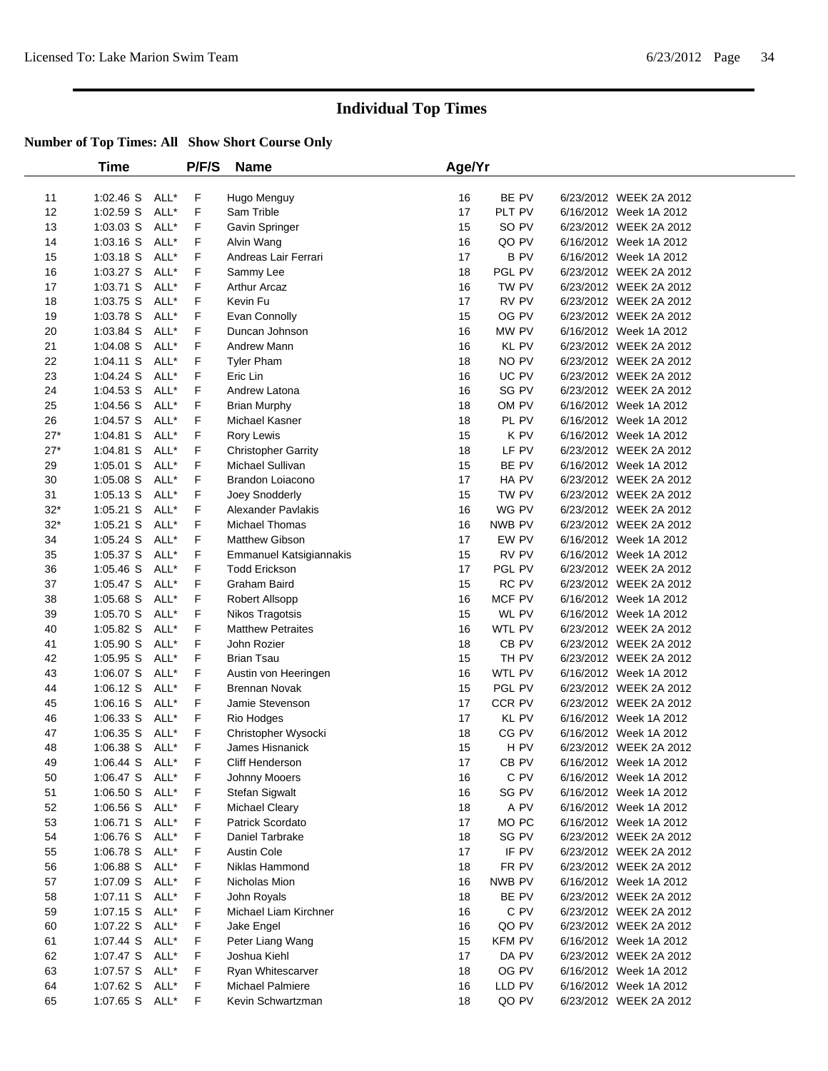# Individual Top Times

**Number of Top Times: All   Show Short Course Only**

| | Time | | P/F/S | Name | Age/Yr | | |
|---|---|---|---|---|---|---|---|
| 11 | 1:02.46 S | ALL* | F | Hugo Menguy | 16 | BE PV | 6/23/2012 WEEK 2A 2012 |
| 12 | 1:02.59 S | ALL* | F | Sam Trible | 17 | PLT PV | 6/16/2012 Week 1A 2012 |
| 13 | 1:03.03 S | ALL* | F | Gavin Springer | 15 | SO PV | 6/23/2012 WEEK 2A 2012 |
| 14 | 1:03.16 S | ALL* | F | Alvin Wang | 16 | QO PV | 6/16/2012 Week 1A 2012 |
| 15 | 1:03.18 S | ALL* | F | Andreas Lair Ferrari | 17 | B PV | 6/16/2012 Week 1A 2012 |
| 16 | 1:03.27 S | ALL* | F | Sammy Lee | 18 | PGL PV | 6/23/2012 WEEK 2A 2012 |
| 17 | 1:03.71 S | ALL* | F | Arthur Arcaz | 16 | TW PV | 6/23/2012 WEEK 2A 2012 |
| 18 | 1:03.75 S | ALL* | F | Kevin Fu | 17 | RV PV | 6/23/2012 WEEK 2A 2012 |
| 19 | 1:03.78 S | ALL* | F | Evan Connolly | 15 | OG PV | 6/23/2012 WEEK 2A 2012 |
| 20 | 1:03.84 S | ALL* | F | Duncan Johnson | 16 | MW PV | 6/16/2012 Week 1A 2012 |
| 21 | 1:04.08 S | ALL* | F | Andrew Mann | 16 | KL PV | 6/23/2012 WEEK 2A 2012 |
| 22 | 1:04.11 S | ALL* | F | Tyler Pham | 18 | NO PV | 6/23/2012 WEEK 2A 2012 |
| 23 | 1:04.24 S | ALL* | F | Eric Lin | 16 | UC PV | 6/23/2012 WEEK 2A 2012 |
| 24 | 1:04.53 S | ALL* | F | Andrew Latona | 16 | SG PV | 6/23/2012 WEEK 2A 2012 |
| 25 | 1:04.56 S | ALL* | F | Brian Murphy | 18 | OM PV | 6/16/2012 Week 1A 2012 |
| 26 | 1:04.57 S | ALL* | F | Michael Kasner | 18 | PL PV | 6/16/2012 Week 1A 2012 |
| 27* | 1:04.81 S | ALL* | F | Rory Lewis | 15 | K PV | 6/16/2012 Week 1A 2012 |
| 27* | 1:04.81 S | ALL* | F | Christopher Garrity | 18 | LF PV | 6/23/2012 WEEK 2A 2012 |
| 29 | 1:05.01 S | ALL* | F | Michael Sullivan | 15 | BE PV | 6/16/2012 Week 1A 2012 |
| 30 | 1:05.08 S | ALL* | F | Brandon Loiacono | 17 | HA PV | 6/23/2012 WEEK 2A 2012 |
| 31 | 1:05.13 S | ALL* | F | Joey Snodderly | 15 | TW PV | 6/23/2012 WEEK 2A 2012 |
| 32* | 1:05.21 S | ALL* | F | Alexander Pavlakis | 16 | WG PV | 6/23/2012 WEEK 2A 2012 |
| 32* | 1:05.21 S | ALL* | F | Michael Thomas | 16 | NWB PV | 6/23/2012 WEEK 2A 2012 |
| 34 | 1:05.24 S | ALL* | F | Matthew Gibson | 17 | EW PV | 6/16/2012 Week 1A 2012 |
| 35 | 1:05.37 S | ALL* | F | Emmanuel Katsigiannakis | 15 | RV PV | 6/16/2012 Week 1A 2012 |
| 36 | 1:05.46 S | ALL* | F | Todd Erickson | 17 | PGL PV | 6/23/2012 WEEK 2A 2012 |
| 37 | 1:05.47 S | ALL* | F | Graham Baird | 15 | RC PV | 6/23/2012 WEEK 2A 2012 |
| 38 | 1:05.68 S | ALL* | F | Robert Allsopp | 16 | MCF PV | 6/16/2012 Week 1A 2012 |
| 39 | 1:05.70 S | ALL* | F | Nikos Tragotsis | 15 | WL PV | 6/16/2012 Week 1A 2012 |
| 40 | 1:05.82 S | ALL* | F | Matthew Petraites | 16 | WTL PV | 6/23/2012 WEEK 2A 2012 |
| 41 | 1:05.90 S | ALL* | F | John Rozier | 18 | CB PV | 6/23/2012 WEEK 2A 2012 |
| 42 | 1:05.95 S | ALL* | F | Brian Tsau | 15 | TH PV | 6/23/2012 WEEK 2A 2012 |
| 43 | 1:06.07 S | ALL* | F | Austin von Heeringen | 16 | WTL PV | 6/16/2012 Week 1A 2012 |
| 44 | 1:06.12 S | ALL* | F | Brennan Novak | 15 | PGL PV | 6/23/2012 WEEK 2A 2012 |
| 45 | 1:06.16 S | ALL* | F | Jamie Stevenson | 17 | CCR PV | 6/23/2012 WEEK 2A 2012 |
| 46 | 1:06.33 S | ALL* | F | Rio Hodges | 17 | KL PV | 6/16/2012 Week 1A 2012 |
| 47 | 1:06.35 S | ALL* | F | Christopher Wysocki | 18 | CG PV | 6/16/2012 Week 1A 2012 |
| 48 | 1:06.38 S | ALL* | F | James Hisnanick | 15 | H PV | 6/23/2012 WEEK 2A 2012 |
| 49 | 1:06.44 S | ALL* | F | Cliff Henderson | 17 | CB PV | 6/16/2012 Week 1A 2012 |
| 50 | 1:06.47 S | ALL* | F | Johnny Mooers | 16 | C PV | 6/16/2012 Week 1A 2012 |
| 51 | 1:06.50 S | ALL* | F | Stefan Sigwalt | 16 | SG PV | 6/16/2012 Week 1A 2012 |
| 52 | 1:06.56 S | ALL* | F | Michael Cleary | 18 | A PV | 6/16/2012 Week 1A 2012 |
| 53 | 1:06.71 S | ALL* | F | Patrick Scordato | 17 | MO PC | 6/16/2012 Week 1A 2012 |
| 54 | 1:06.76 S | ALL* | F | Daniel Tarbrake | 18 | SG PV | 6/23/2012 WEEK 2A 2012 |
| 55 | 1:06.78 S | ALL* | F | Austin Cole | 17 | IF PV | 6/23/2012 WEEK 2A 2012 |
| 56 | 1:06.88 S | ALL* | F | Niklas Hammond | 18 | FR PV | 6/23/2012 WEEK 2A 2012 |
| 57 | 1:07.09 S | ALL* | F | Nicholas Mion | 16 | NWB PV | 6/16/2012 Week 1A 2012 |
| 58 | 1:07.11 S | ALL* | F | John Royals | 18 | BE PV | 6/23/2012 WEEK 2A 2012 |
| 59 | 1:07.15 S | ALL* | F | Michael Liam Kirchner | 16 | C PV | 6/23/2012 WEEK 2A 2012 |
| 60 | 1:07.22 S | ALL* | F | Jake Engel | 16 | QO PV | 6/23/2012 WEEK 2A 2012 |
| 61 | 1:07.44 S | ALL* | F | Peter Liang Wang | 15 | KFM PV | 6/16/2012 Week 1A 2012 |
| 62 | 1:07.47 S | ALL* | F | Joshua Kiehl | 17 | DA PV | 6/23/2012 WEEK 2A 2012 |
| 63 | 1:07.57 S | ALL* | F | Ryan Whitescarver | 18 | OG PV | 6/16/2012 Week 1A 2012 |
| 64 | 1:07.62 S | ALL* | F | Michael Palmiere | 16 | LLD PV | 6/16/2012 Week 1A 2012 |
| 65 | 1:07.65 S | ALL* | F | Kevin Schwartzman | 18 | QO PV | 6/23/2012 WEEK 2A 2012 |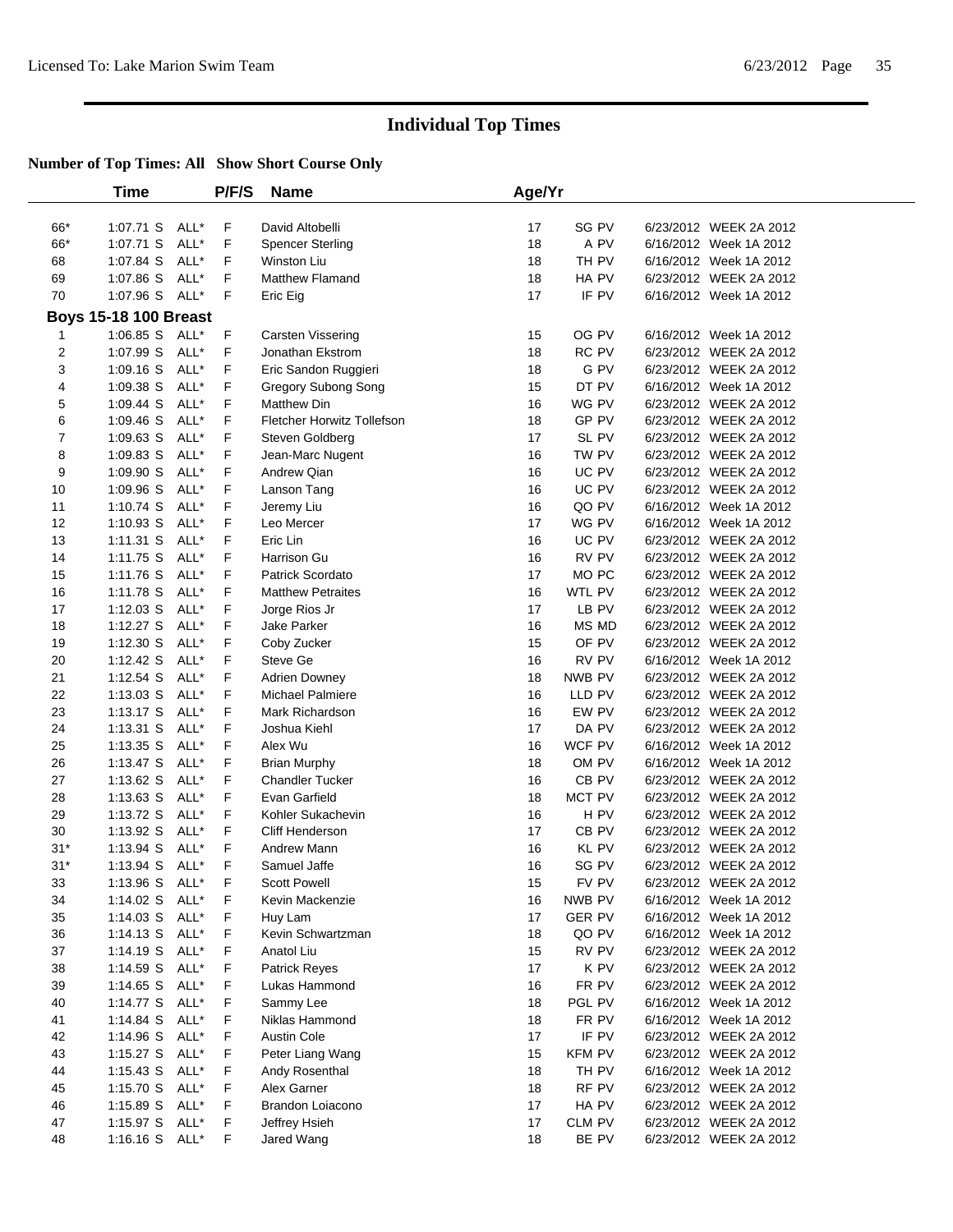# Individual Top Times

## Number of Top Times: All Show Short Course Only

| | Time | | P/F/S | Name | Age/Yr | | | |
|---|---|---|---|---|---|---|---|---|
| 66* | 1:07.71 S | ALL* | F | David Altobelli | 17 | SG PV | 6/23/2012 | WEEK 2A 2012 |
| 66* | 1:07.71 S | ALL* | F | Spencer Sterling | 18 | A PV | 6/16/2012 | Week 1A 2012 |
| 68 | 1:07.84 S | ALL* | F | Winston Liu | 18 | TH PV | 6/16/2012 | Week 1A 2012 |
| 69 | 1:07.86 S | ALL* | F | Matthew Flamand | 18 | HA PV | 6/23/2012 | WEEK 2A 2012 |
| 70 | 1:07.96 S | ALL* | F | Eric Eig | 17 | IF PV | 6/16/2012 | Week 1A 2012 |
| **Boys 15-18 100 Breast** | | | | | | | | |
| 1 | 1:06.85 S | ALL* | F | Carsten Vissering | 15 | OG PV | 6/16/2012 | Week 1A 2012 |
| 2 | 1:07.99 S | ALL* | F | Jonathan Ekstrom | 18 | RC PV | 6/23/2012 | WEEK 2A 2012 |
| 3 | 1:09.16 S | ALL* | F | Eric Sandon Ruggieri | 18 | G PV | 6/23/2012 | WEEK 2A 2012 |
| 4 | 1:09.38 S | ALL* | F | Gregory Subong Song | 15 | DT PV | 6/16/2012 | Week 1A 2012 |
| 5 | 1:09.44 S | ALL* | F | Matthew Din | 16 | WG PV | 6/23/2012 | WEEK 2A 2012 |
| 6 | 1:09.46 S | ALL* | F | Fletcher Horwitz Tollefson | 18 | GP PV | 6/23/2012 | WEEK 2A 2012 |
| 7 | 1:09.63 S | ALL* | F | Steven Goldberg | 17 | SL PV | 6/23/2012 | WEEK 2A 2012 |
| 8 | 1:09.83 S | ALL* | F | Jean-Marc Nugent | 16 | TW PV | 6/23/2012 | WEEK 2A 2012 |
| 9 | 1:09.90 S | ALL* | F | Andrew Qian | 16 | UC PV | 6/23/2012 | WEEK 2A 2012 |
| 10 | 1:09.96 S | ALL* | F | Lanson Tang | 16 | UC PV | 6/23/2012 | WEEK 2A 2012 |
| 11 | 1:10.74 S | ALL* | F | Jeremy Liu | 16 | QO PV | 6/16/2012 | Week 1A 2012 |
| 12 | 1:10.93 S | ALL* | F | Leo Mercer | 17 | WG PV | 6/16/2012 | Week 1A 2012 |
| 13 | 1:11.31 S | ALL* | F | Eric Lin | 16 | UC PV | 6/23/2012 | WEEK 2A 2012 |
| 14 | 1:11.75 S | ALL* | F | Harrison Gu | 16 | RV PV | 6/23/2012 | WEEK 2A 2012 |
| 15 | 1:11.76 S | ALL* | F | Patrick Scordato | 17 | MO PC | 6/23/2012 | WEEK 2A 2012 |
| 16 | 1:11.78 S | ALL* | F | Matthew Petraites | 16 | WTL PV | 6/23/2012 | WEEK 2A 2012 |
| 17 | 1:12.03 S | ALL* | F | Jorge Rios Jr | 17 | LB PV | 6/23/2012 | WEEK 2A 2012 |
| 18 | 1:12.27 S | ALL* | F | Jake Parker | 16 | MS MD | 6/23/2012 | WEEK 2A 2012 |
| 19 | 1:12.30 S | ALL* | F | Coby Zucker | 15 | OF PV | 6/23/2012 | WEEK 2A 2012 |
| 20 | 1:12.42 S | ALL* | F | Steve Ge | 16 | RV PV | 6/16/2012 | Week 1A 2012 |
| 21 | 1:12.54 S | ALL* | F | Adrien Downey | 18 | NWB PV | 6/23/2012 | WEEK 2A 2012 |
| 22 | 1:13.03 S | ALL* | F | Michael Palmiere | 16 | LLD PV | 6/23/2012 | WEEK 2A 2012 |
| 23 | 1:13.17 S | ALL* | F | Mark Richardson | 16 | EW PV | 6/23/2012 | WEEK 2A 2012 |
| 24 | 1:13.31 S | ALL* | F | Joshua Kiehl | 17 | DA PV | 6/23/2012 | WEEK 2A 2012 |
| 25 | 1:13.35 S | ALL* | F | Alex Wu | 16 | WCF PV | 6/16/2012 | Week 1A 2012 |
| 26 | 1:13.47 S | ALL* | F | Brian Murphy | 18 | OM PV | 6/16/2012 | Week 1A 2012 |
| 27 | 1:13.62 S | ALL* | F | Chandler Tucker | 16 | CB PV | 6/23/2012 | WEEK 2A 2012 |
| 28 | 1:13.63 S | ALL* | F | Evan Garfield | 18 | MCT PV | 6/23/2012 | WEEK 2A 2012 |
| 29 | 1:13.72 S | ALL* | F | Kohler Sukachevin | 16 | H PV | 6/23/2012 | WEEK 2A 2012 |
| 30 | 1:13.92 S | ALL* | F | Cliff Henderson | 17 | CB PV | 6/23/2012 | WEEK 2A 2012 |
| 31* | 1:13.94 S | ALL* | F | Andrew Mann | 16 | KL PV | 6/23/2012 | WEEK 2A 2012 |
| 31* | 1:13.94 S | ALL* | F | Samuel Jaffe | 16 | SG PV | 6/23/2012 | WEEK 2A 2012 |
| 33 | 1:13.96 S | ALL* | F | Scott Powell | 15 | FV PV | 6/23/2012 | WEEK 2A 2012 |
| 34 | 1:14.02 S | ALL* | F | Kevin Mackenzie | 16 | NWB PV | 6/16/2012 | Week 1A 2012 |
| 35 | 1:14.03 S | ALL* | F | Huy Lam | 17 | GER PV | 6/16/2012 | Week 1A 2012 |
| 36 | 1:14.13 S | ALL* | F | Kevin Schwartzman | 18 | QO PV | 6/16/2012 | Week 1A 2012 |
| 37 | 1:14.19 S | ALL* | F | Anatol Liu | 15 | RV PV | 6/23/2012 | WEEK 2A 2012 |
| 38 | 1:14.59 S | ALL* | F | Patrick Reyes | 17 | K PV | 6/23/2012 | WEEK 2A 2012 |
| 39 | 1:14.65 S | ALL* | F | Lukas Hammond | 16 | FR PV | 6/23/2012 | WEEK 2A 2012 |
| 40 | 1:14.77 S | ALL* | F | Sammy Lee | 18 | PGL PV | 6/16/2012 | Week 1A 2012 |
| 41 | 1:14.84 S | ALL* | F | Niklas Hammond | 18 | FR PV | 6/16/2012 | Week 1A 2012 |
| 42 | 1:14.96 S | ALL* | F | Austin Cole | 17 | IF PV | 6/23/2012 | WEEK 2A 2012 |
| 43 | 1:15.27 S | ALL* | F | Peter Liang Wang | 15 | KFM PV | 6/23/2012 | WEEK 2A 2012 |
| 44 | 1:15.43 S | ALL* | F | Andy Rosenthal | 18 | TH PV | 6/16/2012 | Week 1A 2012 |
| 45 | 1:15.70 S | ALL* | F | Alex Garner | 18 | RF PV | 6/23/2012 | WEEK 2A 2012 |
| 46 | 1:15.89 S | ALL* | F | Brandon Loiacono | 17 | HA PV | 6/23/2012 | WEEK 2A 2012 |
| 47 | 1:15.97 S | ALL* | F | Jeffrey Hsieh | 17 | CLM PV | 6/23/2012 | WEEK 2A 2012 |
| 48 | 1:16.16 S | ALL* | F | Jared Wang | 18 | BE PV | 6/23/2012 | WEEK 2A 2012 |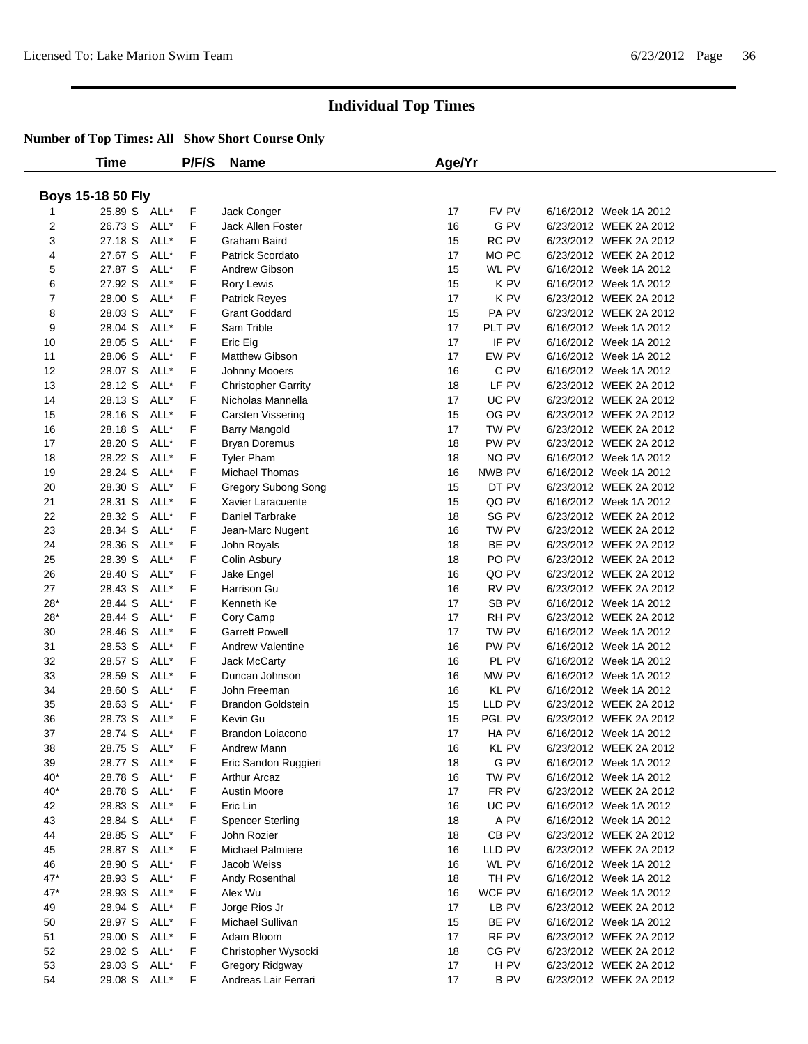# Individual Top Times

**Number of Top Times: All Show Short Course Only**

| | Time | | P/F/S | Name | Age/Yr | | |
|---|---|---|---|---|---|---|---|
| **Boys 15-18 50 Fly** | | | | | | | |
| 1 | 25.89 S | ALL* | F | Jack Conger | 17 | FV PV | 6/16/2012 Week 1A 2012 |
| 2 | 26.73 S | ALL* | F | Jack Allen Foster | 16 | G PV | 6/23/2012 WEEK 2A 2012 |
| 3 | 27.18 S | ALL* | F | Graham Baird | 15 | RC PV | 6/23/2012 WEEK 2A 2012 |
| 4 | 27.67 S | ALL* | F | Patrick Scordato | 17 | MO PC | 6/23/2012 WEEK 2A 2012 |
| 5 | 27.87 S | ALL* | F | Andrew Gibson | 15 | WL PV | 6/16/2012 Week 1A 2012 |
| 6 | 27.92 S | ALL* | F | Rory Lewis | 15 | K PV | 6/16/2012 Week 1A 2012 |
| 7 | 28.00 S | ALL* | F | Patrick Reyes | 17 | K PV | 6/23/2012 WEEK 2A 2012 |
| 8 | 28.03 S | ALL* | F | Grant Goddard | 15 | PA PV | 6/23/2012 WEEK 2A 2012 |
| 9 | 28.04 S | ALL* | F | Sam Trible | 17 | PLT PV | 6/16/2012 Week 1A 2012 |
| 10 | 28.05 S | ALL* | F | Eric Eig | 17 | IF PV | 6/16/2012 Week 1A 2012 |
| 11 | 28.06 S | ALL* | F | Matthew Gibson | 17 | EW PV | 6/16/2012 Week 1A 2012 |
| 12 | 28.07 S | ALL* | F | Johnny Mooers | 16 | C PV | 6/16/2012 Week 1A 2012 |
| 13 | 28.12 S | ALL* | F | Christopher Garrity | 18 | LF PV | 6/23/2012 WEEK 2A 2012 |
| 14 | 28.13 S | ALL* | F | Nicholas Mannella | 17 | UC PV | 6/23/2012 WEEK 2A 2012 |
| 15 | 28.16 S | ALL* | F | Carsten Vissering | 15 | OG PV | 6/23/2012 WEEK 2A 2012 |
| 16 | 28.18 S | ALL* | F | Barry Mangold | 17 | TW PV | 6/23/2012 WEEK 2A 2012 |
| 17 | 28.20 S | ALL* | F | Bryan Doremus | 18 | PW PV | 6/23/2012 WEEK 2A 2012 |
| 18 | 28.22 S | ALL* | F | Tyler Pham | 18 | NO PV | 6/16/2012 Week 1A 2012 |
| 19 | 28.24 S | ALL* | F | Michael Thomas | 16 | NWB PV | 6/16/2012 Week 1A 2012 |
| 20 | 28.30 S | ALL* | F | Gregory Subong Song | 15 | DT PV | 6/23/2012 WEEK 2A 2012 |
| 21 | 28.31 S | ALL* | F | Xavier Laracuente | 15 | QO PV | 6/16/2012 Week 1A 2012 |
| 22 | 28.32 S | ALL* | F | Daniel Tarbrake | 18 | SG PV | 6/23/2012 WEEK 2A 2012 |
| 23 | 28.34 S | ALL* | F | Jean-Marc Nugent | 16 | TW PV | 6/23/2012 WEEK 2A 2012 |
| 24 | 28.36 S | ALL* | F | John Royals | 18 | BE PV | 6/23/2012 WEEK 2A 2012 |
| 25 | 28.39 S | ALL* | F | Colin Asbury | 18 | PO PV | 6/23/2012 WEEK 2A 2012 |
| 26 | 28.40 S | ALL* | F | Jake Engel | 16 | QO PV | 6/23/2012 WEEK 2A 2012 |
| 27 | 28.43 S | ALL* | F | Harrison Gu | 16 | RV PV | 6/23/2012 WEEK 2A 2012 |
| 28* | 28.44 S | ALL* | F | Kenneth Ke | 17 | SB PV | 6/16/2012 Week 1A 2012 |
| 28* | 28.44 S | ALL* | F | Cory Camp | 17 | RH PV | 6/23/2012 WEEK 2A 2012 |
| 30 | 28.46 S | ALL* | F | Garrett Powell | 17 | TW PV | 6/16/2012 Week 1A 2012 |
| 31 | 28.53 S | ALL* | F | Andrew Valentine | 16 | PW PV | 6/16/2012 Week 1A 2012 |
| 32 | 28.57 S | ALL* | F | Jack McCarty | 16 | PL PV | 6/16/2012 Week 1A 2012 |
| 33 | 28.59 S | ALL* | F | Duncan Johnson | 16 | MW PV | 6/16/2012 Week 1A 2012 |
| 34 | 28.60 S | ALL* | F | John Freeman | 16 | KL PV | 6/16/2012 Week 1A 2012 |
| 35 | 28.63 S | ALL* | F | Brandon Goldstein | 15 | LLD PV | 6/23/2012 WEEK 2A 2012 |
| 36 | 28.73 S | ALL* | F | Kevin Gu | 15 | PGL PV | 6/23/2012 WEEK 2A 2012 |
| 37 | 28.74 S | ALL* | F | Brandon Loiacono | 17 | HA PV | 6/16/2012 Week 1A 2012 |
| 38 | 28.75 S | ALL* | F | Andrew Mann | 16 | KL PV | 6/23/2012 WEEK 2A 2012 |
| 39 | 28.77 S | ALL* | F | Eric Sandon Ruggieri | 18 | G PV | 6/16/2012 Week 1A 2012 |
| 40* | 28.78 S | ALL* | F | Arthur Arcaz | 16 | TW PV | 6/16/2012 Week 1A 2012 |
| 40* | 28.78 S | ALL* | F | Austin Moore | 17 | FR PV | 6/23/2012 WEEK 2A 2012 |
| 42 | 28.83 S | ALL* | F | Eric Lin | 16 | UC PV | 6/16/2012 Week 1A 2012 |
| 43 | 28.84 S | ALL* | F | Spencer Sterling | 18 | A PV | 6/16/2012 Week 1A 2012 |
| 44 | 28.85 S | ALL* | F | John Rozier | 18 | CB PV | 6/23/2012 WEEK 2A 2012 |
| 45 | 28.87 S | ALL* | F | Michael Palmiere | 16 | LLD PV | 6/23/2012 WEEK 2A 2012 |
| 46 | 28.90 S | ALL* | F | Jacob Weiss | 16 | WL PV | 6/16/2012 Week 1A 2012 |
| 47* | 28.93 S | ALL* | F | Andy Rosenthal | 18 | TH PV | 6/16/2012 Week 1A 2012 |
| 47* | 28.93 S | ALL* | F | Alex Wu | 16 | WCF PV | 6/16/2012 Week 1A 2012 |
| 49 | 28.94 S | ALL* | F | Jorge Rios Jr | 17 | LB PV | 6/23/2012 WEEK 2A 2012 |
| 50 | 28.97 S | ALL* | F | Michael Sullivan | 15 | BE PV | 6/16/2012 Week 1A 2012 |
| 51 | 29.00 S | ALL* | F | Adam Bloom | 17 | RF PV | 6/23/2012 WEEK 2A 2012 |
| 52 | 29.02 S | ALL* | F | Christopher Wysocki | 18 | CG PV | 6/23/2012 WEEK 2A 2012 |
| 53 | 29.03 S | ALL* | F | Gregory Ridgway | 17 | H PV | 6/23/2012 WEEK 2A 2012 |
| 54 | 29.08 S | ALL* | F | Andreas Lair Ferrari | 17 | B PV | 6/23/2012 WEEK 2A 2012 |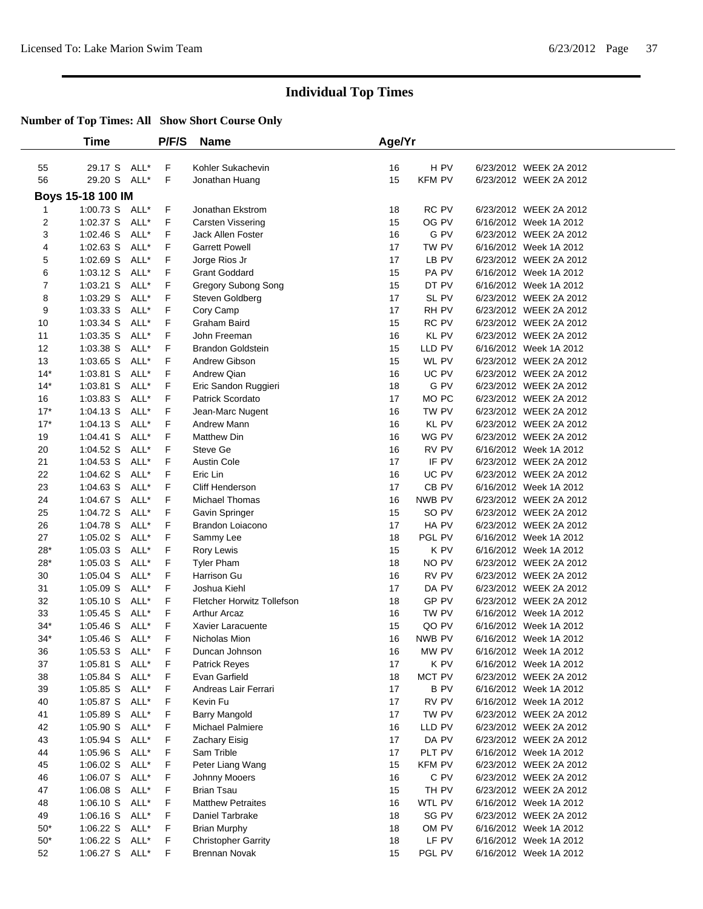# Individual Top Times

**Number of Top Times: All Show Short Course Only**

| | Time | | P/F/S | Name | Age/Yr | | |
|---|---|---|---|---|---|---|---|
| 55 | 29.17 S | ALL* | F | Kohler Sukachevin | 16 | H PV | 6/23/2012 WEEK 2A 2012 |
| 56 | 29.20 S | ALL* | F | Jonathan Huang | 15 | KFM PV | 6/23/2012 WEEK 2A 2012 |

**Boys 15-18 100 IM**

| | Time | | P/F/S | Name | Age/Yr | | |
|---|---|---|---|---|---|---|---|
| 1 | 1:00.73 S | ALL* | F | Jonathan Ekstrom | 18 | RC PV | 6/23/2012 WEEK 2A 2012 |
| 2 | 1:02.37 S | ALL* | F | Carsten Vissering | 15 | OG PV | 6/16/2012 Week 1A 2012 |
| 3 | 1:02.46 S | ALL* | F | Jack Allen Foster | 16 | G PV | 6/23/2012 WEEK 2A 2012 |
| 4 | 1:02.63 S | ALL* | F | Garrett Powell | 17 | TW PV | 6/16/2012 Week 1A 2012 |
| 5 | 1:02.69 S | ALL* | F | Jorge Rios Jr | 17 | LB PV | 6/23/2012 WEEK 2A 2012 |
| 6 | 1:03.12 S | ALL* | F | Grant Goddard | 15 | PA PV | 6/16/2012 Week 1A 2012 |
| 7 | 1:03.21 S | ALL* | F | Gregory Subong Song | 15 | DT PV | 6/16/2012 Week 1A 2012 |
| 8 | 1:03.29 S | ALL* | F | Steven Goldberg | 17 | SL PV | 6/23/2012 WEEK 2A 2012 |
| 9 | 1:03.33 S | ALL* | F | Cory Camp | 17 | RH PV | 6/23/2012 WEEK 2A 2012 |
| 10 | 1:03.34 S | ALL* | F | Graham Baird | 15 | RC PV | 6/23/2012 WEEK 2A 2012 |
| 11 | 1:03.35 S | ALL* | F | John Freeman | 16 | KL PV | 6/23/2012 WEEK 2A 2012 |
| 12 | 1:03.38 S | ALL* | F | Brandon Goldstein | 15 | LLD PV | 6/16/2012 Week 1A 2012 |
| 13 | 1:03.65 S | ALL* | F | Andrew Gibson | 15 | WL PV | 6/23/2012 WEEK 2A 2012 |
| 14* | 1:03.81 S | ALL* | F | Andrew Qian | 16 | UC PV | 6/23/2012 WEEK 2A 2012 |
| 14* | 1:03.81 S | ALL* | F | Eric Sandon Ruggieri | 18 | G PV | 6/23/2012 WEEK 2A 2012 |
| 16 | 1:03.83 S | ALL* | F | Patrick Scordato | 17 | MO PC | 6/23/2012 WEEK 2A 2012 |
| 17* | 1:04.13 S | ALL* | F | Jean-Marc Nugent | 16 | TW PV | 6/23/2012 WEEK 2A 2012 |
| 17* | 1:04.13 S | ALL* | F | Andrew Mann | 16 | KL PV | 6/23/2012 WEEK 2A 2012 |
| 19 | 1:04.41 S | ALL* | F | Matthew Din | 16 | WG PV | 6/23/2012 WEEK 2A 2012 |
| 20 | 1:04.52 S | ALL* | F | Steve Ge | 16 | RV PV | 6/16/2012 Week 1A 2012 |
| 21 | 1:04.53 S | ALL* | F | Austin Cole | 17 | IF PV | 6/23/2012 WEEK 2A 2012 |
| 22 | 1:04.62 S | ALL* | F | Eric Lin | 16 | UC PV | 6/23/2012 WEEK 2A 2012 |
| 23 | 1:04.63 S | ALL* | F | Cliff Henderson | 17 | CB PV | 6/16/2012 Week 1A 2012 |
| 24 | 1:04.67 S | ALL* | F | Michael Thomas | 16 | NWB PV | 6/23/2012 WEEK 2A 2012 |
| 25 | 1:04.72 S | ALL* | F | Gavin Springer | 15 | SO PV | 6/23/2012 WEEK 2A 2012 |
| 26 | 1:04.78 S | ALL* | F | Brandon Loiacono | 17 | HA PV | 6/23/2012 WEEK 2A 2012 |
| 27 | 1:05.02 S | ALL* | F | Sammy Lee | 18 | PGL PV | 6/16/2012 Week 1A 2012 |
| 28* | 1:05.03 S | ALL* | F | Rory Lewis | 15 | K PV | 6/16/2012 Week 1A 2012 |
| 28* | 1:05.03 S | ALL* | F | Tyler Pham | 18 | NO PV | 6/23/2012 WEEK 2A 2012 |
| 30 | 1:05.04 S | ALL* | F | Harrison Gu | 16 | RV PV | 6/23/2012 WEEK 2A 2012 |
| 31 | 1:05.09 S | ALL* | F | Joshua Kiehl | 17 | DA PV | 6/23/2012 WEEK 2A 2012 |
| 32 | 1:05.10 S | ALL* | F | Fletcher Horwitz Tollefson | 18 | GP PV | 6/23/2012 WEEK 2A 2012 |
| 33 | 1:05.45 S | ALL* | F | Arthur Arcaz | 16 | TW PV | 6/16/2012 Week 1A 2012 |
| 34* | 1:05.46 S | ALL* | F | Xavier Laracuente | 15 | QO PV | 6/16/2012 Week 1A 2012 |
| 34* | 1:05.46 S | ALL* | F | Nicholas Mion | 16 | NWB PV | 6/16/2012 Week 1A 2012 |
| 36 | 1:05.53 S | ALL* | F | Duncan Johnson | 16 | MW PV | 6/16/2012 Week 1A 2012 |
| 37 | 1:05.81 S | ALL* | F | Patrick Reyes | 17 | K PV | 6/16/2012 Week 1A 2012 |
| 38 | 1:05.84 S | ALL* | F | Evan Garfield | 18 | MCT PV | 6/23/2012 WEEK 2A 2012 |
| 39 | 1:05.85 S | ALL* | F | Andreas Lair Ferrari | 17 | B PV | 6/16/2012 Week 1A 2012 |
| 40 | 1:05.87 S | ALL* | F | Kevin Fu | 17 | RV PV | 6/16/2012 Week 1A 2012 |
| 41 | 1:05.89 S | ALL* | F | Barry Mangold | 17 | TW PV | 6/23/2012 WEEK 2A 2012 |
| 42 | 1:05.90 S | ALL* | F | Michael Palmiere | 16 | LLD PV | 6/23/2012 WEEK 2A 2012 |
| 43 | 1:05.94 S | ALL* | F | Zachary Eisig | 17 | DA PV | 6/23/2012 WEEK 2A 2012 |
| 44 | 1:05.96 S | ALL* | F | Sam Trible | 17 | PLT PV | 6/16/2012 Week 1A 2012 |
| 45 | 1:06.02 S | ALL* | F | Peter Liang Wang | 15 | KFM PV | 6/23/2012 WEEK 2A 2012 |
| 46 | 1:06.07 S | ALL* | F | Johnny Mooers | 16 | C PV | 6/23/2012 WEEK 2A 2012 |
| 47 | 1:06.08 S | ALL* | F | Brian Tsau | 15 | TH PV | 6/23/2012 WEEK 2A 2012 |
| 48 | 1:06.10 S | ALL* | F | Matthew Petraites | 16 | WTL PV | 6/16/2012 Week 1A 2012 |
| 49 | 1:06.16 S | ALL* | F | Daniel Tarbrake | 18 | SG PV | 6/23/2012 WEEK 2A 2012 |
| 50* | 1:06.22 S | ALL* | F | Brian Murphy | 18 | OM PV | 6/16/2012 Week 1A 2012 |
| 50* | 1:06.22 S | ALL* | F | Christopher Garrity | 18 | LF PV | 6/16/2012 Week 1A 2012 |
| 52 | 1:06.27 S | ALL* | F | Brennan Novak | 15 | PGL PV | 6/16/2012 Week 1A 2012 |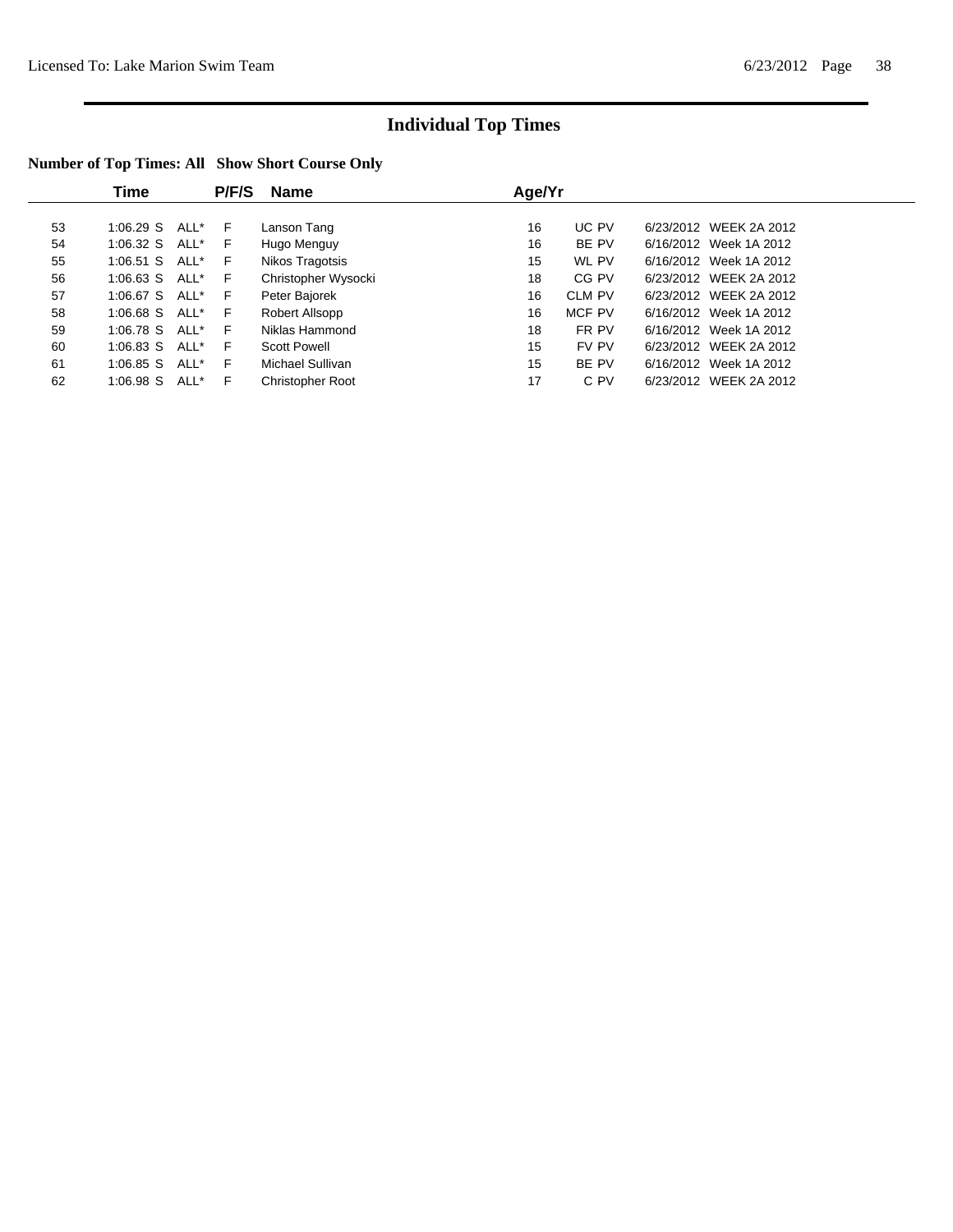# Individual Top Times

**Number of Top Times: All Show Short Course Only**

| | Time | | P/F/S | Name | Age/Yr | | | |
|---|---|---|---|---|---|---|---|---|
| 53 | 1:06.29 S | ALL* | F | Lanson Tang | 16 | UC PV | 6/23/2012 | WEEK 2A 2012 |
| 54 | 1:06.32 S | ALL* | F | Hugo Menguy | 16 | BE PV | 6/16/2012 | Week 1A 2012 |
| 55 | 1:06.51 S | ALL* | F | Nikos Tragotsis | 15 | WL PV | 6/16/2012 | Week 1A 2012 |
| 56 | 1:06.63 S | ALL* | F | Christopher Wysocki | 18 | CG PV | 6/23/2012 | WEEK 2A 2012 |
| 57 | 1:06.67 S | ALL* | F | Peter Bajorek | 16 | CLM PV | 6/23/2012 | WEEK 2A 2012 |
| 58 | 1:06.68 S | ALL* | F | Robert Allsopp | 16 | MCF PV | 6/16/2012 | Week 1A 2012 |
| 59 | 1:06.78 S | ALL* | F | Niklas Hammond | 18 | FR PV | 6/16/2012 | Week 1A 2012 |
| 60 | 1:06.83 S | ALL* | F | Scott Powell | 15 | FV PV | 6/23/2012 | WEEK 2A 2012 |
| 61 | 1:06.85 S | ALL* | F | Michael Sullivan | 15 | BE PV | 6/16/2012 | Week 1A 2012 |
| 62 | 1:06.98 S | ALL* | F | Christopher Root | 17 | C PV | 6/23/2012 | WEEK 2A 2012 |